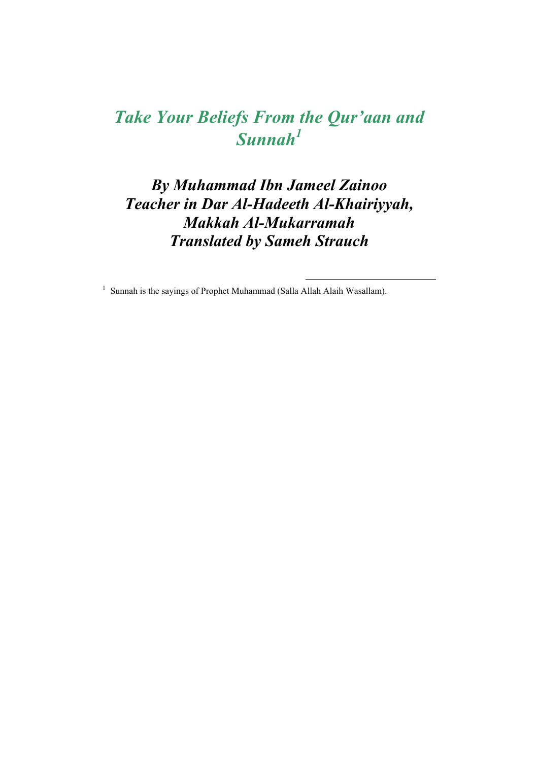# *Take Your Beliefs From the Qur'aan and Sunnah*[1]

## *By Muhammad Ibn Jameel Zainoo*
## *Teacher in Dar Al-Hadeeth Al-Khairiyyah, Makkah Al-Mukarramah*
## *Translated by Sameh Strauch*

---

[1] Sunnah is the sayings of Prophet Muhammad (Salla Allah Alaih Wasallam).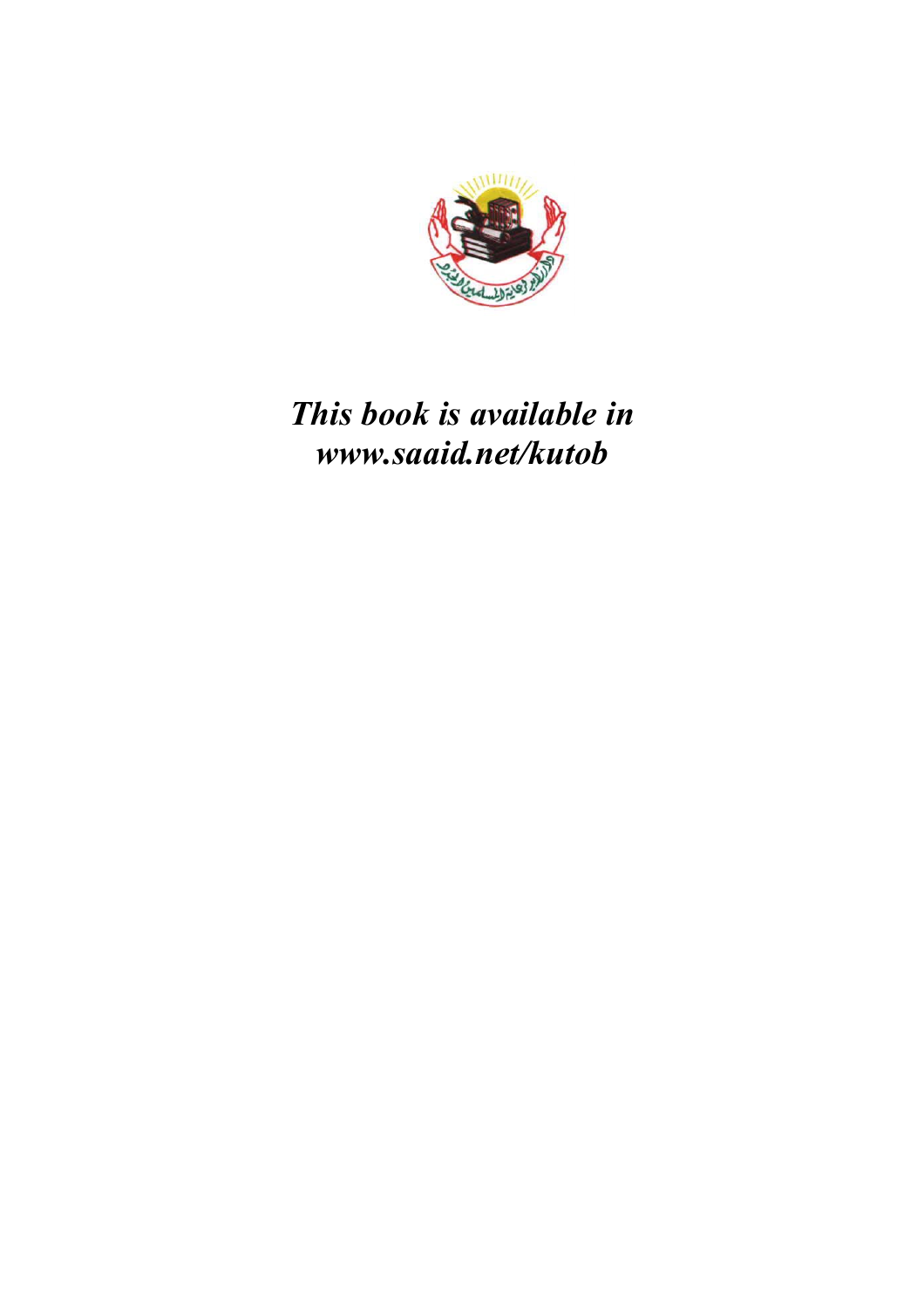*This book is available in*
*www.saaid.net/kutob*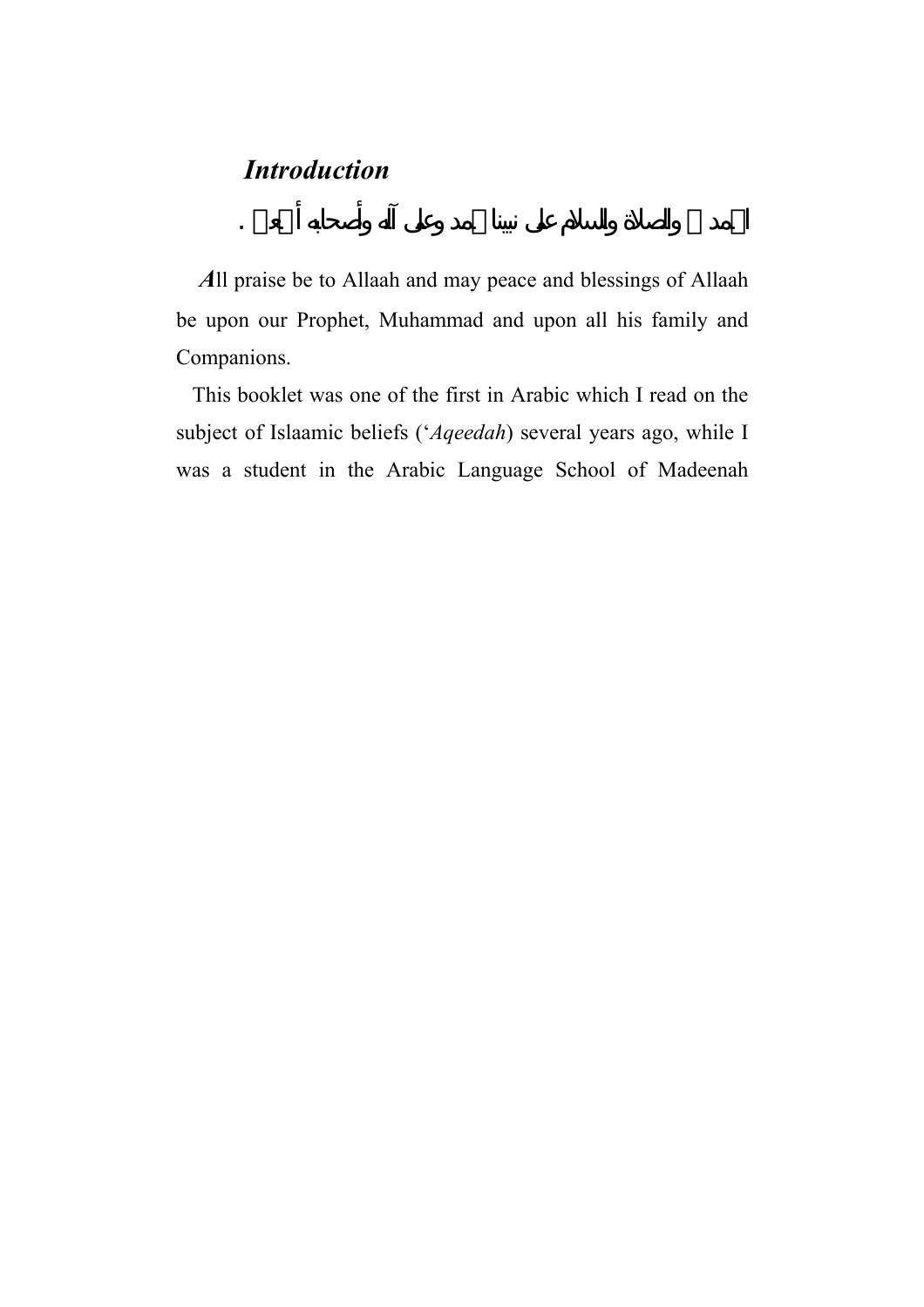# *Introduction*

الحمد لله والصلاة والسلام على نبينا محمد وعلى آله وأصحابه أجمعين.

***A**ll praise be to Allaah and may peace and blessings of Allaah be upon our Prophet, Muhammad and upon all his family and Companions.*

This booklet was one of the first in Arabic which I read on the subject of Islaamic beliefs (‘*Aqeedah*) several years ago, while I was a student in the Arabic Language School of Madeenah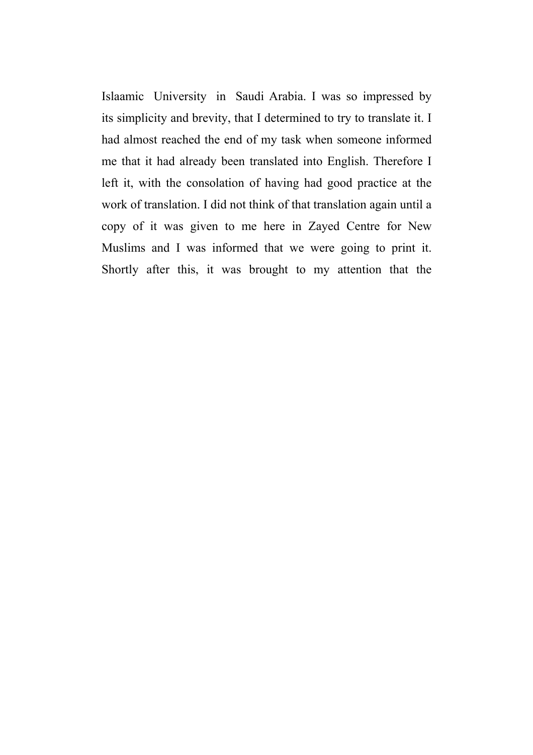Islaamic University in Saudi Arabia. I was so impressed by its simplicity and brevity, that I determined to try to translate it. I had almost reached the end of my task when someone informed me that it had already been translated into English. Therefore I left it, with the consolation of having had good practice at the work of translation. I did not think of that translation again until a copy of it was given to me here in Zayed Centre for New Muslims and I was informed that we were going to print it. Shortly after this, it was brought to my attention that the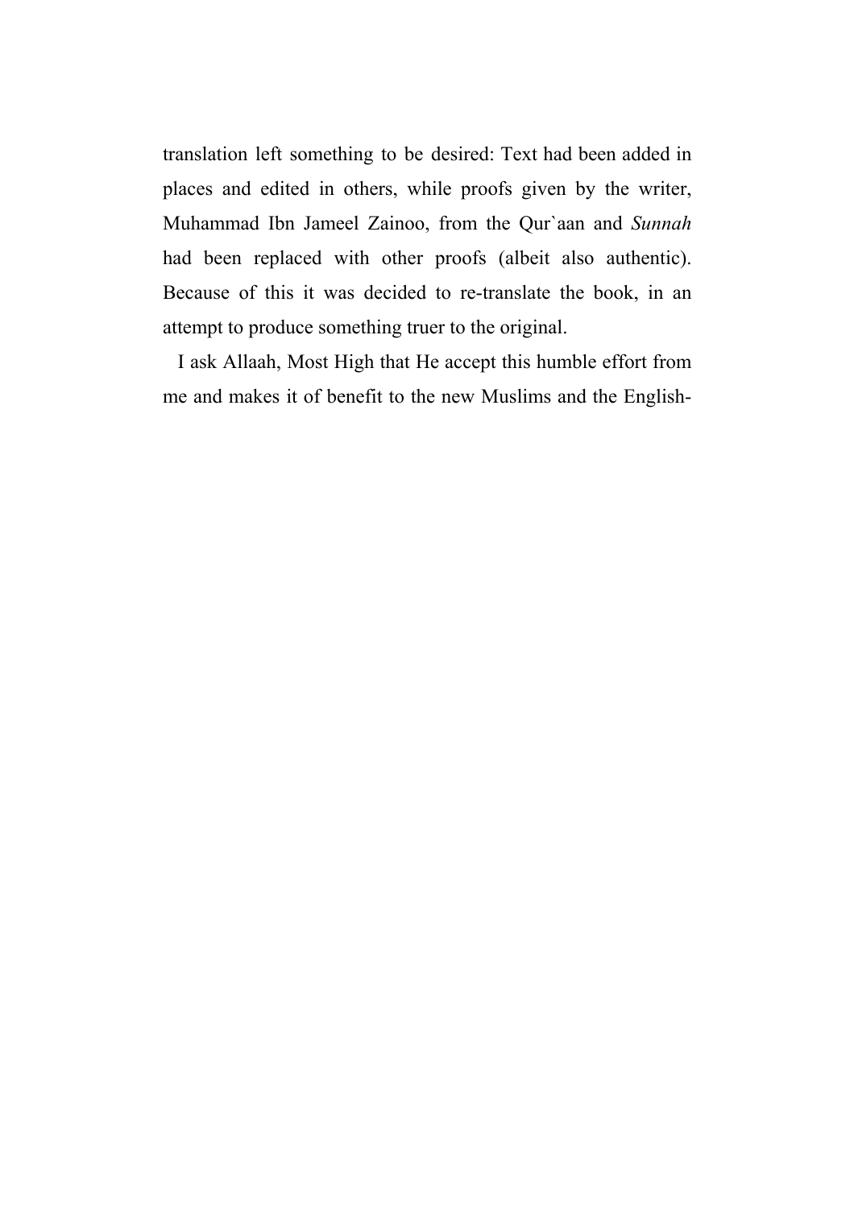translation left something to be desired: Text had been added in places and edited in others, while proofs given by the writer, Muhammad Ibn Jameel Zainoo, from the Qur`aan and *Sunnah* had been replaced with other proofs (albeit also authentic). Because of this it was decided to re-translate the book, in an attempt to produce something truer to the original.

I ask Allaah, Most High that He accept this humble effort from me and makes it of benefit to the new Muslims and the English-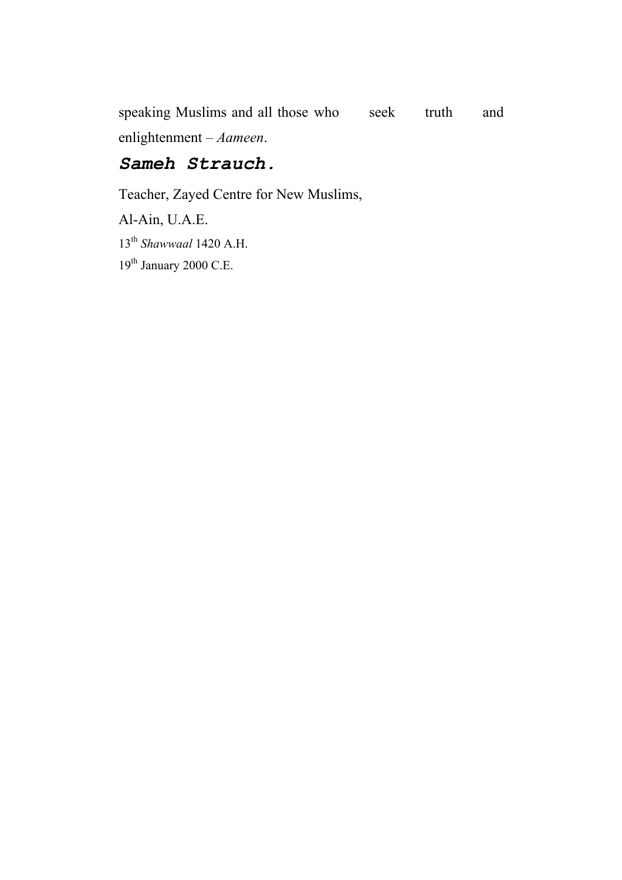speaking Muslims and all those who seek truth and enlightenment – *Aameen*.

***Sameh Strauch.***

Teacher, Zayed Centre for New Muslims,

Al-Ain, U.A.E.

13th *Shawwaal* 1420 A.H.

19th January 2000 C.E.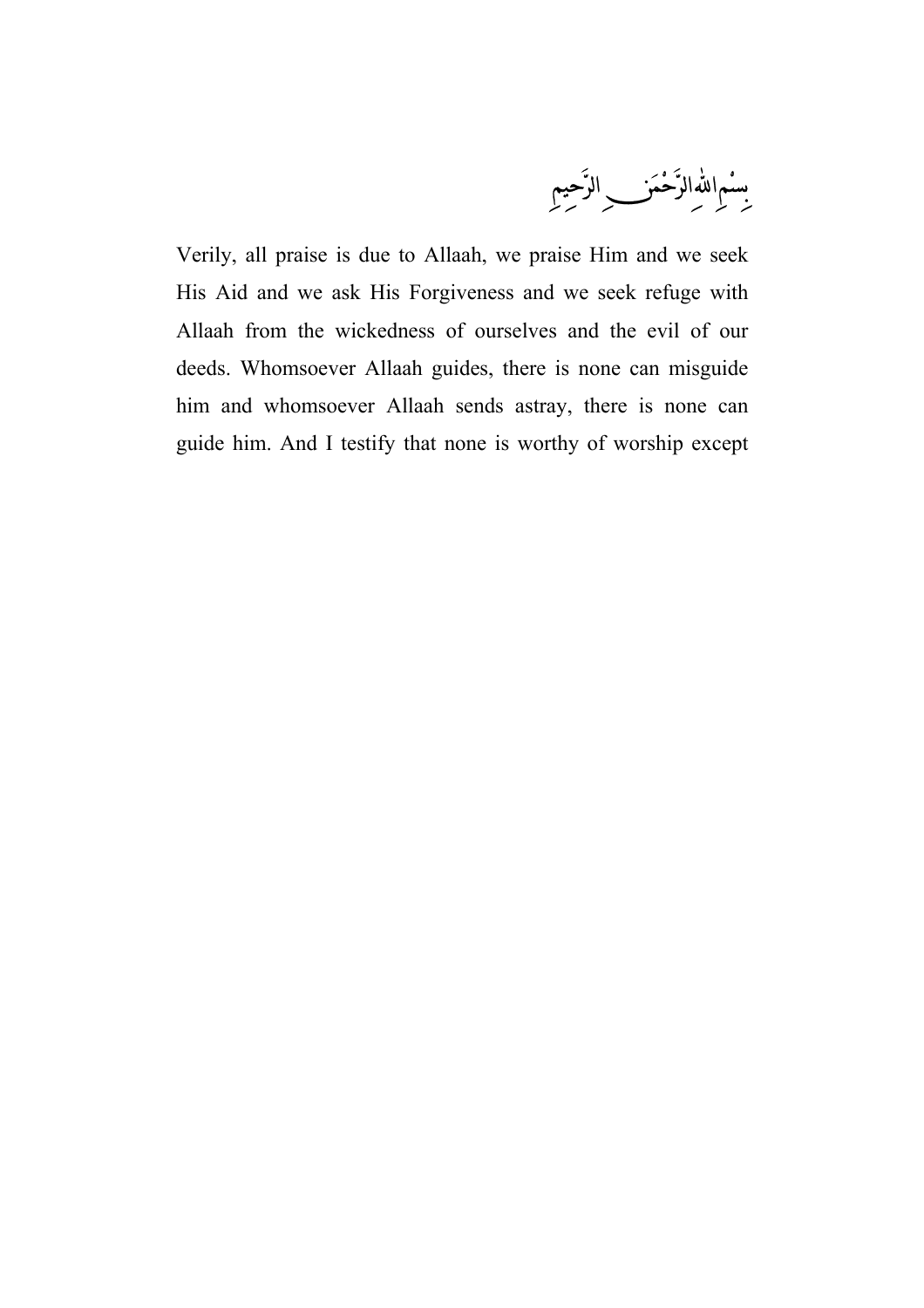بِسْمِ اللهِ الرَّحْمَنِ الرَّحِيمِ

Verily, all praise is due to Allaah, we praise Him and we seek His Aid and we ask His Forgiveness and we seek refuge with Allaah from the wickedness of ourselves and the evil of our deeds. Whomsoever Allaah guides, there is none can misguide him and whomsoever Allaah sends astray, there is none can guide him. And I testify that none is worthy of worship except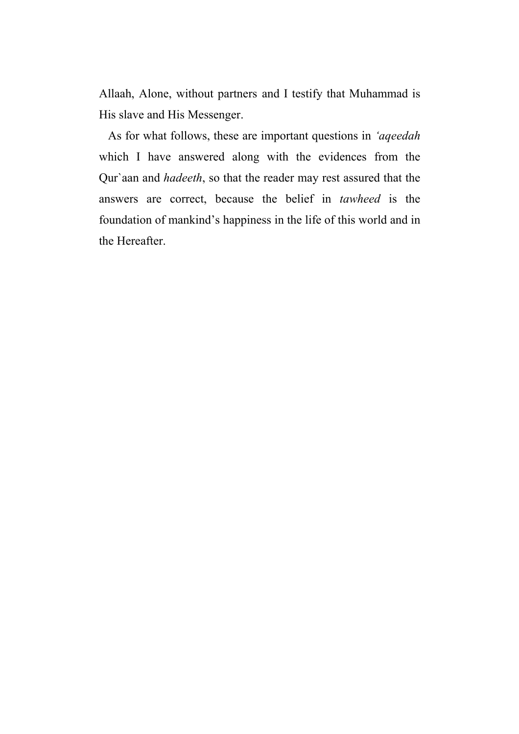Allaah, Alone, without partners and I testify that Muhammad is His slave and His Messenger.

As for what follows, these are important questions in *'aqeedah* which I have answered along with the evidences from the Qur`aan and *hadeeth*, so that the reader may rest assured that the answers are correct, because the belief in *tawheed* is the foundation of mankind's happiness in the life of this world and in the Hereafter.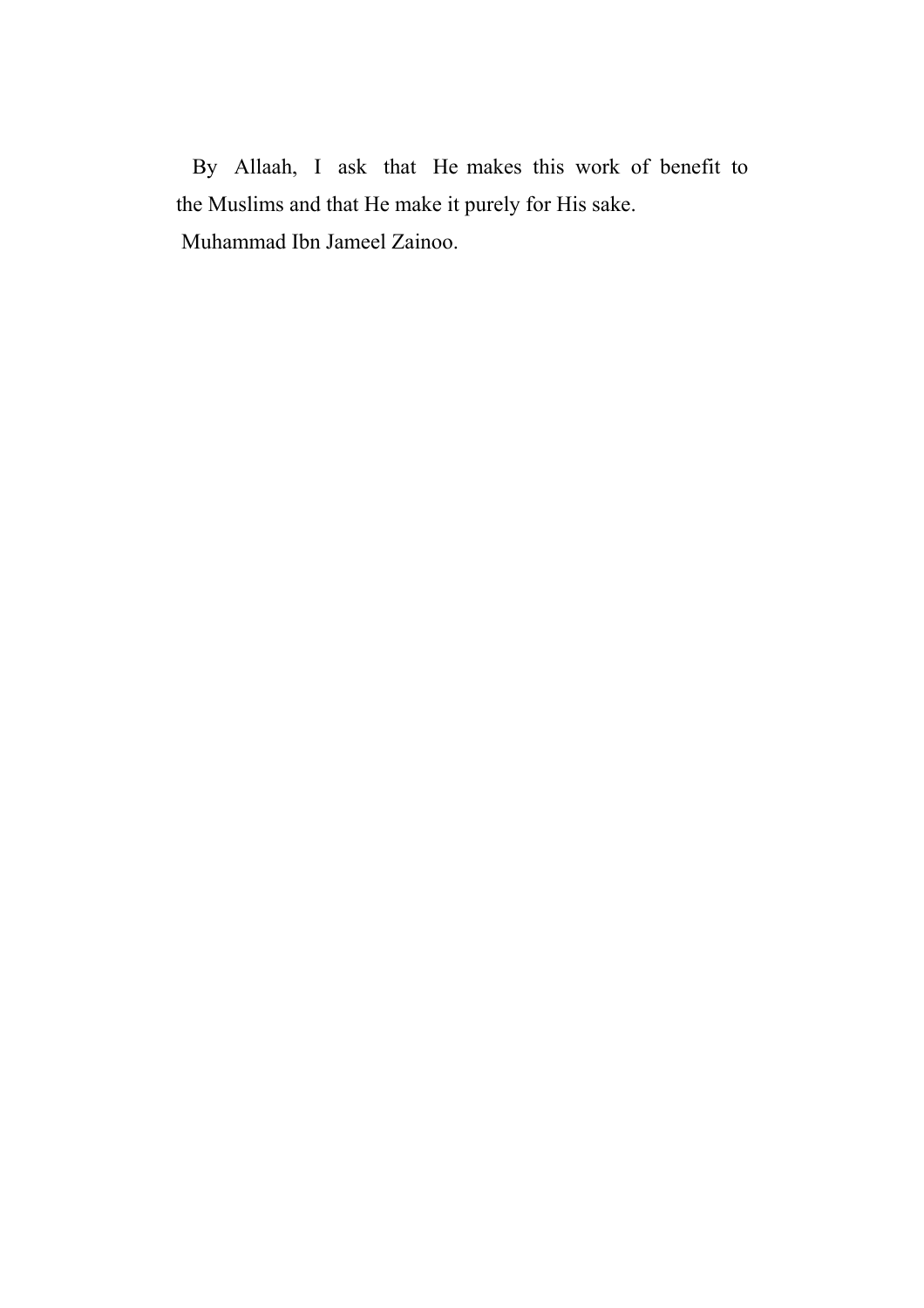By Allaah, I ask that He makes this work of benefit to the Muslims and that He make it purely for His sake.

Muhammad Ibn Jameel Zainoo.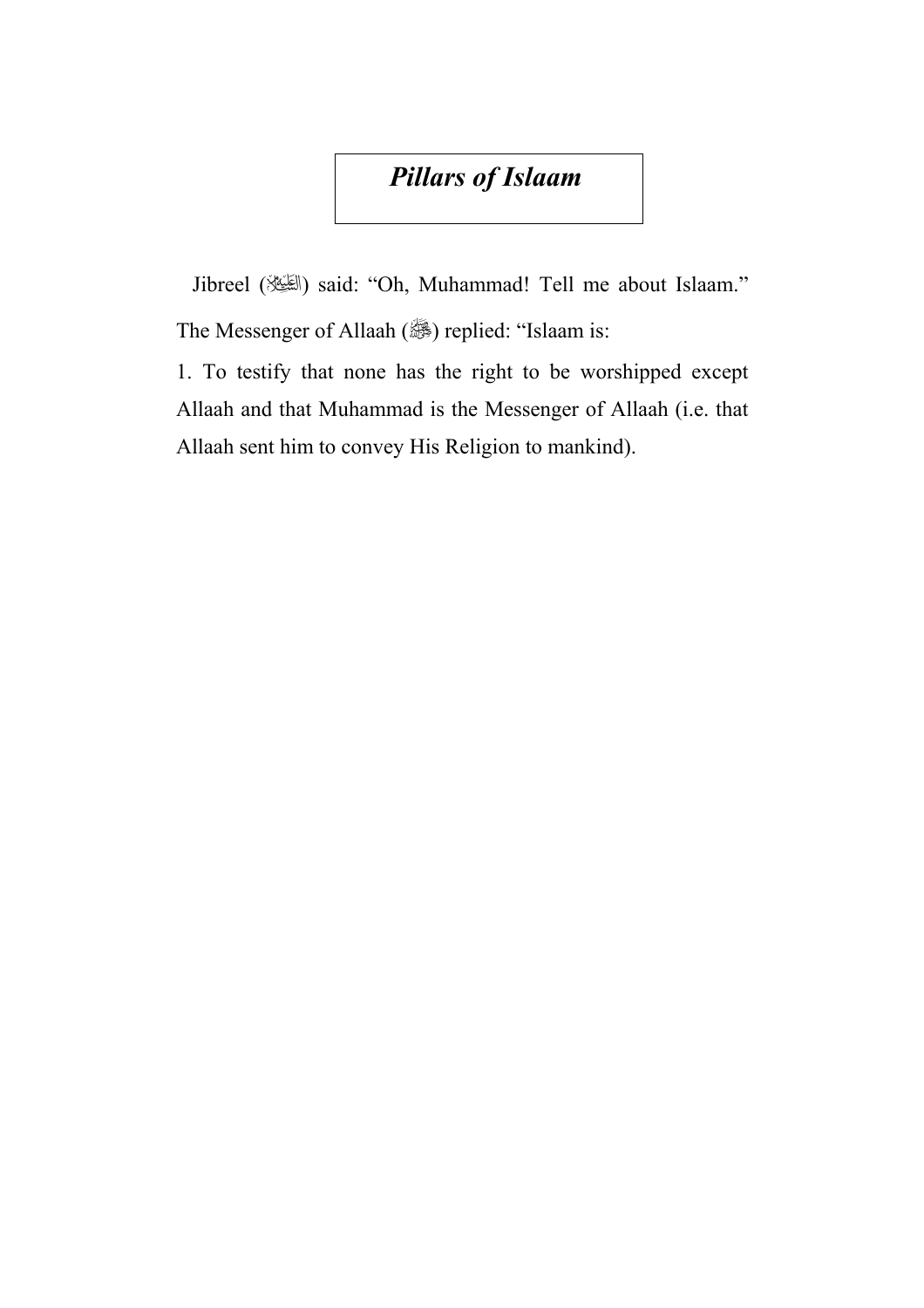# *Pillars of Islaam*

Jibreel (عليه السلام) said: "Oh, Muhammad! Tell me about Islaam." The Messenger of Allaah (ﷺ) replied: "Islaam is:

1. To testify that none has the right to be worshipped except Allaah and that Muhammad is the Messenger of Allaah (i.e. that Allaah sent him to convey His Religion to mankind).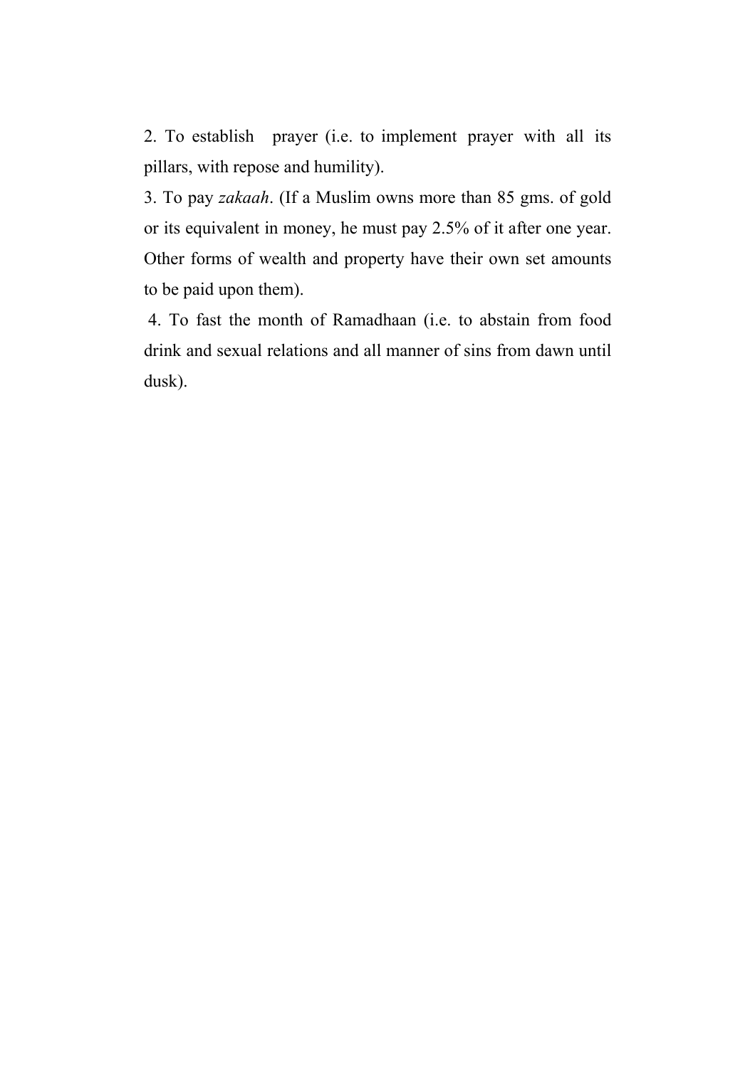2. To establish prayer (i.e. to implement prayer with all its pillars, with repose and humility).

3. To pay *zakaah*. (If a Muslim owns more than 85 gms. of gold or its equivalent in money, he must pay 2.5% of it after one year. Other forms of wealth and property have their own set amounts to be paid upon them).

4. To fast the month of Ramadhaan (i.e. to abstain from food drink and sexual relations and all manner of sins from dawn until dusk).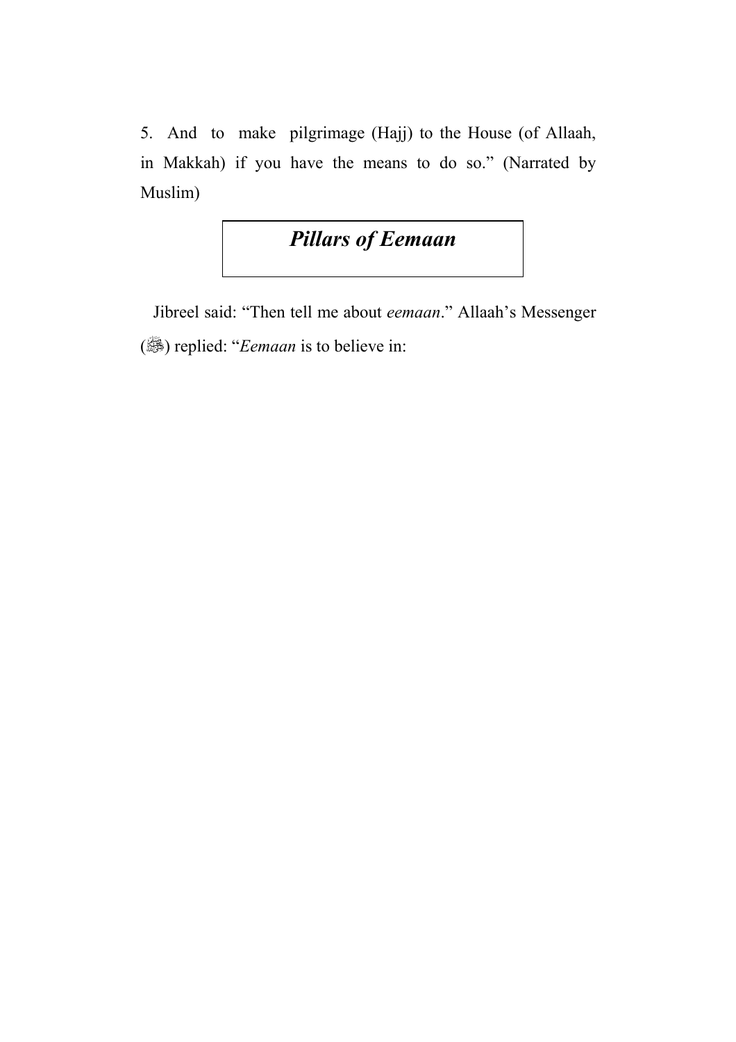5. And to make pilgrimage (Hajj) to the House (of Allaah, in Makkah) if you have the means to do so." (Narrated by Muslim)

## *Pillars of Eemaan*

Jibreel said: "Then tell me about *eemaan*." Allaah's Messenger (ﷺ) replied: "*Eemaan* is to believe in: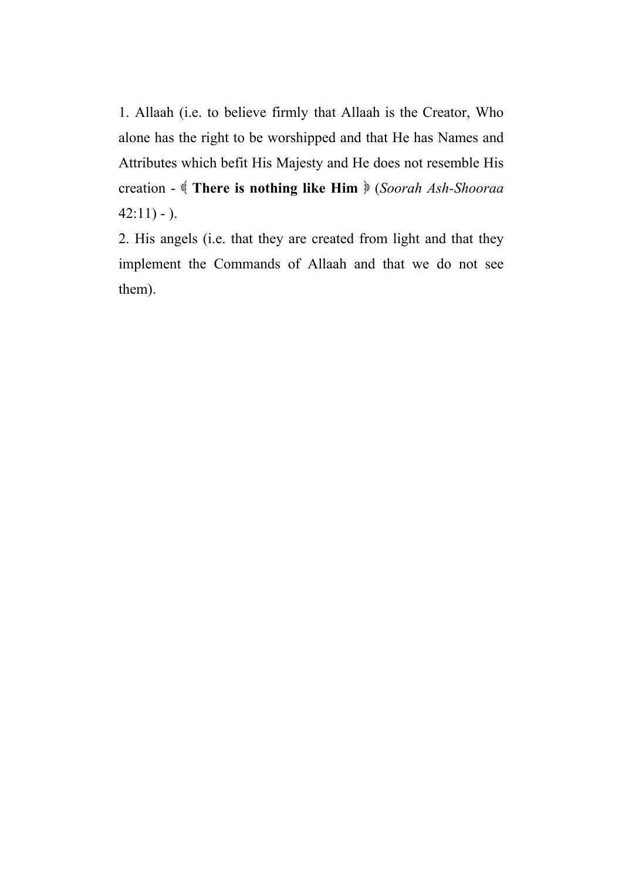1. Allaah (i.e. to believe firmly that Allaah is the Creator, Who alone has the right to be worshipped and that He has Names and Attributes which befit His Majesty and He does not resemble His creation - ﴾ **There is nothing like Him** ﴿ (*Soorah Ash-Shooraa* 42:11) - ).

2. His angels (i.e. that they are created from light and that they implement the Commands of Allaah and that we do not see them).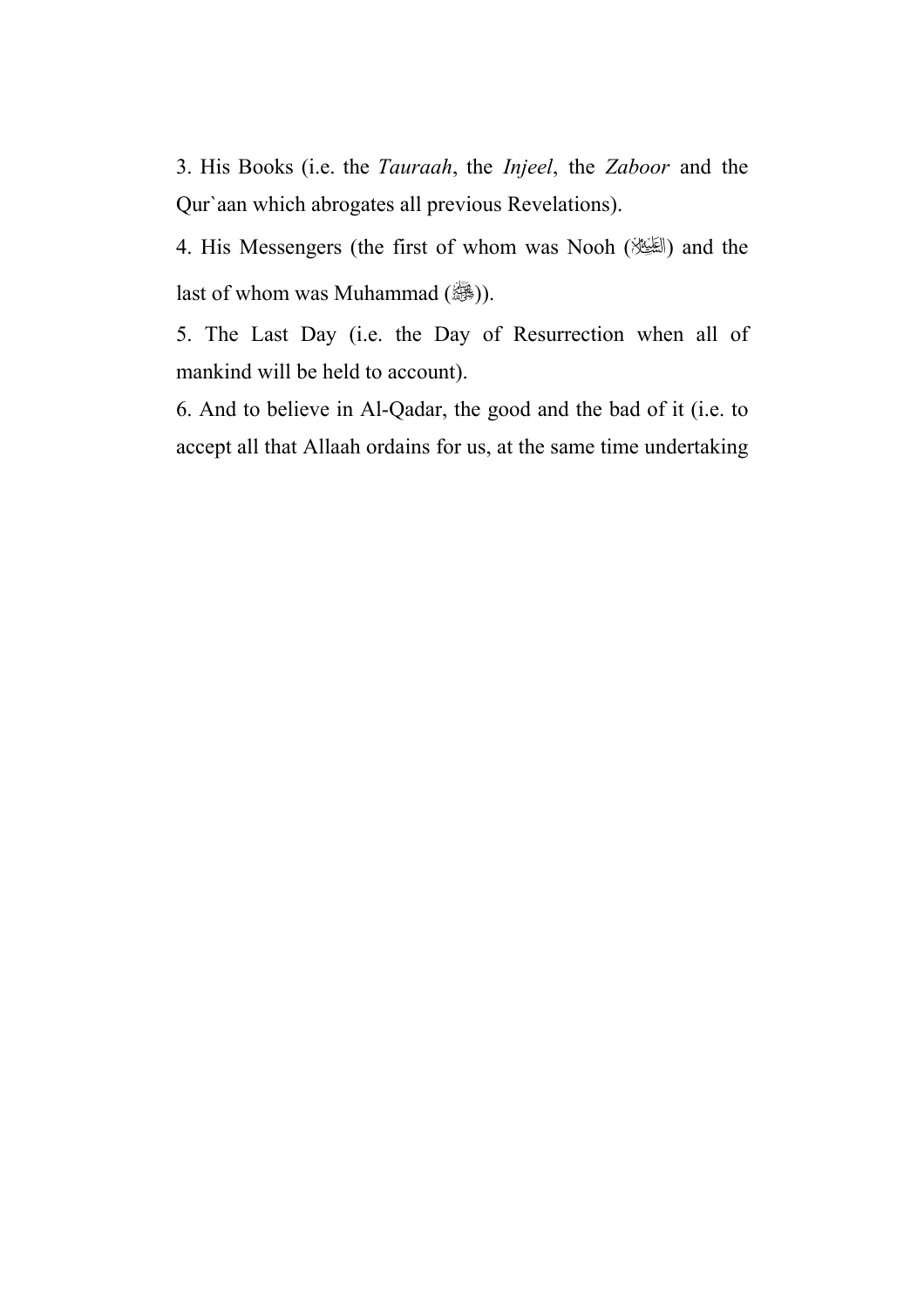3. His Books (i.e. the *Tauraah*, the *Injeel*, the *Zaboor* and the Qur`aan which abrogates all previous Revelations).

4. His Messengers (the first of whom was Nooh (ﷺ) and the last of whom was Muhammad (ﷺ)).

5. The Last Day (i.e. the Day of Resurrection when all of mankind will be held to account).

6. And to believe in Al-Qadar, the good and the bad of it (i.e. to accept all that Allaah ordains for us, at the same time undertaking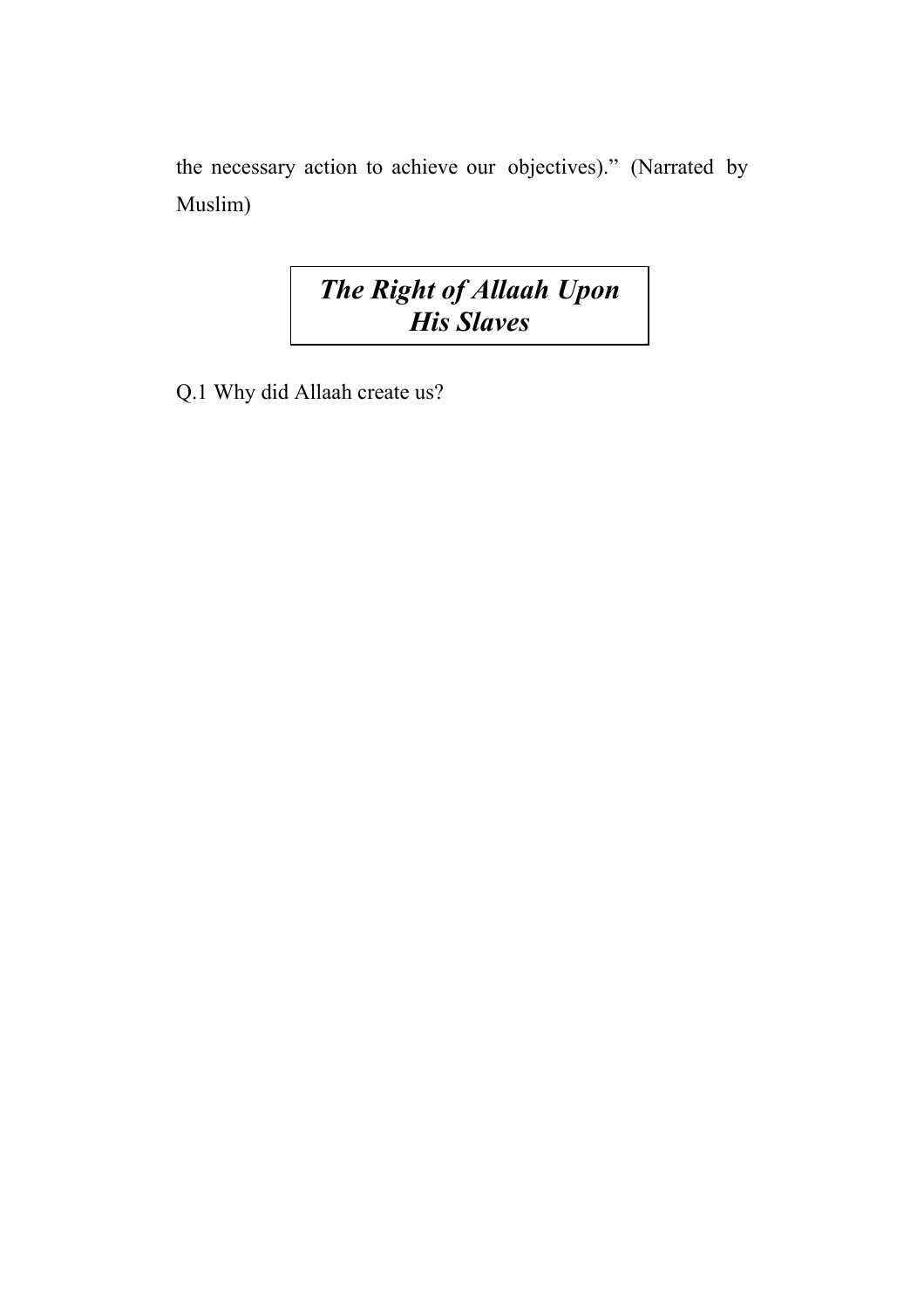the necessary action to achieve our objectives).” (Narrated by Muslim)

## ***The Right of Allaah Upon His Slaves***

Q.1 Why did Allaah create us?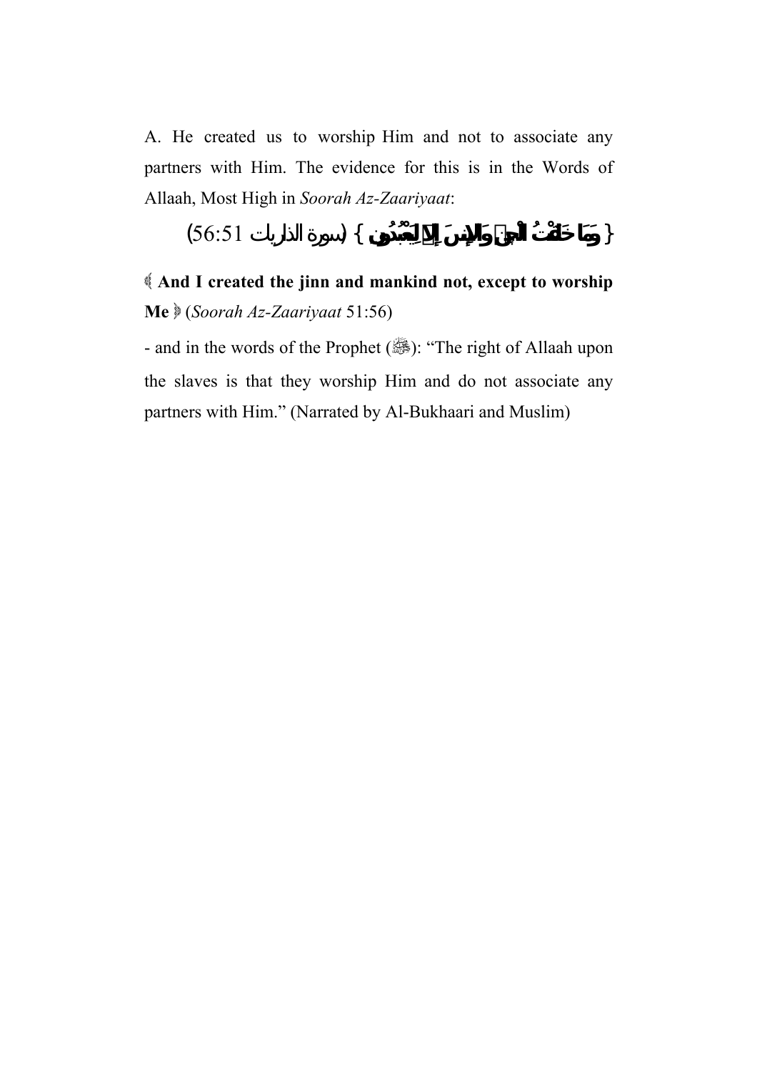A. He created us to worship Him and not to associate any partners with Him. The evidence for this is in the Words of Allaah, Most High in *Soorah Az-Zaariyaat*:

{ وَمَا خَلَقْتُ الْجِنَّ وَالْإِنسَ إِلَّا لِيَعْبُدُونِ } (سورة الذاريات 56:51)

﴾ **And I created the jinn and mankind not, except to worship Me** ﴿ (*Soorah Az-Zaariyaat* 51:56)

- and in the words of the Prophet (ﷺ): "The right of Allaah upon the slaves is that they worship Him and do not associate any partners with Him." (Narrated by Al-Bukhaari and Muslim)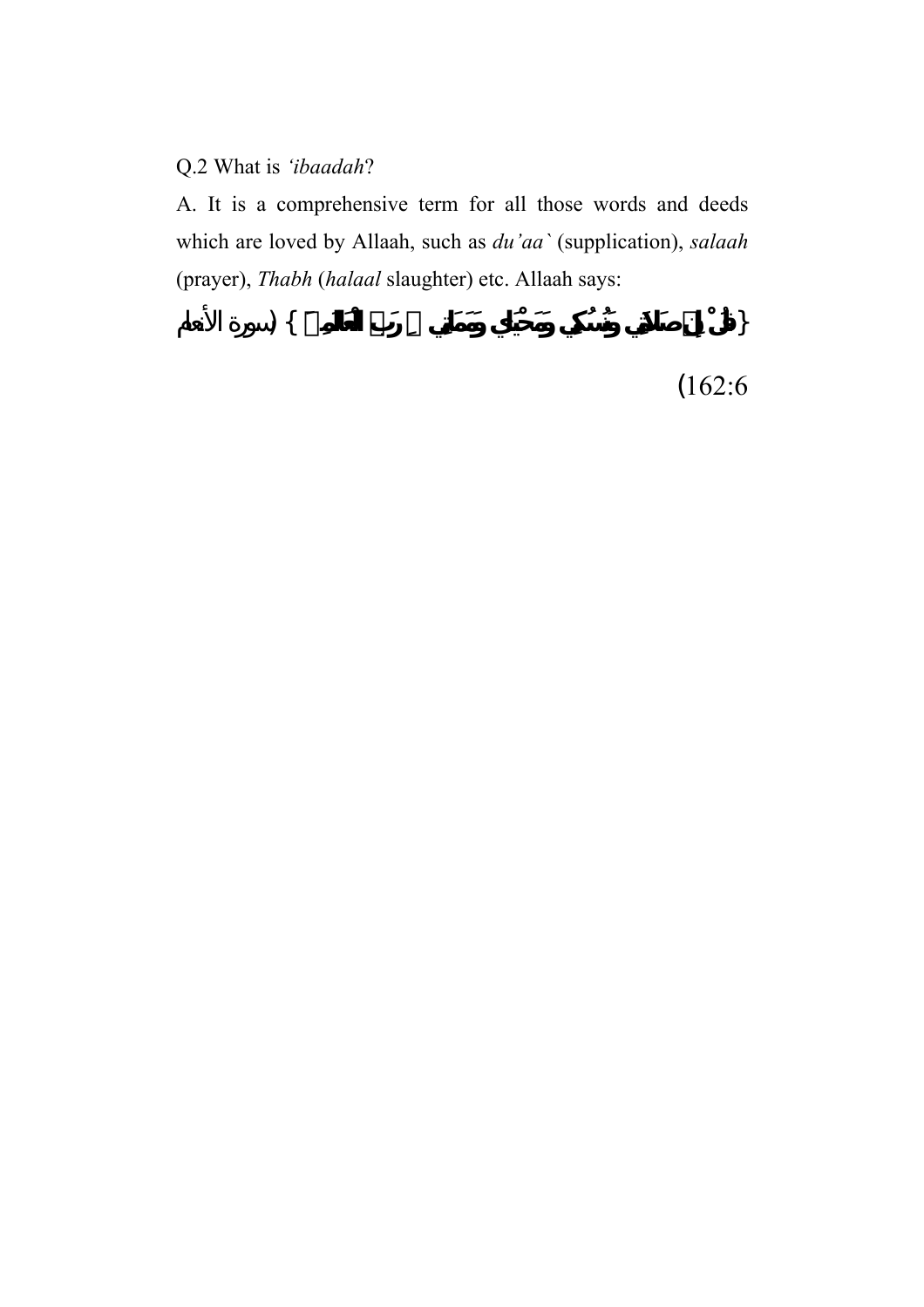Q.2 What is *'ibaadah*?

A. It is a comprehensive term for all those words and deeds which are loved by Allaah, such as *du'aa`* (supplication), *salaah* (prayer), *Thabh* (*halaal* slaughter) etc. Allaah says:

{قُلْ إِنَّ صَلَاتِي وَنُسُكِي وَمَحْيَايَ وَمَمَاتِي لِلَّهِ رَبِّ الْعَالَمِينَ} (سورة الأنعام 162:6)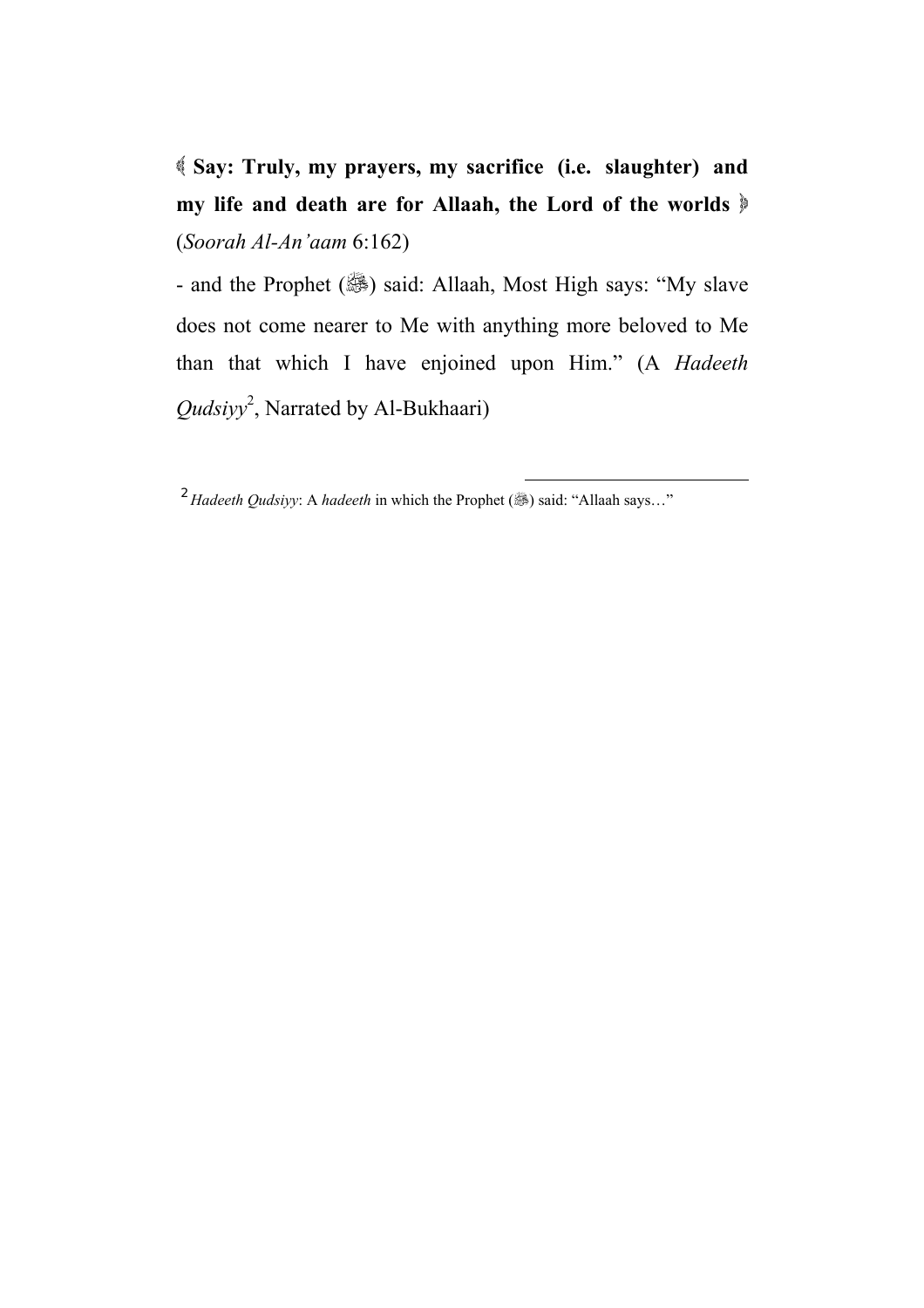﴾ **Say: Truly, my prayers, my sacrifice (i.e. slaughter) and my life and death are for Allaah, the Lord of the worlds** ﴿ (*Soorah Al-An'aam* 6:162)

- and the Prophet (ﷺ) said: Allaah, Most High says: "My slave does not come nearer to Me with anything more beloved to Me than that which I have enjoined upon Him." (A *Hadeeth Qudsiyy*[2], Narrated by Al-Bukhaari)

---

[2] *Hadeeth Qudsiyy*: A *hadeeth* in which the Prophet (ﷺ) said: "Allaah says…"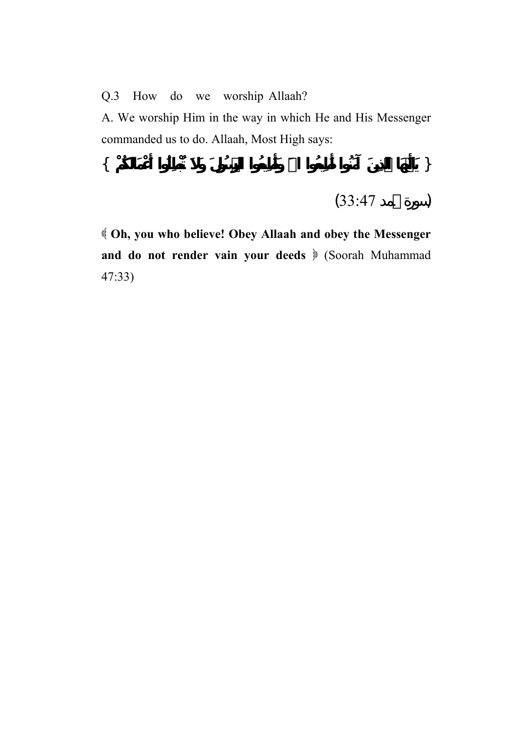Q.3 How do we worship Allaah?

A. We worship Him in the way in which He and His Messenger commanded us to do. Allaah, Most High says:

{ يَاأَيُّهَا الَّذِينَ آمَنُوا أَطِيعُوا اللَّهَ وَأَطِيعُوا الرَّسُولَ وَلَا تُبْطِلُوا أَعْمَالَكُمْ }

(سورة محمد 33:47)

﴿ **Oh, you who believe! Obey Allaah and obey the Messenger and do not render vain your deeds** ﴾ (Soorah Muhammad 47:33)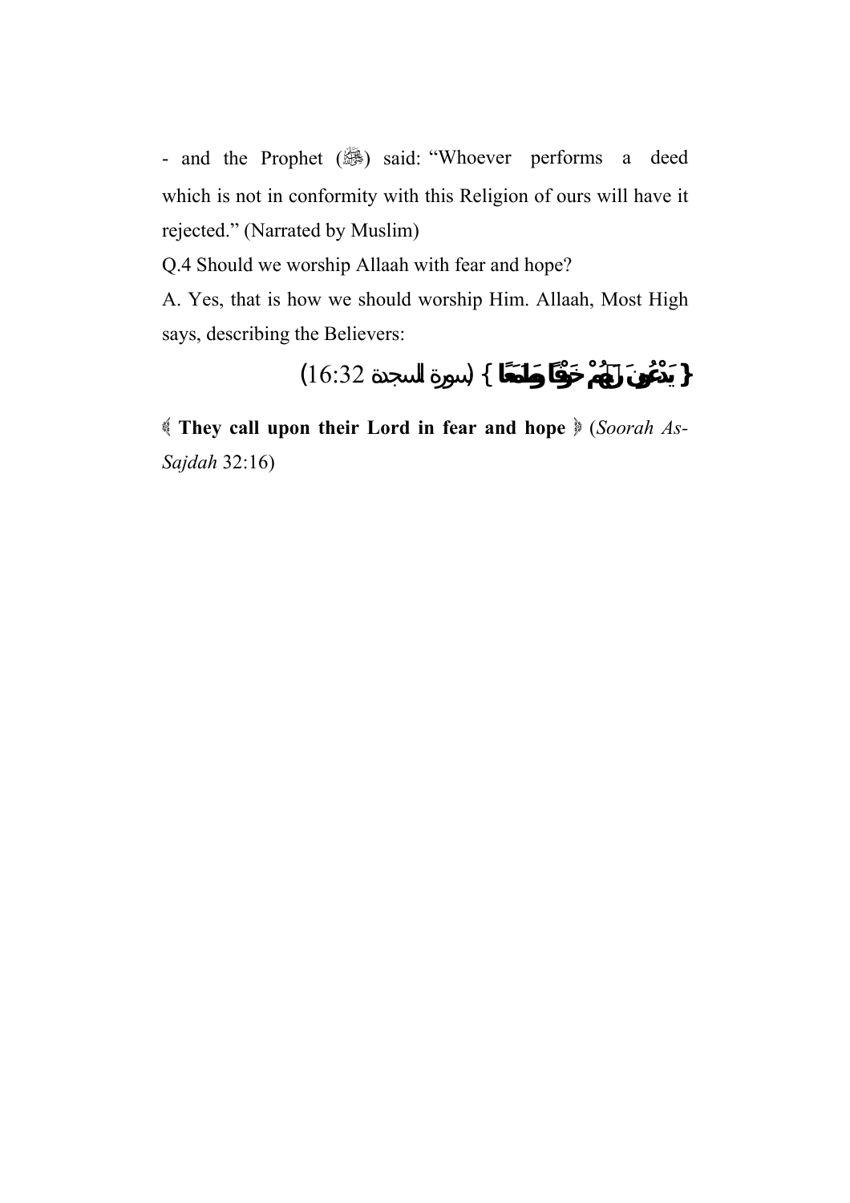- and the Prophet (ﷺ) said: "Whoever performs a deed which is not in conformity with this Religion of ours will have it rejected." (Narrated by Muslim)

Q.4 Should we worship Allaah with fear and hope?

A. Yes, that is how we should worship Him. Allaah, Most High says, describing the Believers:

**{ يَدْعُونَ رَبَّهُمْ خَوْفًا وَطَمَعًا }** (سورة السجدة 16:32)

﴿ **They call upon their Lord in fear and hope** ﴾ (*Soorah As-Sajdah* 32:16)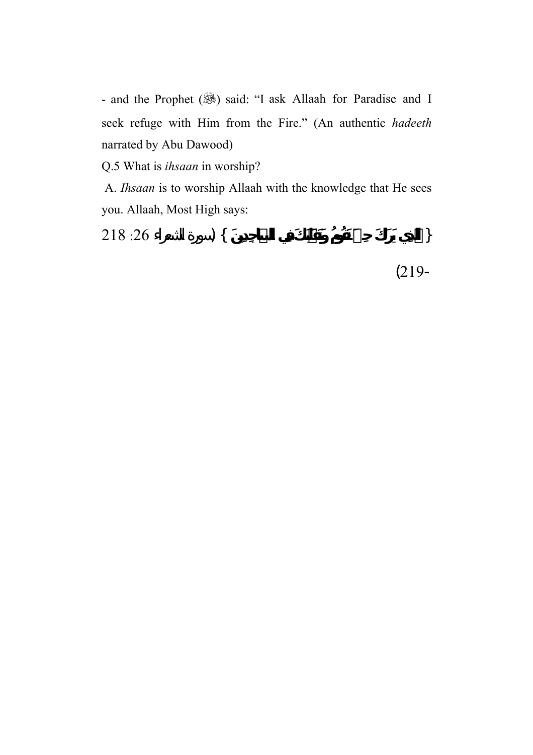- and the Prophet (ﷺ) said: “I ask Allaah for Paradise and I seek refuge with Him from the Fire.” (An authentic *hadeeth* narrated by Abu Dawood)

Q.5 What is *ihsaan* in worship?

A. *Ihsaan* is to worship Allaah with the knowledge that He sees you. Allaah, Most High says:

{ الَّذِي يَرَاكَ حِينَ تَقُومُ وَتَقَلُّبَكَ فِي السَّاجِدِينَ } (سورة الشعراء 26: 218-219)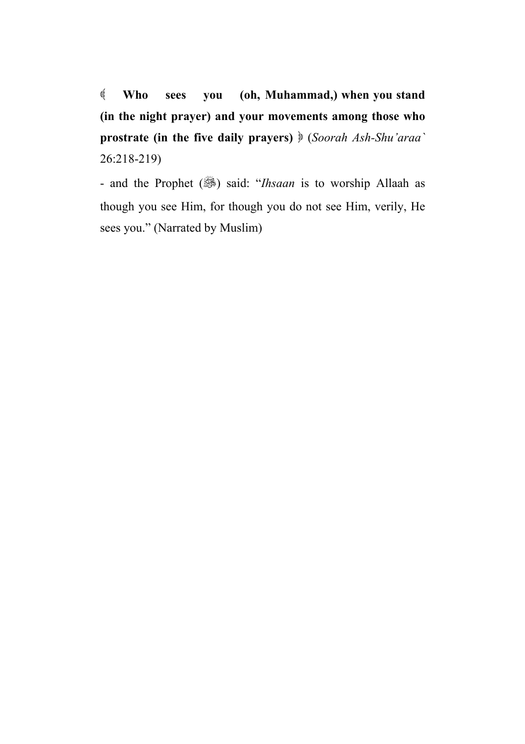﴾ **Who sees you (oh, Muhammad,) when you stand (in the night prayer) and your movements among those who prostrate (in the five daily prayers)** ﴿ (*Soorah Ash-Shu'araa`* 26:218-219)

- and the Prophet (ﷺ) said: "*Ihsaan* is to worship Allaah as though you see Him, for though you do not see Him, verily, He sees you." (Narrated by Muslim)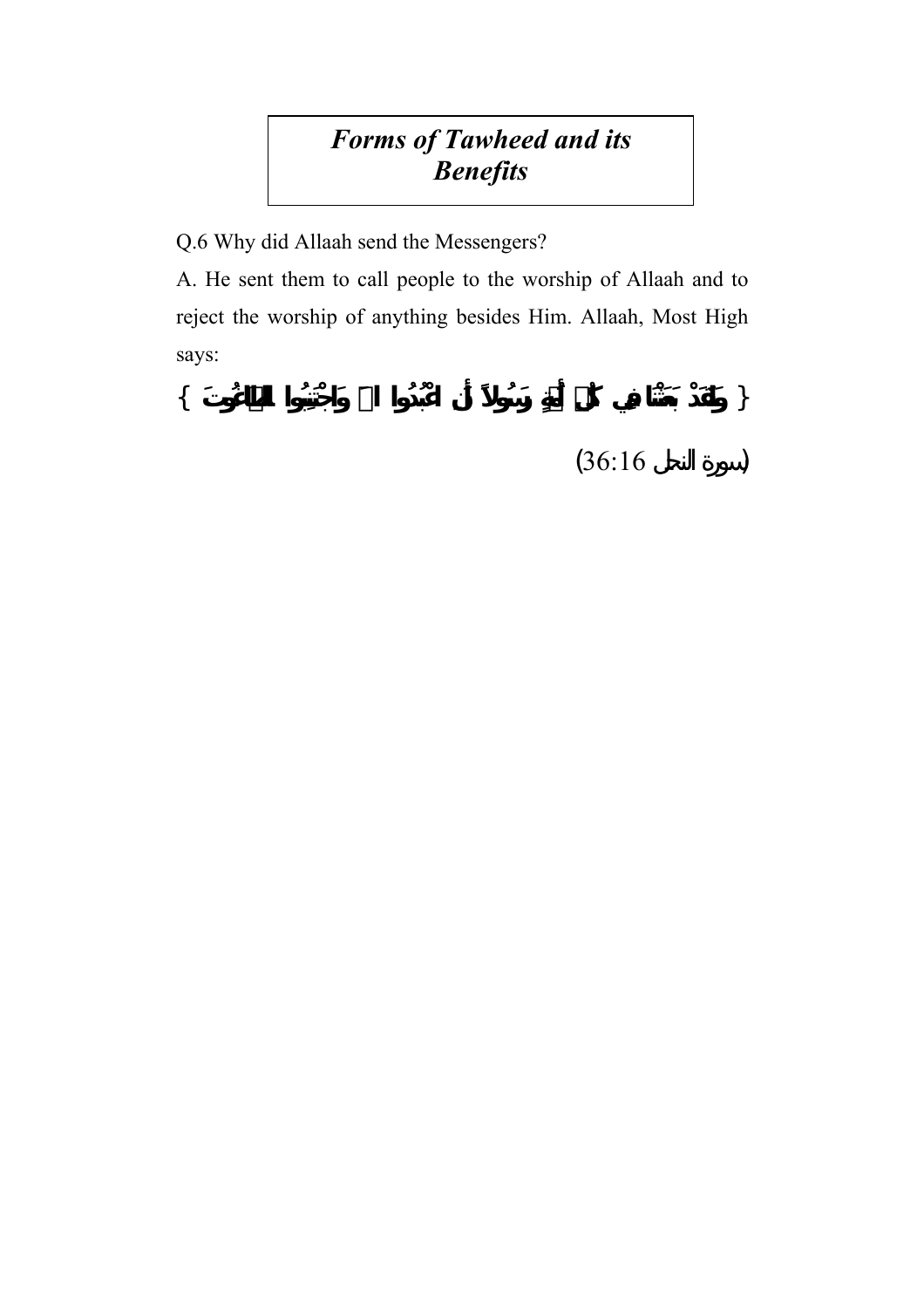# *Forms of Tawheed and its Benefits*

Q.6 Why did Allaah send the Messengers?

A. He sent them to call people to the worship of Allaah and to reject the worship of anything besides Him. Allaah, Most High says:

{ وَلَقَدْ بَعَثْنَا فِي كُلِّ أُمَّةٍ رَسُولاً أَنِ اعْبُدُوا اللَّهَ وَاجْتَنِبُوا الطَّاغُوتَ }

(سورة النحل 36:16)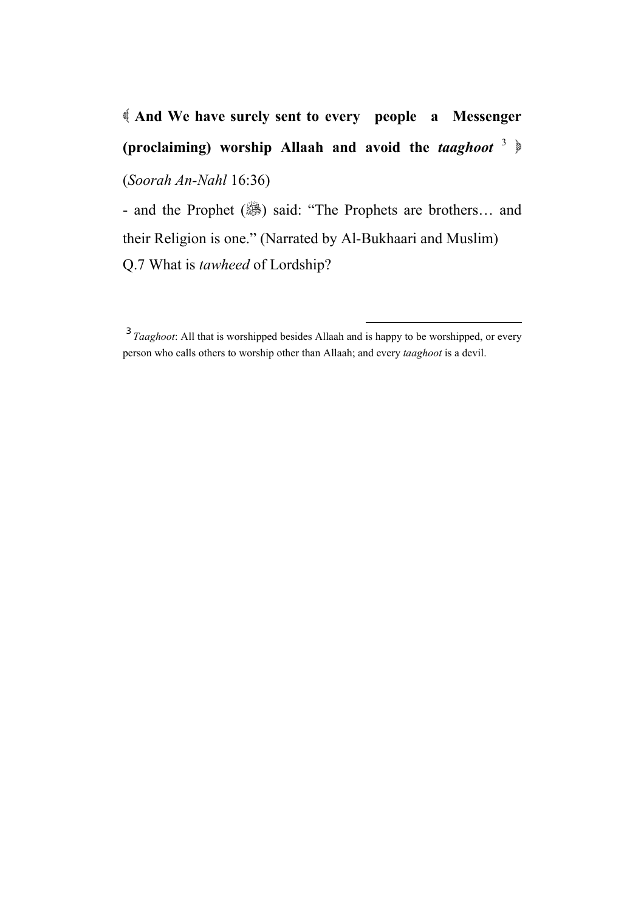﴾ **And We have surely sent to every people a Messenger (proclaiming) worship Allaah and avoid the *taaghoot*** [3] ﴿ (*Soorah An-Nahl* 16:36)

- and the Prophet (ﷺ) said: "The Prophets are brothers… and their Religion is one." (Narrated by Al-Bukhaari and Muslim)

Q.7 What is *tawheed* of Lordship?

---

[3] *Taaghoot*: All that is worshipped besides Allaah and is happy to be worshipped, or every person who calls others to worship other than Allaah; and every *taaghoot* is a devil.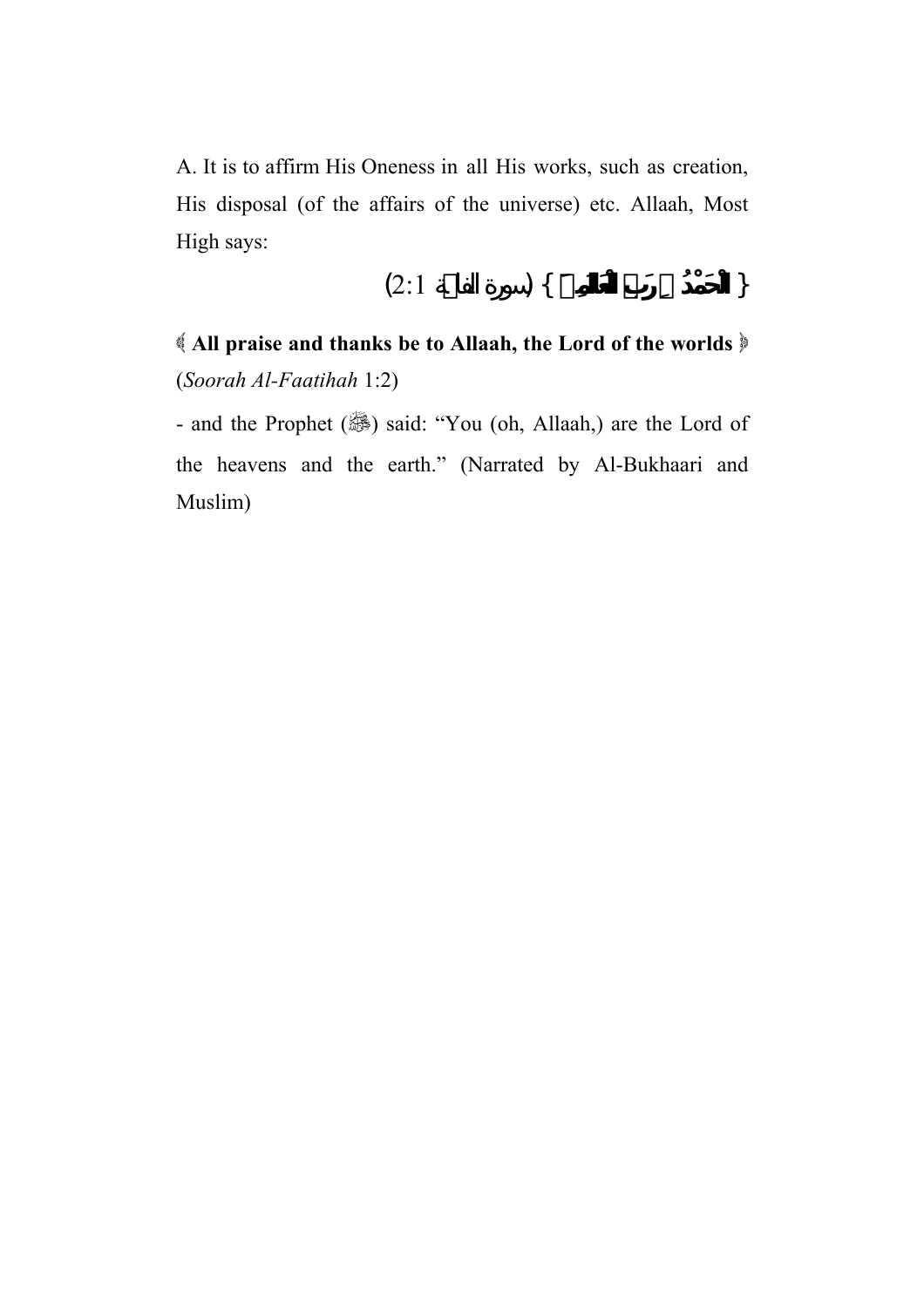A. It is to affirm His Oneness in all His works, such as creation, His disposal (of the affairs of the universe) etc. Allaah, Most High says:

{ الْحَمْدُ لِلَّهِ رَبِّ الْعَالَمِينَ } (سورة الفاتحة 1:2)

﴿ **All praise and thanks be to Allaah, the Lord of the worlds** ﴾ (*Soorah Al-Faatihah* 1:2)

- and the Prophet (ﷺ) said: "You (oh, Allaah,) are the Lord of the heavens and the earth." (Narrated by Al-Bukhaari and Muslim)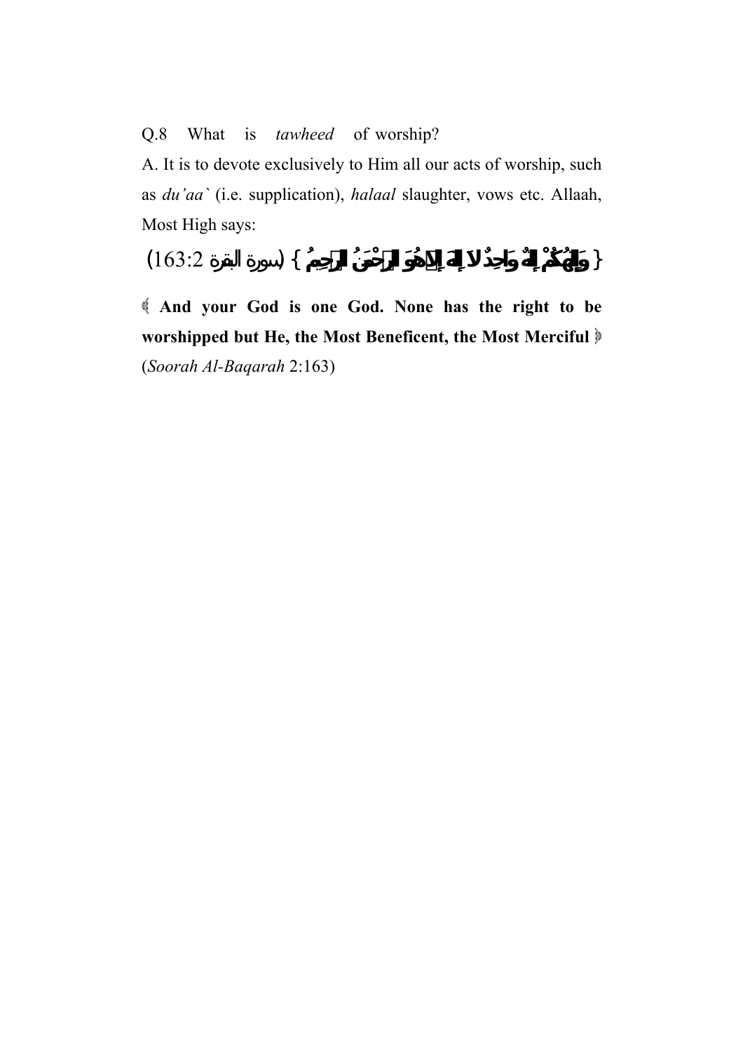Q.8 What is *tawheed* of worship?

A. It is to devote exclusively to Him all our acts of worship, such as *du'aa`* (i.e. supplication), *halaal* slaughter, vows etc. Allaah, Most High says:

{ وَإِلَٰهُكُمْ إِلَٰهٌ وَاحِدٌ لَا إِلَٰهَ إِلَّا هُوَ الرَّحْمَٰنُ الرَّحِيمُ } (سورة البقرة 2:163)

﴾ **And your God is one God. None has the right to be worshipped but He, the Most Beneficent, the Most Merciful** ﴿ (*Soorah Al-Baqarah* 2:163)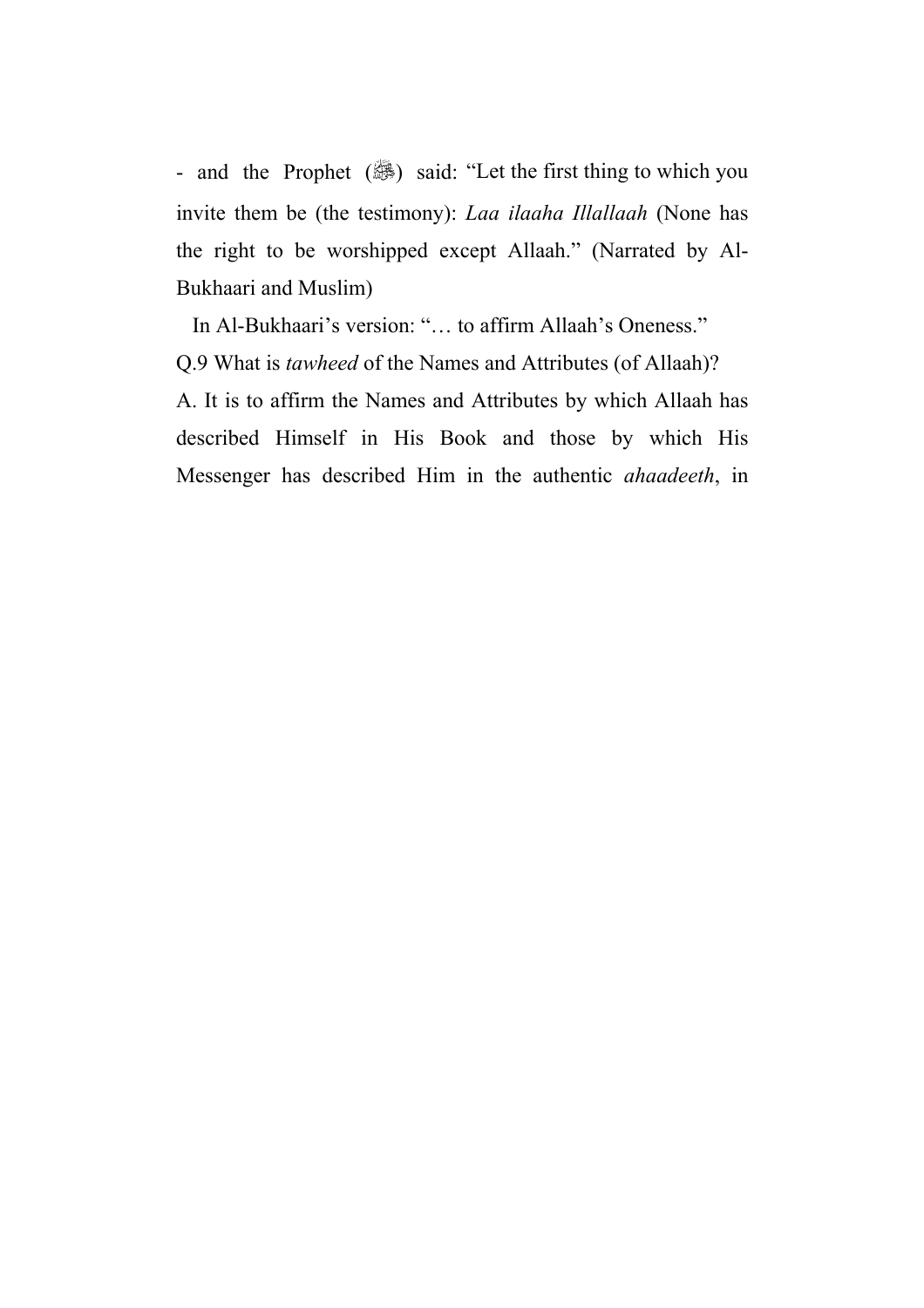- and the Prophet (ﷺ) said: "Let the first thing to which you invite them be (the testimony): *Laa ilaaha Illallaah* (None has the right to be worshipped except Allaah." (Narrated by Al-Bukhaari and Muslim)

In Al-Bukhaari's version: "… to affirm Allaah's Oneness."

Q.9 What is *tawheed* of the Names and Attributes (of Allaah)?

A. It is to affirm the Names and Attributes by which Allaah has described Himself in His Book and those by which His Messenger has described Him in the authentic *ahaadeeth*, in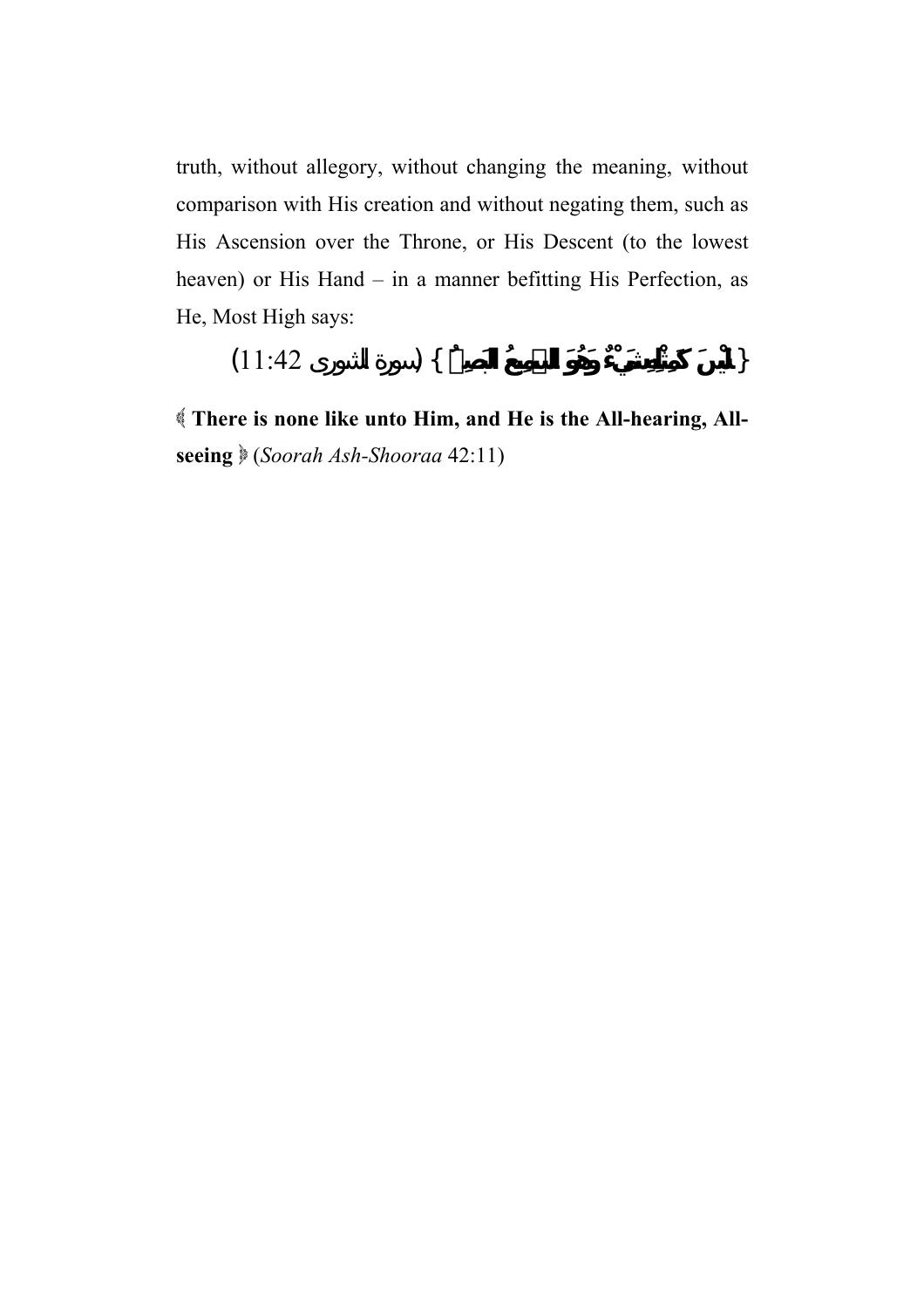truth, without allegory, without changing the meaning, without comparison with His creation and without negating them, such as His Ascension over the Throne, or His Descent (to the lowest heaven) or His Hand – in a manner befitting His Perfection, as He, Most High says:

{ لَيْسَ كَمِثْلِهِ شَيْءٌ وَهُوَ السَّمِيعُ الْبَصِيرُ } (سورة الشورى 42:11)

﴿ **There is none like unto Him, and He is the All-hearing, All-seeing** ﴾ (*Soorah Ash-Shooraa* 42:11)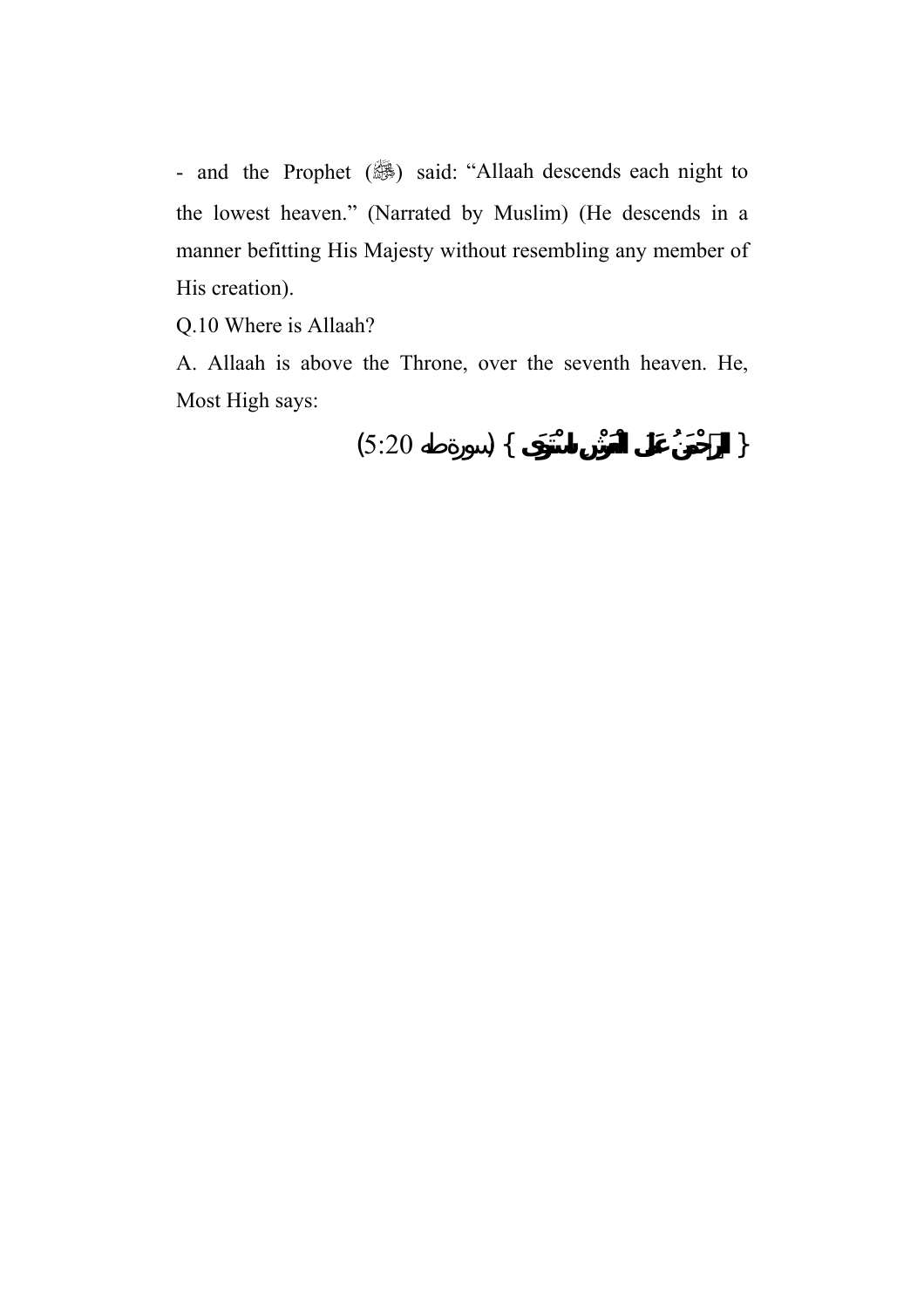- and the Prophet (ﷺ) said: "Allaah descends each night to the lowest heaven." (Narrated by Muslim) (He descends in a manner befitting His Majesty without resembling any member of His creation).

Q.10 Where is Allaah?

A. Allaah is above the Throne, over the seventh heaven. He, Most High says:

{ الرَّحْمَنُ عَلَى الْعَرْشِ اسْتَوَى } (سورةطه 5:20)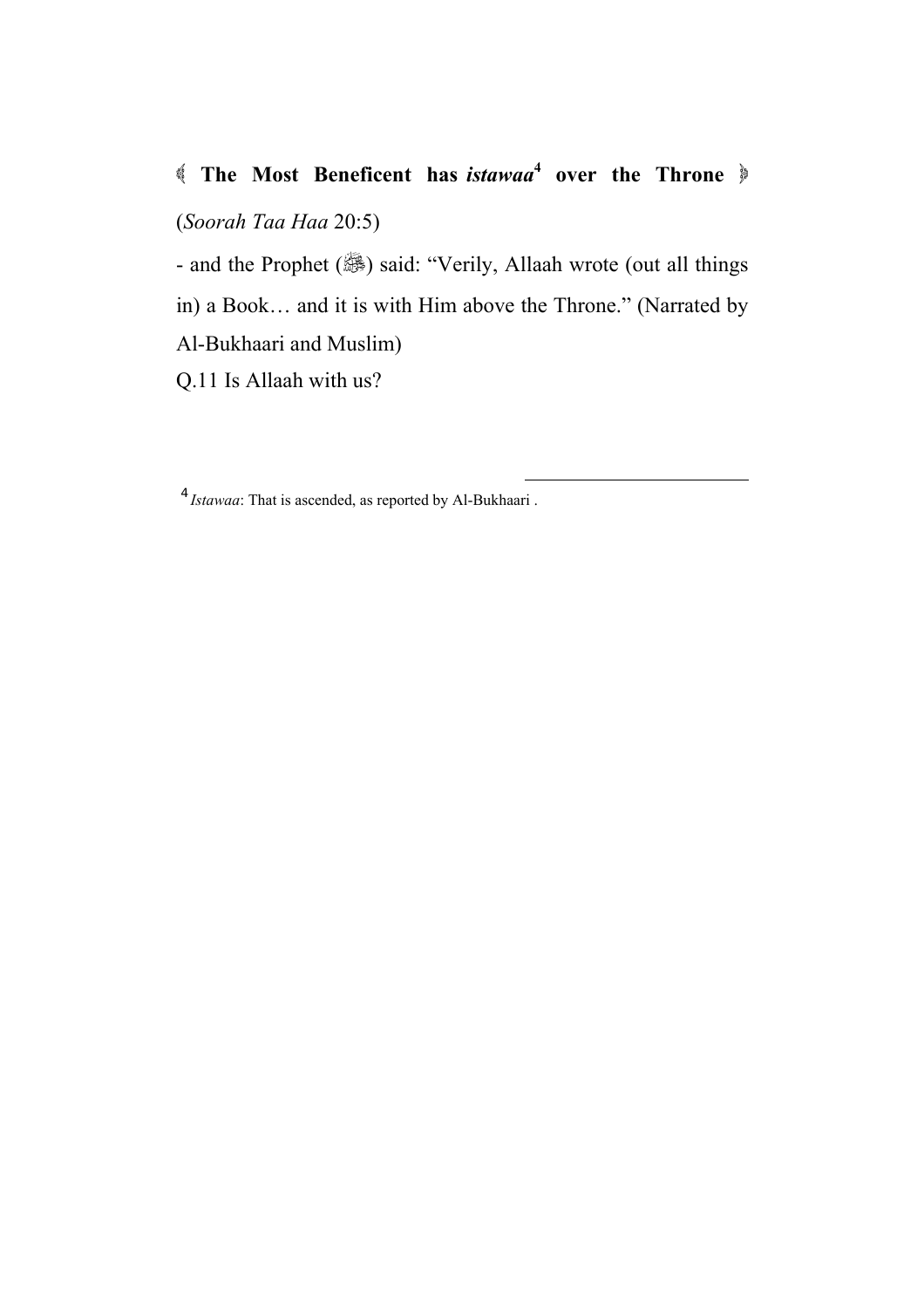﴾ **The Most Beneficent has *istawaa*[4] over the Throne** ﴿

(*Soorah Taa Haa* 20:5)

- and the Prophet (ﷺ) said: "Verily, Allaah wrote (out all things in) a Book… and it is with Him above the Throne." (Narrated by Al-Bukhaari and Muslim)

Q.11 Is Allaah with us?

---

[4] *Istawaa*: That is ascended, as reported by Al-Bukhaari .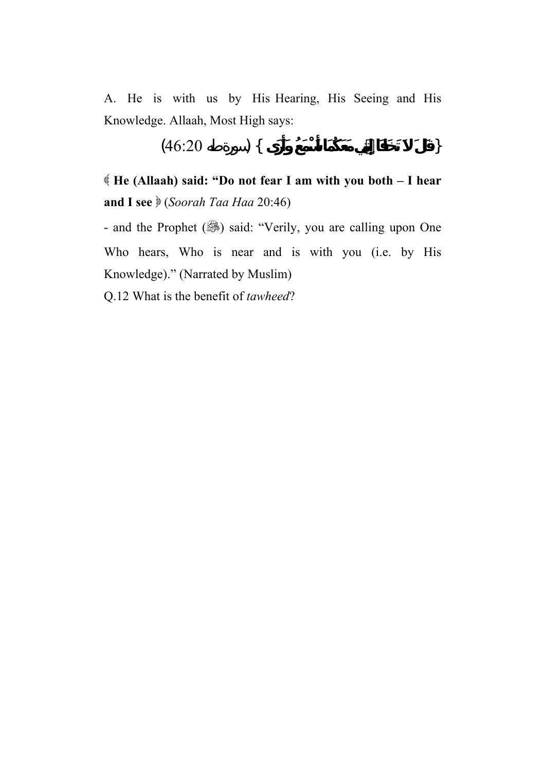A. He is with us by His Hearing, His Seeing and His Knowledge. Allaah, Most High says:

{قَالَ لَا تَخَافَا إِنَّنِي مَعَكُمَا أَسْمَعُ وَأَرَى } (سورة طه 20:46)

﴿ **He (Allaah) said: "Do not fear I am with you both – I hear and I see** ﴾ (*Soorah Taa Haa* 20:46)

- and the Prophet (ﷺ) said: "Verily, you are calling upon One Who hears, Who is near and is with you (i.e. by His Knowledge)." (Narrated by Muslim)

Q.12 What is the benefit of *tawheed*?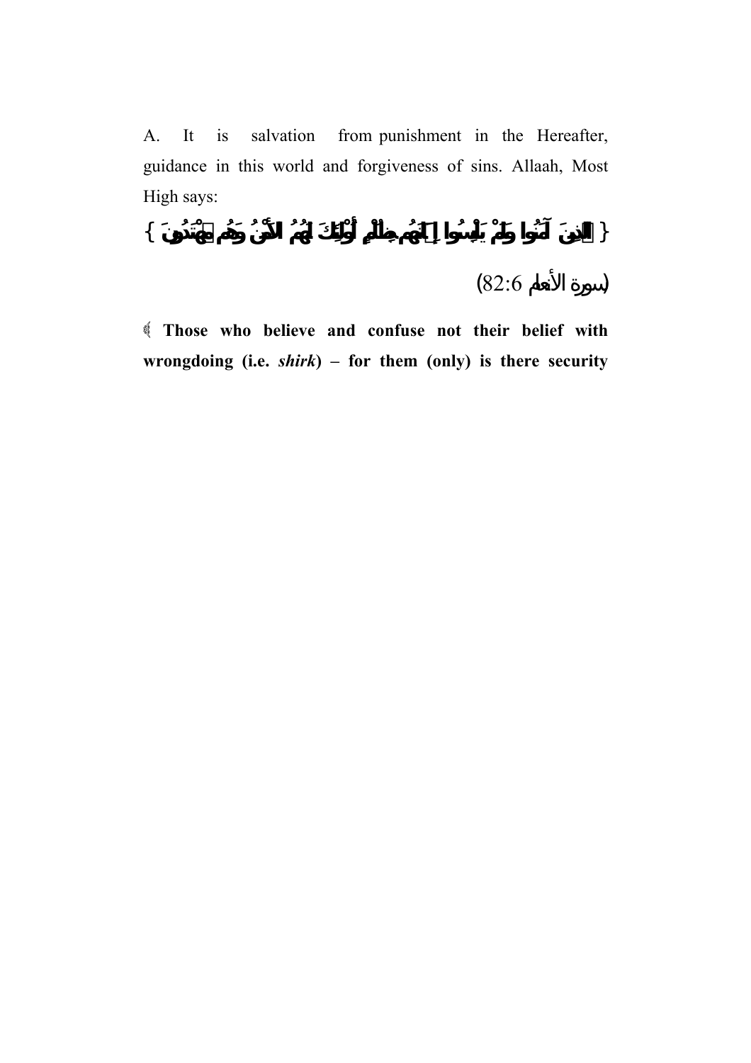A. It is salvation from punishment in the Hereafter, guidance in this world and forgiveness of sins. Allaah, Most High says:

{ الَّذِينَ آمَنُوا وَلَمْ يَلْبِسُوا إِيمَانَهُم بِظُلْمٍ أُوْلَئِكَ لَهُمُ الأَمْنُ وَهُم مُّهْتَدُونَ }

(سورة الأنعام 82:6)

﴿ **Those who believe and confuse not their belief with wrongdoing (i.e. *shirk*) – for them (only) is there security**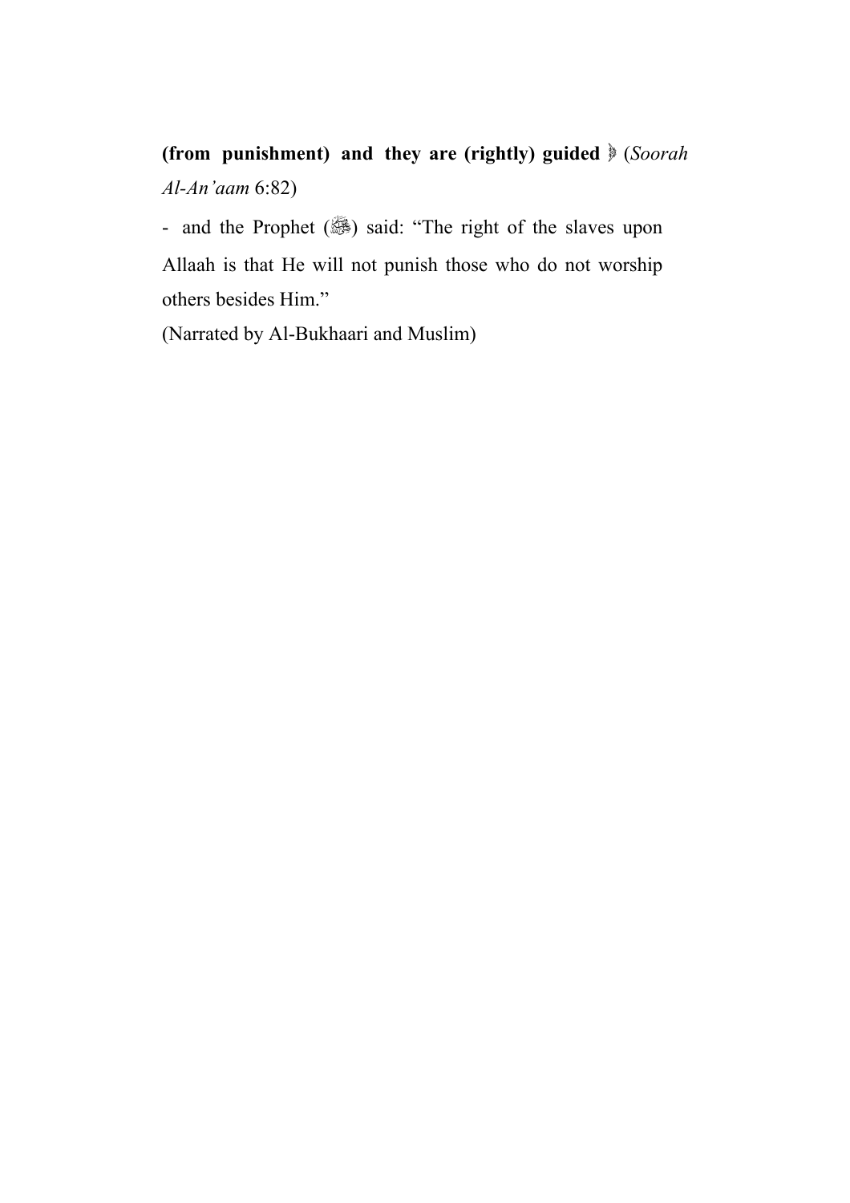**(from punishment) and they are (rightly) guided** ﴾ (*Soorah Al-An'aam* 6:82)

- and the Prophet (ﷺ) said: "The right of the slaves upon Allaah is that He will not punish those who do not worship others besides Him."

(Narrated by Al-Bukhaari and Muslim)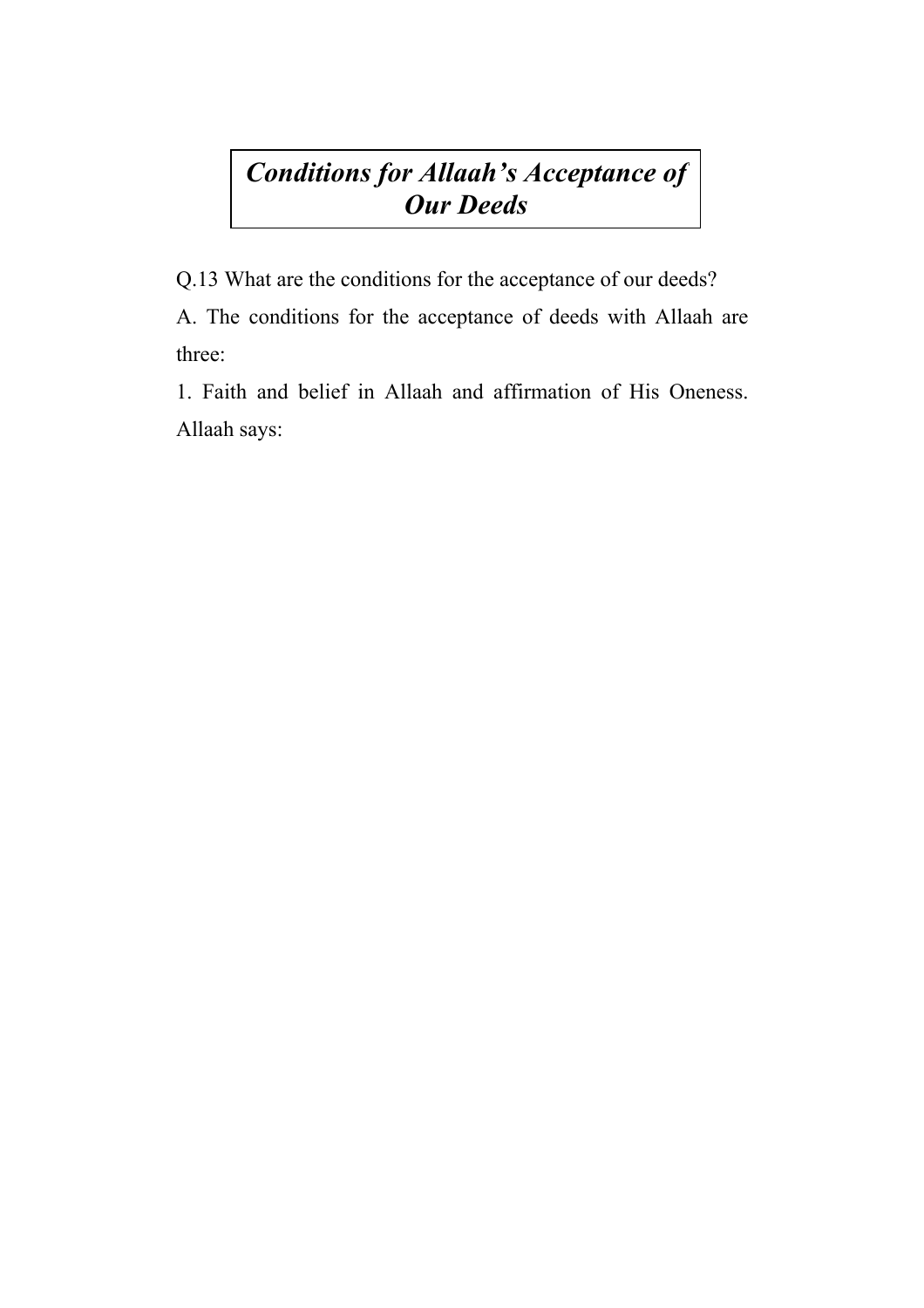# *Conditions for Allaah's Acceptance of Our Deeds*

Q.13 What are the conditions for the acceptance of our deeds?

A. The conditions for the acceptance of deeds with Allaah are three:

1. Faith and belief in Allaah and affirmation of His Oneness. Allaah says: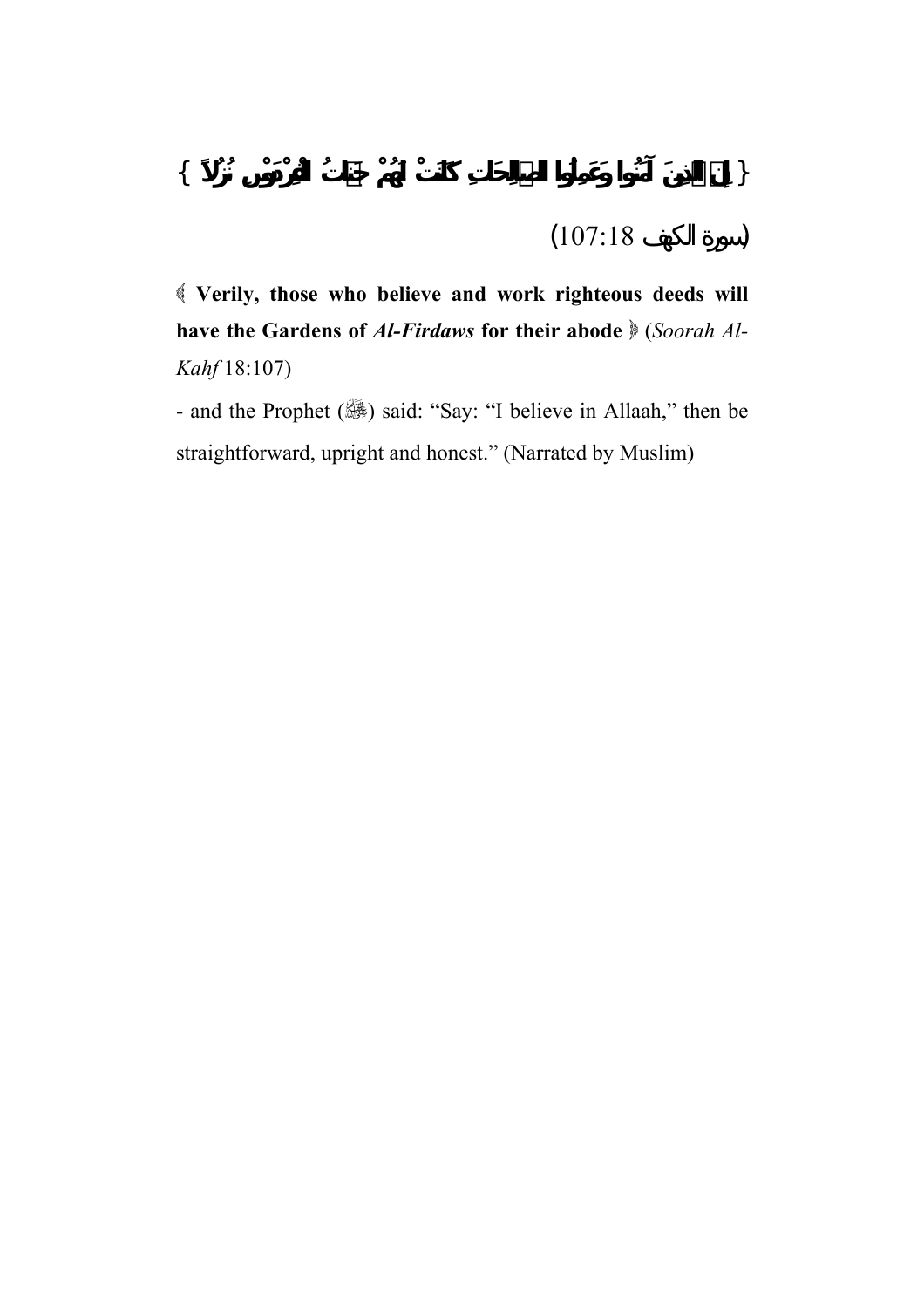{ إِنَّ الَّذِينَ آمَنُوا وَعَمِلُوا الصَّالِحَاتِ كَانَتْ لَهُمْ جَنَّاتُ الْفِرْدَوْسِ نُزُلاً }

(سورة الكهف 107:18)

﴿ **Verily, those who believe and work righteous deeds will have the Gardens of *Al-Firdaws* for their abode** ﴾ (*Soorah Al-Kahf* 18:107)

- and the Prophet (ﷺ) said: "Say: "I believe in Allaah," then be straightforward, upright and honest." (Narrated by Muslim)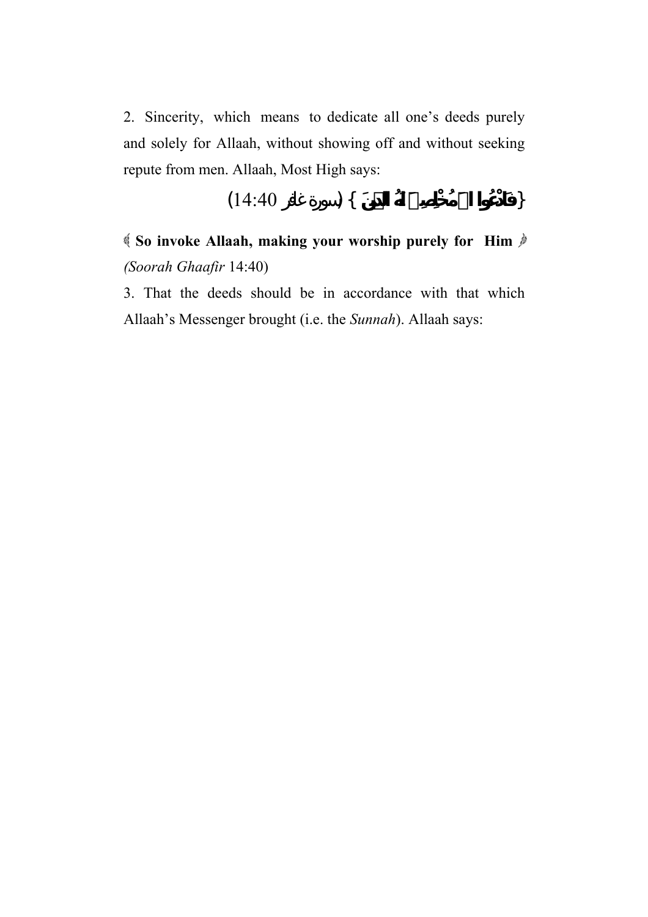2. Sincerity, which means to dedicate all one's deeds purely and solely for Allaah, without showing off and without seeking repute from men. Allaah, Most High says:

{فَادْعُوا اللَّهَ مُخْلِصِينَ لَهُ الدِّينَ} (سورة غافر 14:40)

﴾ **So invoke Allaah, making your worship purely for Him** ﴿ *(Soorah Ghaafir* 14:40)

3. That the deeds should be in accordance with that which Allaah's Messenger brought (i.e. the *Sunnah*). Allaah says: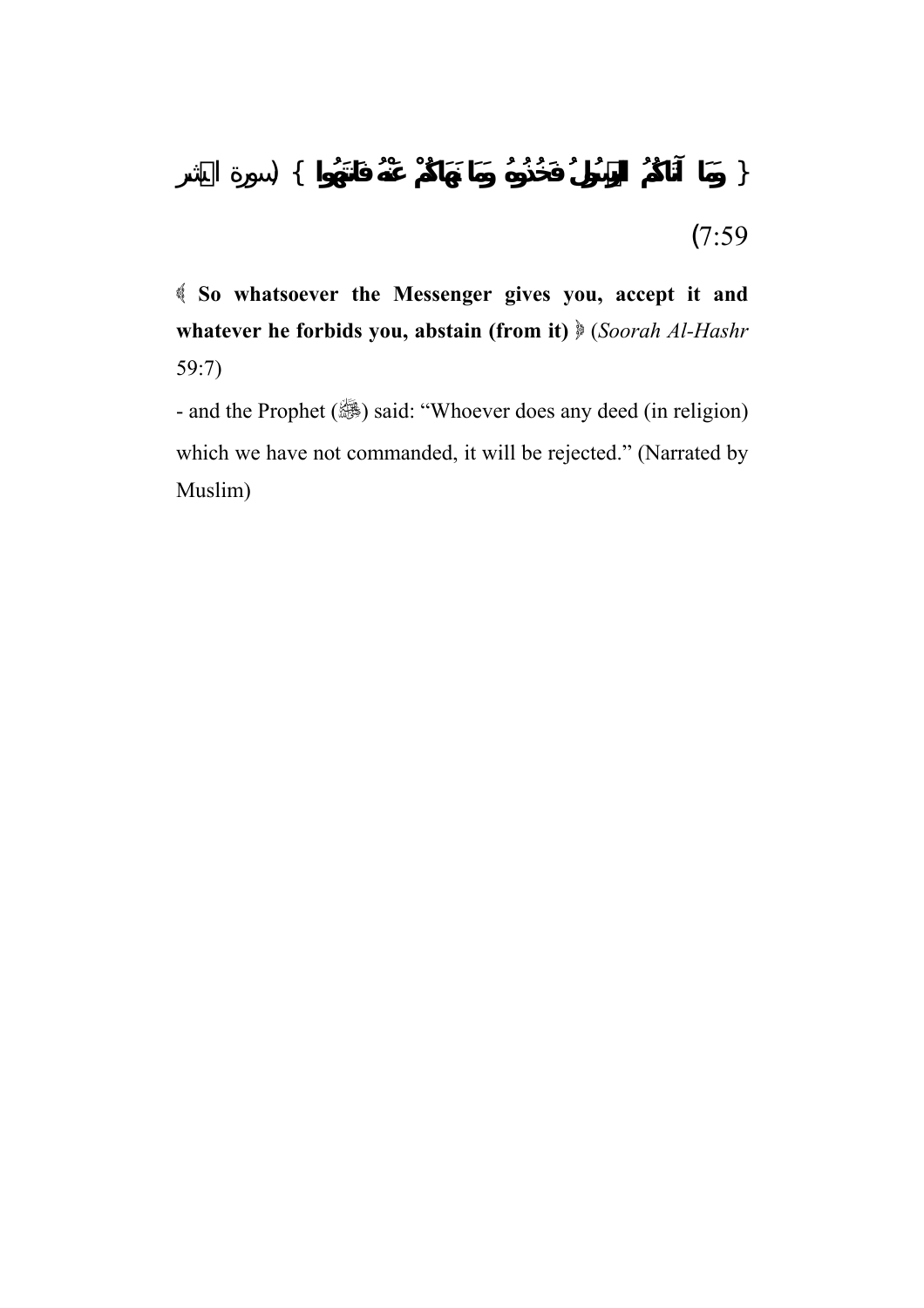{ وَمَا آتَاكُمُ الرَّسُولُ فَخُذُوهُ وَمَا نَهَاكُمْ عَنْهُ فَانتَهُوا } (سورة الحشر 7:59)

﴿ **So whatsoever the Messenger gives you, accept it and whatever he forbids you, abstain (from it)** ﴾ (*Soorah Al-Hashr* 59:7)

- and the Prophet (ﷺ) said: "Whoever does any deed (in religion) which we have not commanded, it will be rejected." (Narrated by Muslim)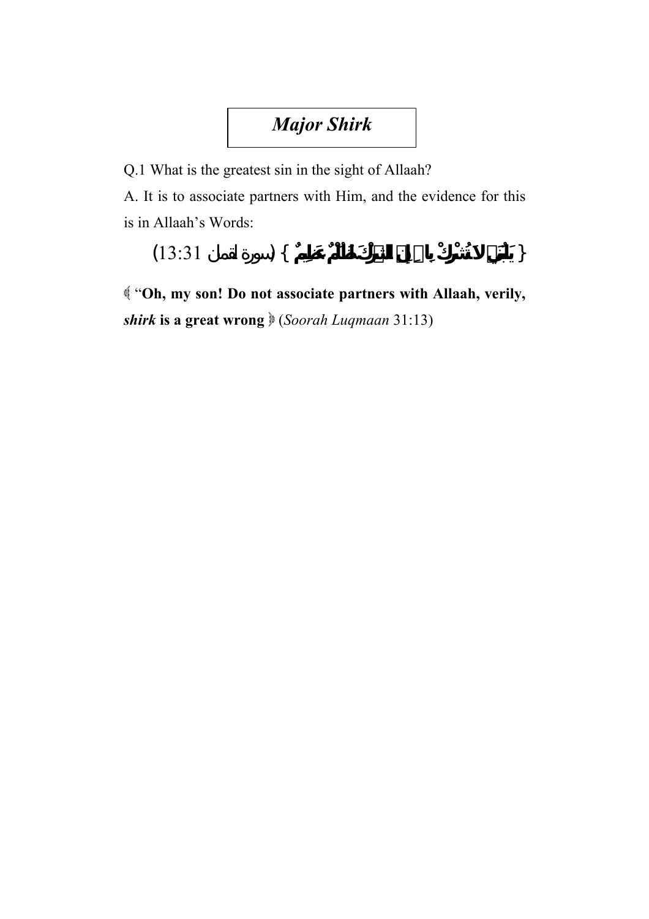# *Major Shirk*

Q.1 What is the greatest sin in the sight of Allaah?

A. It is to associate partners with Him, and the evidence for this is in Allaah's Words:

{ يَـٰبُنَيَّ لَا تُشْرِكْ بِٱللَّهِ ۖ إِنَّ ٱلشِّرْكَ لَظُلْمٌ عَظِيمٌ } (سورة لقمان 13:31)

﴿ "**Oh, my son! Do not associate partners with Allaah, verily, *shirk* is a great wrong** ﴾ (*Soorah Luqmaan* 31:13)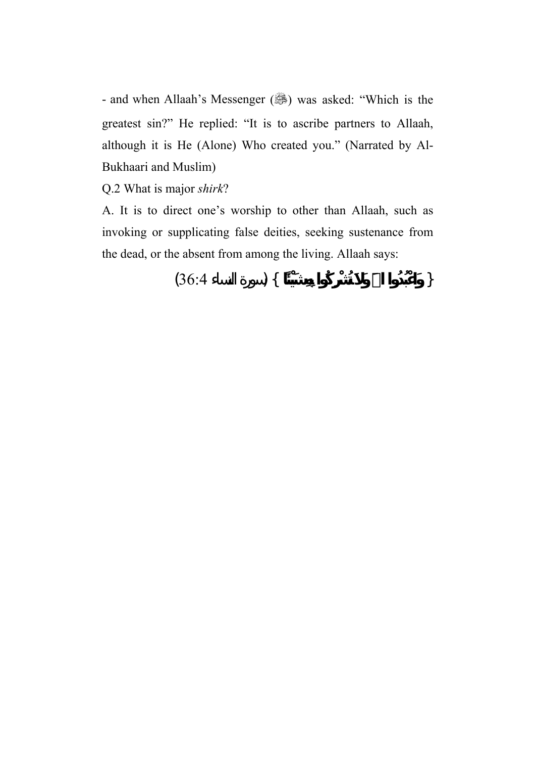- and when Allaah’s Messenger (ﷺ) was asked: “Which is the greatest sin?” He replied: “It is to ascribe partners to Allaah, although it is He (Alone) Who created you.” (Narrated by Al-Bukhaari and Muslim)

Q.2 What is major *shirk*?

A. It is to direct one’s worship to other than Allaah, such as invoking or supplicating false deities, seeking sustenance from the dead, or the absent from among the living. Allaah says:

{ وَاعْبُدُوا اللَّهَ وَلَا تُشْرِكُوا بِهِ شَيْئًا } (سورة النساء 36:4)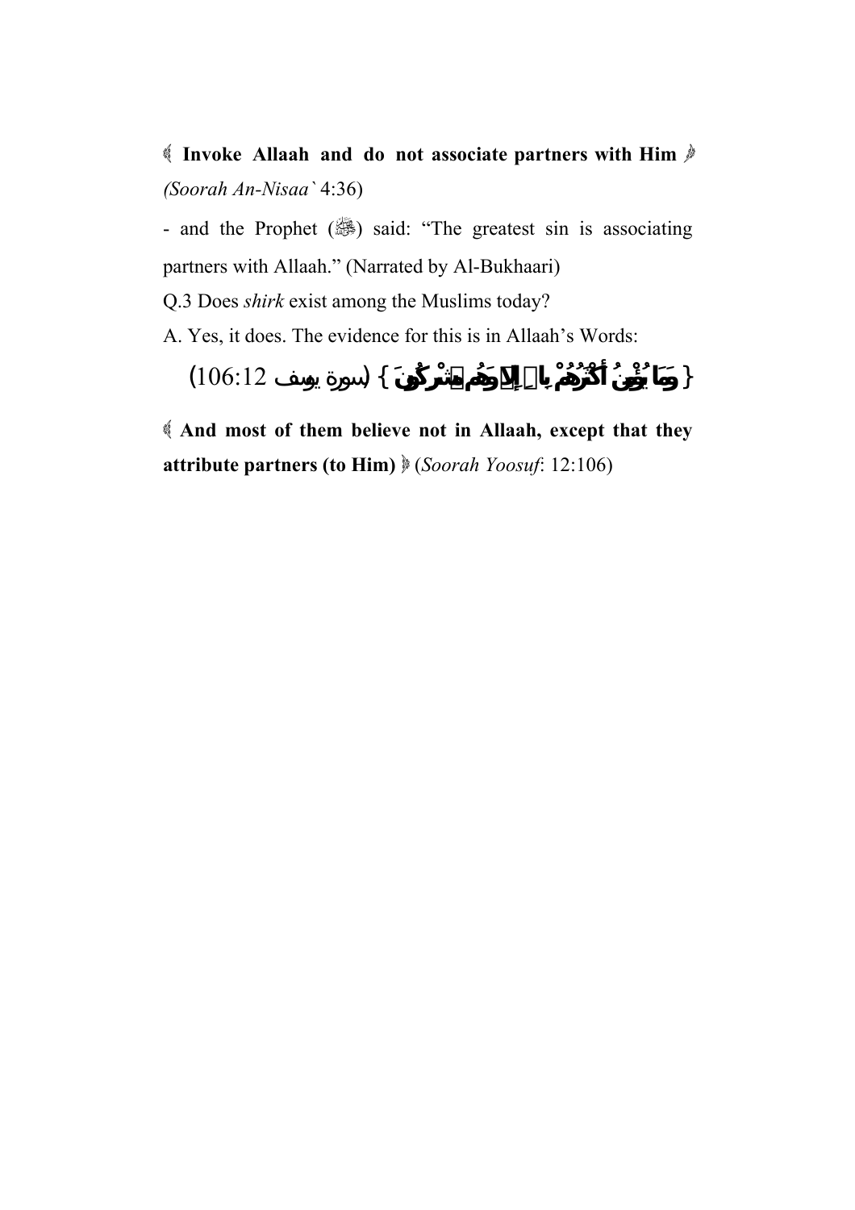﴿ **Invoke Allaah and do not associate partners with Him** ﴾ *(Soorah An-Nisaa`* 4:36)

- and the Prophet (ﷺ) said: "The greatest sin is associating partners with Allaah." (Narrated by Al-Bukhaari)

Q.3 Does *shirk* exist among the Muslims today?

A. Yes, it does. The evidence for this is in Allaah's Words:

{ **وَمَا يُؤْمِنُ أَكْثَرُهُمْ بِاللَّهِ إِلَّا وَهُمْ مُشْرِكُونَ** } (سورة يوسف 106:12)

﴿ **And most of them believe not in Allaah, except that they attribute partners (to Him)** ﴾ (*Soorah Yoosuf*: 12:106)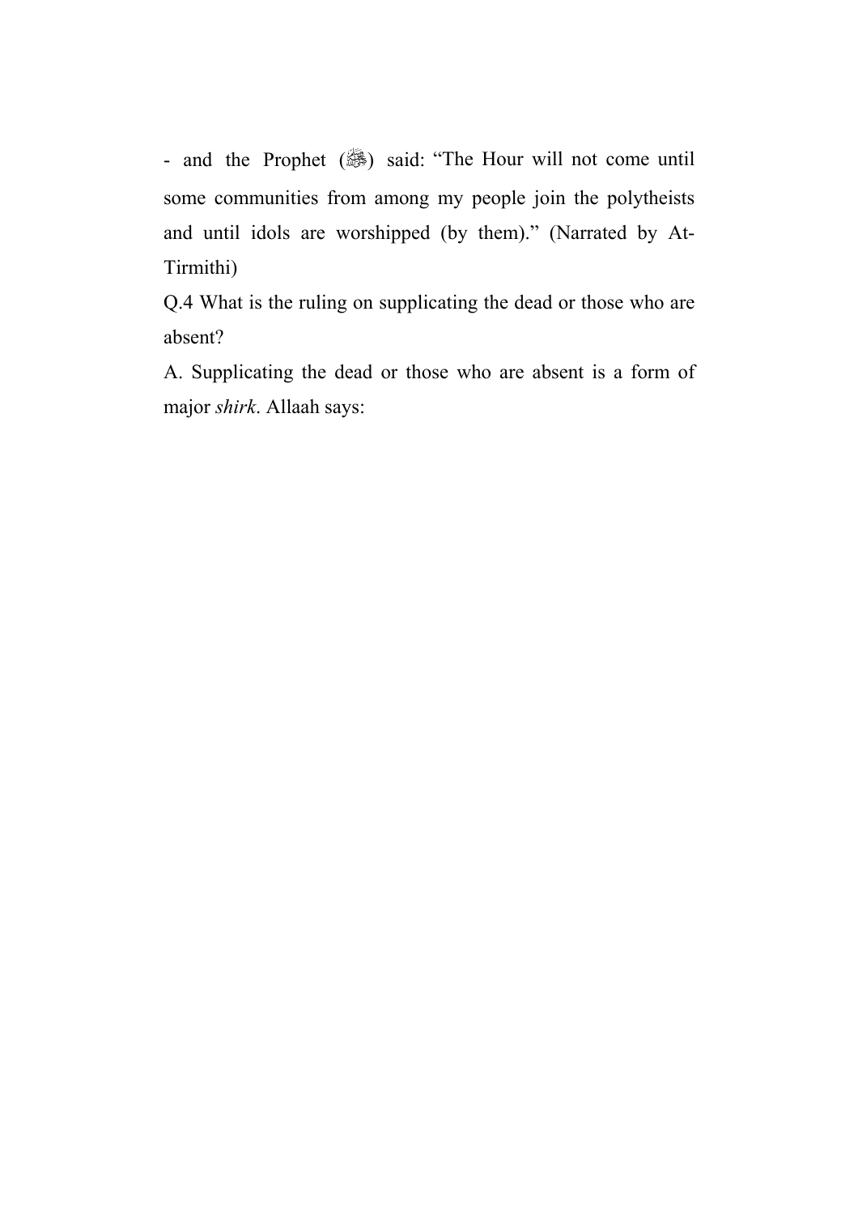- and the Prophet (ﷺ) said: "The Hour will not come until some communities from among my people join the polytheists and until idols are worshipped (by them)." (Narrated by At-Tirmithi)

Q.4 What is the ruling on supplicating the dead or those who are absent?

A. Supplicating the dead or those who are absent is a form of major *shirk*. Allaah says: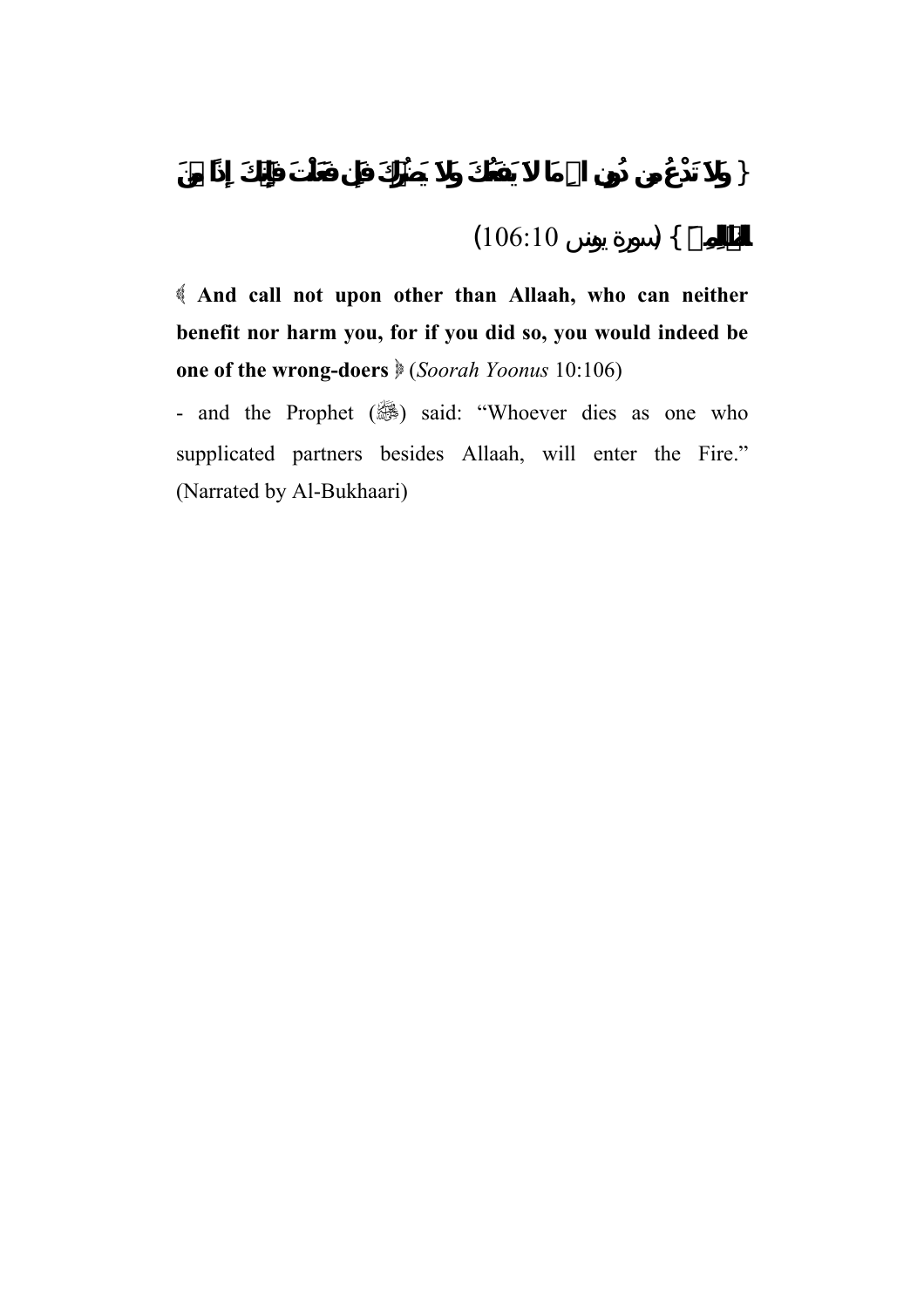{ وَلَا تَدْعُ مِن دُونِ اللَّهِ مَا لَا يَنفَعُكَ وَلَا يَضُرُّكَ فَإِن فَعَلْتَ فَإِنَّكَ إِذاً مِّنَ الظَّالِمِينَ } (سورة يونس 106:10)

﴿ **And call not upon other than Allaah, who can neither benefit nor harm you, for if you did so, you would indeed be one of the wrong-doers** ﴾ (*Soorah Yoonus* 10:106)

- and the Prophet (ﷺ) said: "Whoever dies as one who supplicated partners besides Allaah, will enter the Fire." (Narrated by Al-Bukhaari)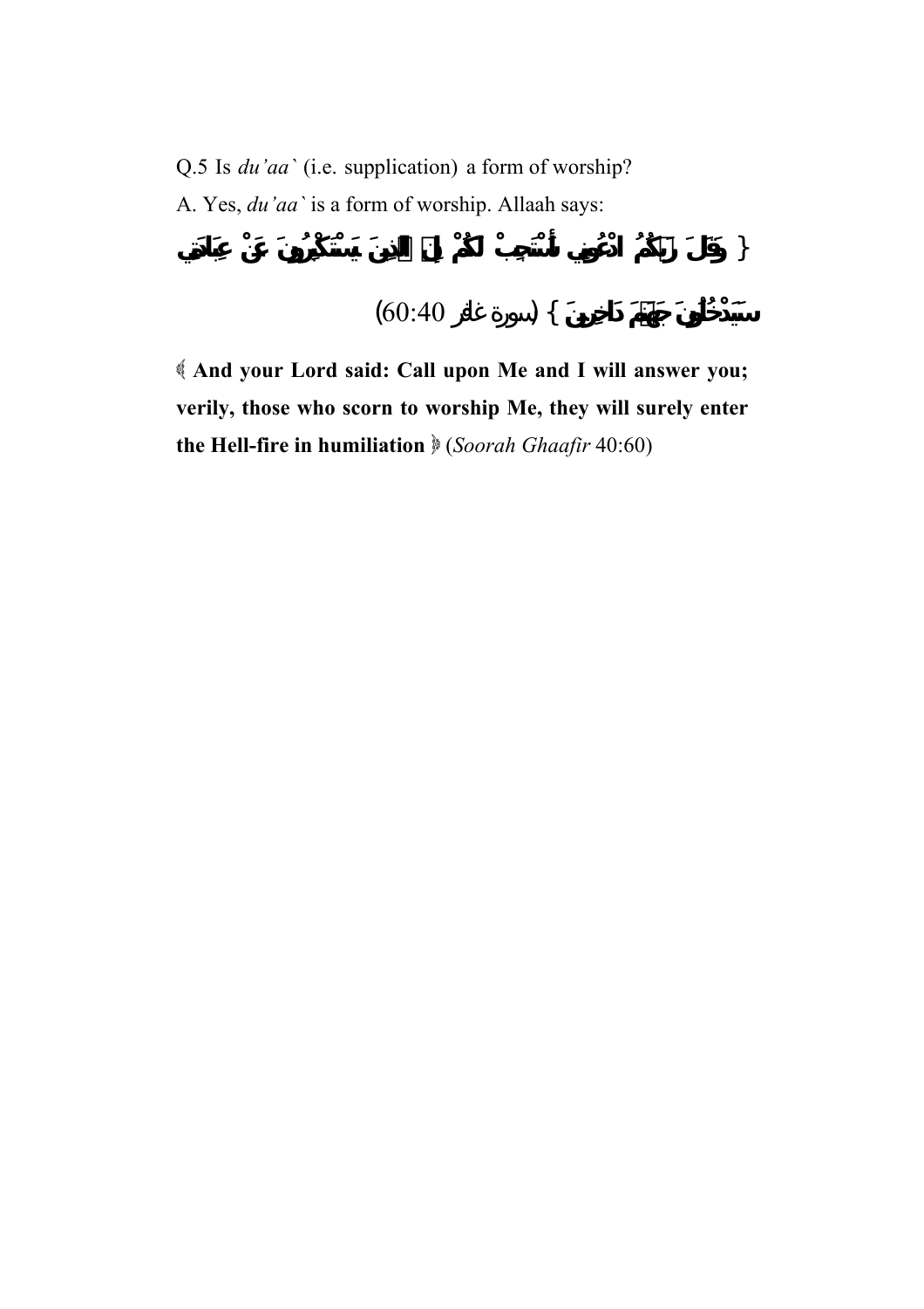Q.5 Is *du'aa`* (i.e. supplication) a form of worship?

A. Yes, *du'aa`* is a form of worship. Allaah says:

{ وَقَالَ رَبُّكُمُ ادْعُونِي أَسْتَجِبْ لَكُمْ إِنَّ الَّذِينَ يَسْتَكْبِرُونَ عَنْ عِبَادَتِي سَيَدْخُلُونَ جَهَنَّمَ دَاخِرِينَ } (سورة غافر 60:40)

﴾ **And your Lord said: Call upon Me and I will answer you; verily, those who scorn to worship Me, they will surely enter the Hell-fire in humiliation** ﴿ (*Soorah Ghaafir* 40:60)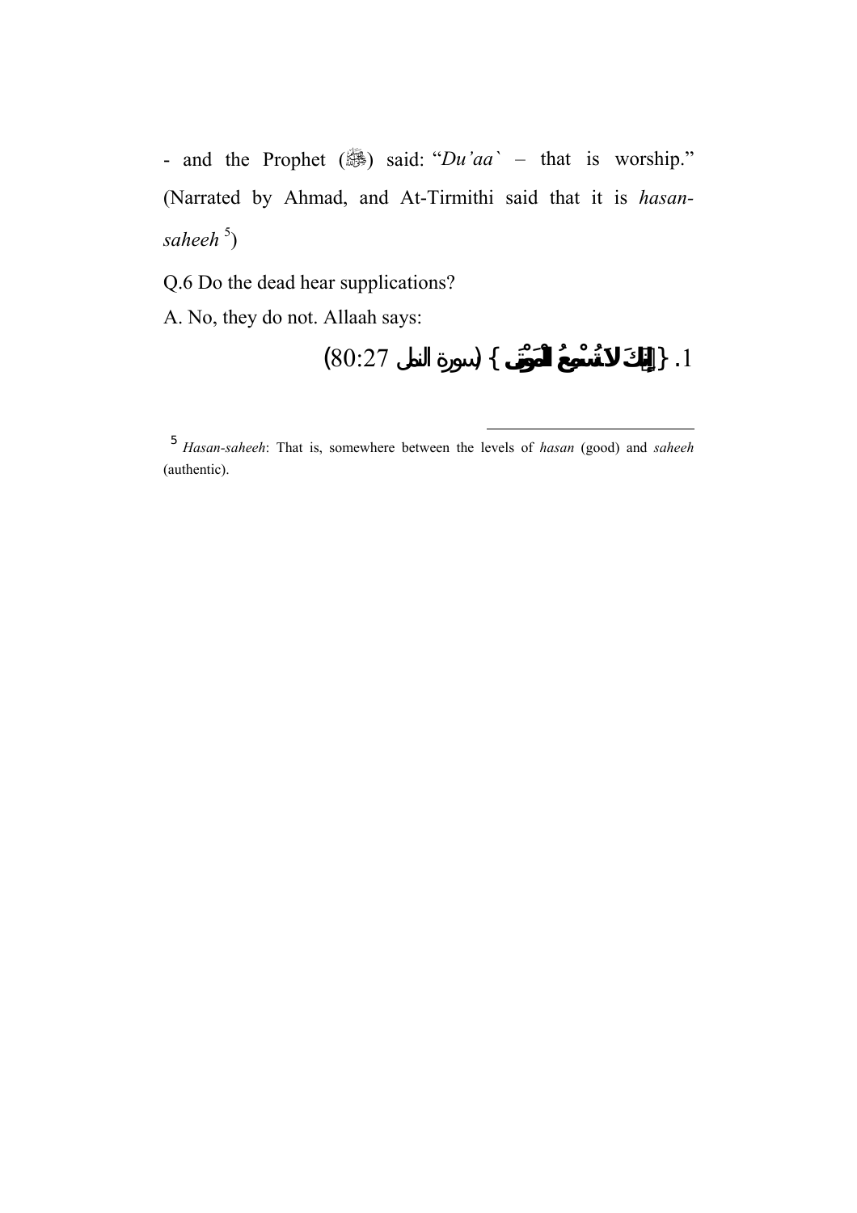- and the Prophet (ﷺ) said: "*Du'aa`* – that is worship." (Narrated by Ahmad, and At-Tirmithi said that it is *hasan-saheeh* [5])

Q.6 Do the dead hear supplications?

A. No, they do not. Allaah says:

1. {إِنَّكَ لَا تُسْمِعُ الْمَوْتَىٰ} (سورة النمل 80:27)

---

[5] *Hasan-saheeh*: That is, somewhere between the levels of *hasan* (good) and *saheeh* (authentic).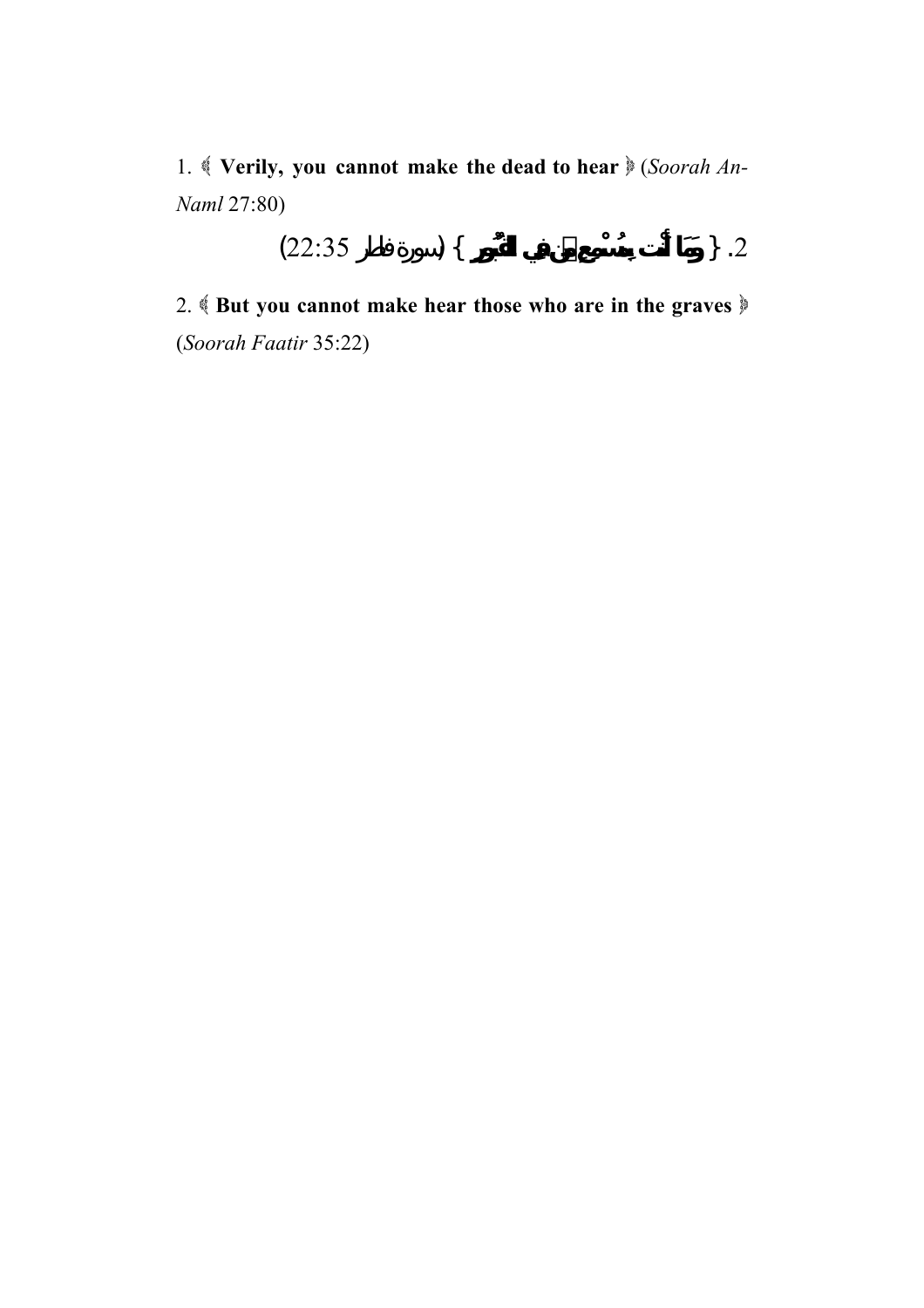1. ﴾ **Verily, you cannot make the dead to hear** ﴿ (*Soorah An-Naml* 27:80)

2. { **وَمَا أَنتَ بِمُسْمِعٍ مَّن فِي الْقُبُورِ** } (سورة فاطر 35:22)

2. ﴾ **But you cannot make hear those who are in the graves** ﴿ (*Soorah Faatir* 35:22)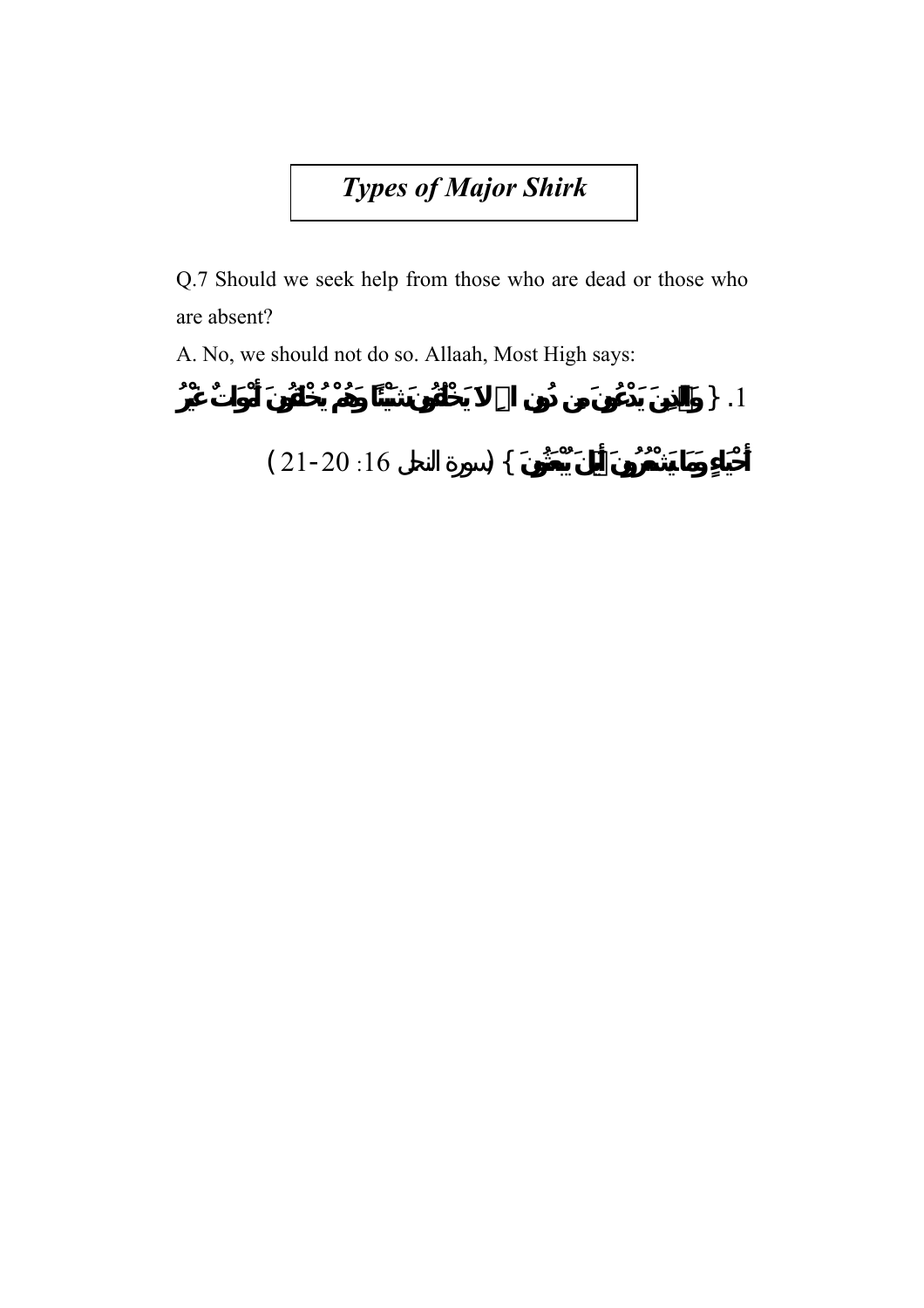# *Types of Major Shirk*

Q.7 Should we seek help from those who are dead or those who are absent?

A. No, we should not do so. Allaah, Most High says:

1. { وَالَّذِينَ يَدْعُونَ مِن دُونِ اللَّهِ لاَ يَخْلُقُونَ شَيْئاً وَهُمْ يُخْلَقُونَ أَمْواتٌ غَيْرُ أَحْيَاءٍ وَمَا يَشْعُرُونَ أَيَّانَ يُبْعَثُونَ } (سورة النحل 16: 20-21)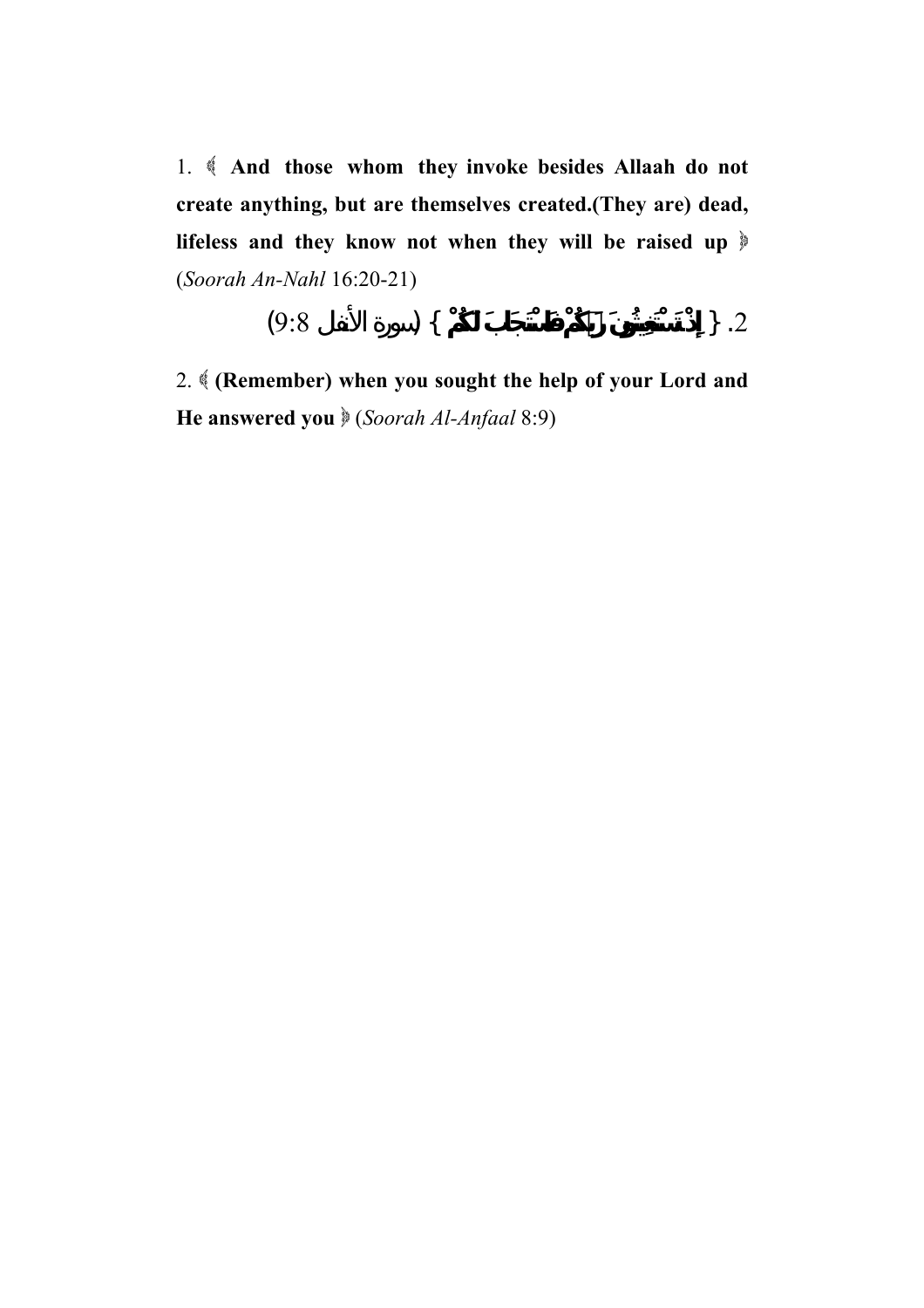1. ﴿ **And those whom they invoke besides Allaah do not create anything, but are themselves created.(They are) dead, lifeless and they know not when they will be raised up** ﴾ (*Soorah An-Nahl* 16:20-21)

2. { **إِذْ تَسْتَغِيثُونَ رَبَّكُمْ فَاسْتَجَابَ لَكُمْ** } (سورة الأنفال 8:9)

2. ﴿ **(Remember) when you sought the help of your Lord and He answered you** ﴾ (*Soorah Al-Anfaal* 8:9)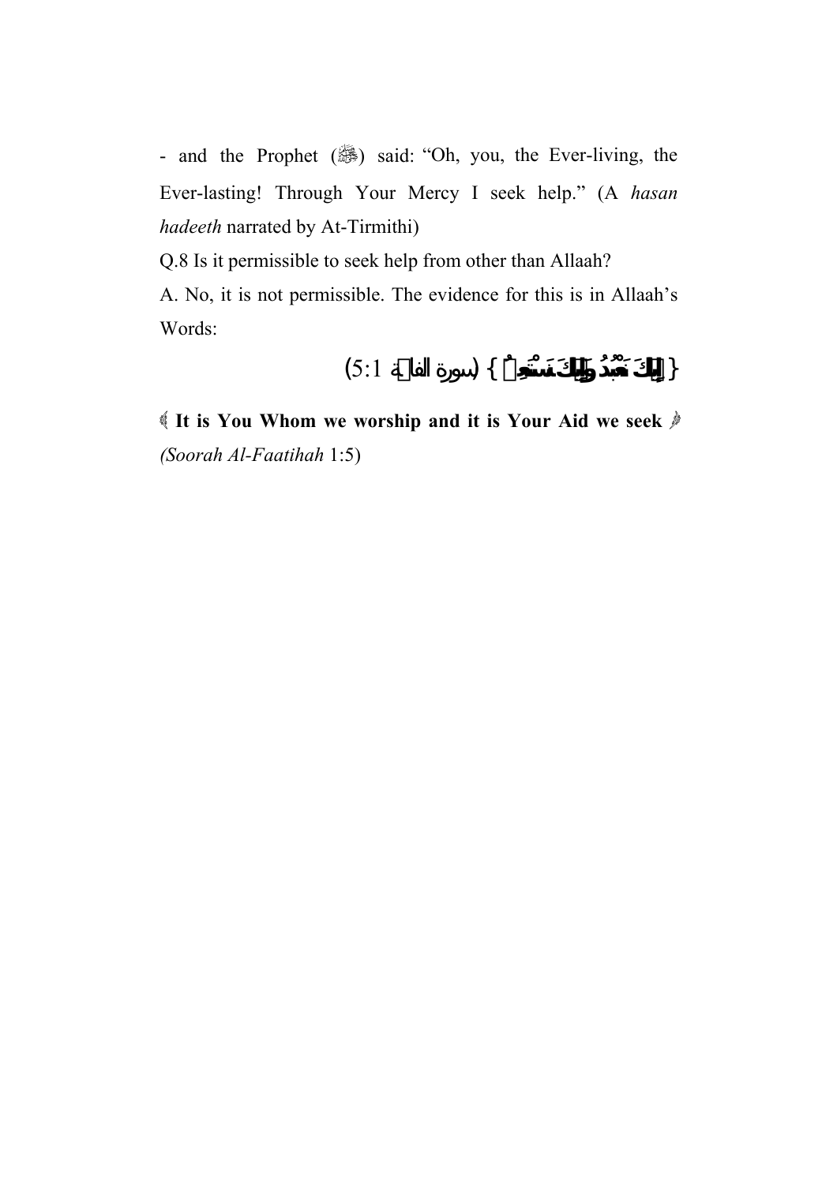- and the Prophet (ﷺ) said: "Oh, you, the Ever-living, the Ever-lasting! Through Your Mercy I seek help." (A *hasan hadeeth* narrated by At-Tirmithi)

Q.8 Is it permissible to seek help from other than Allaah?

A. No, it is not permissible. The evidence for this is in Allaah's Words:

{ إِيَّاكَ نَعْبُدُ وَإِيَّاكَ نَسْتَعِينُ } (سورة الفاتحة 1:5)

﴿ **It is You Whom we worship and it is Your Aid we seek** ﴾ *(Soorah Al-Faatihah* 1:5)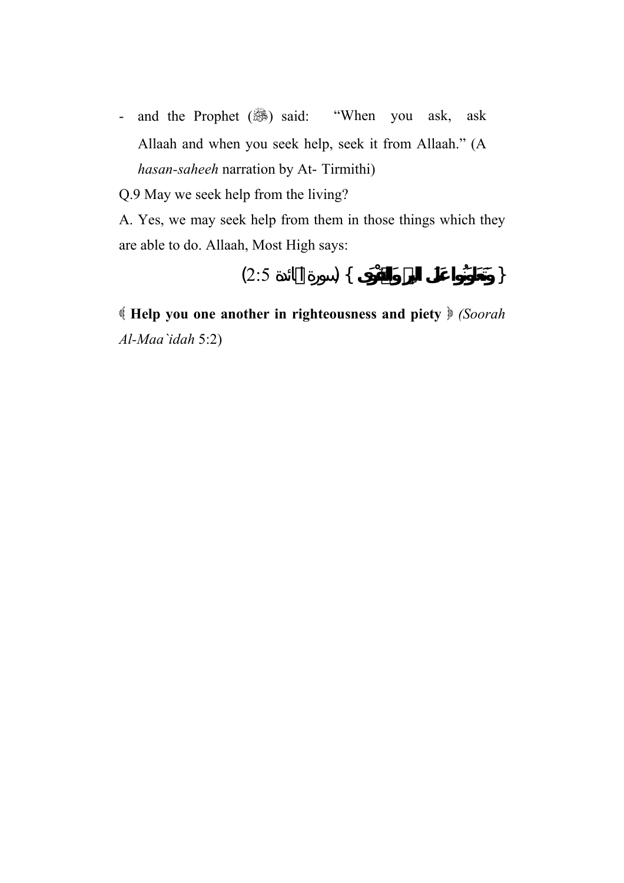- and the Prophet (ﷺ) said: "When you ask, ask Allaah and when you seek help, seek it from Allaah." (A *hasan-saheeh* narration by At- Tirmithi)

Q.9 May we seek help from the living?

A. Yes, we may seek help from them in those things which they are able to do. Allaah, Most High says:

{ **وَتَعَاوَنُوا عَلَى الْبِرِّ وَالتَّقْوَى** } (سورة المائدة 5:2)

﴿ **Help you one another in righteousness and piety** ﴾ *(Soorah Al-Maa`idah* 5:2)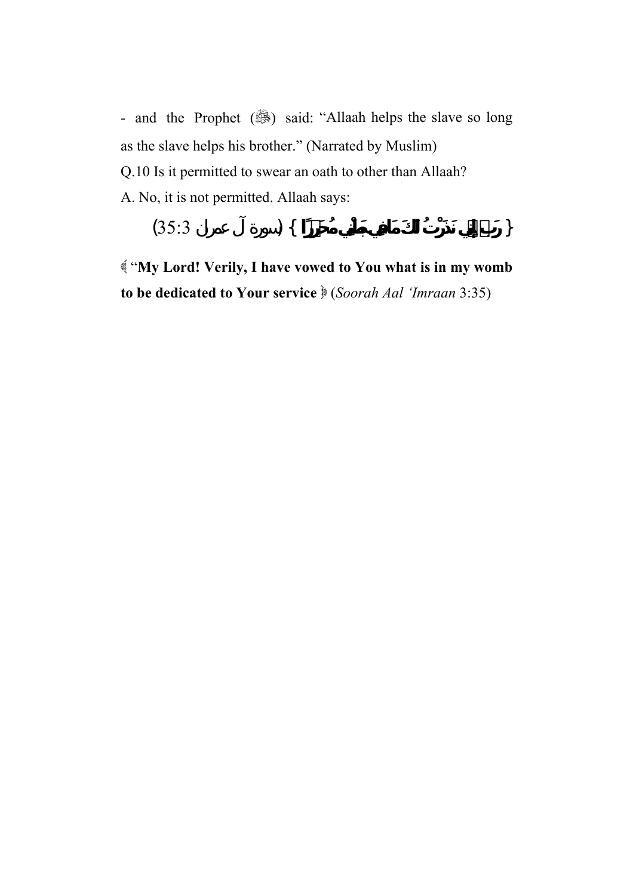- and the Prophet (ﷺ) said: “Allaah helps the slave so long as the slave helps his brother.” (Narrated by Muslim)

Q.10 Is it permitted to swear an oath to other than Allaah?

A. No, it is not permitted. Allaah says:

{ رَبِّ إِنِّي نَذَرْتُ لَكَ مَا فِي بَطْنِي مُحَرَّرًا } (سورة آل عمران 3:35)

﴾ “**My Lord! Verily, I have vowed to You what is in my womb to be dedicated to Your service** ﴿ (*Soorah Aal ‘Imraan* 3:35)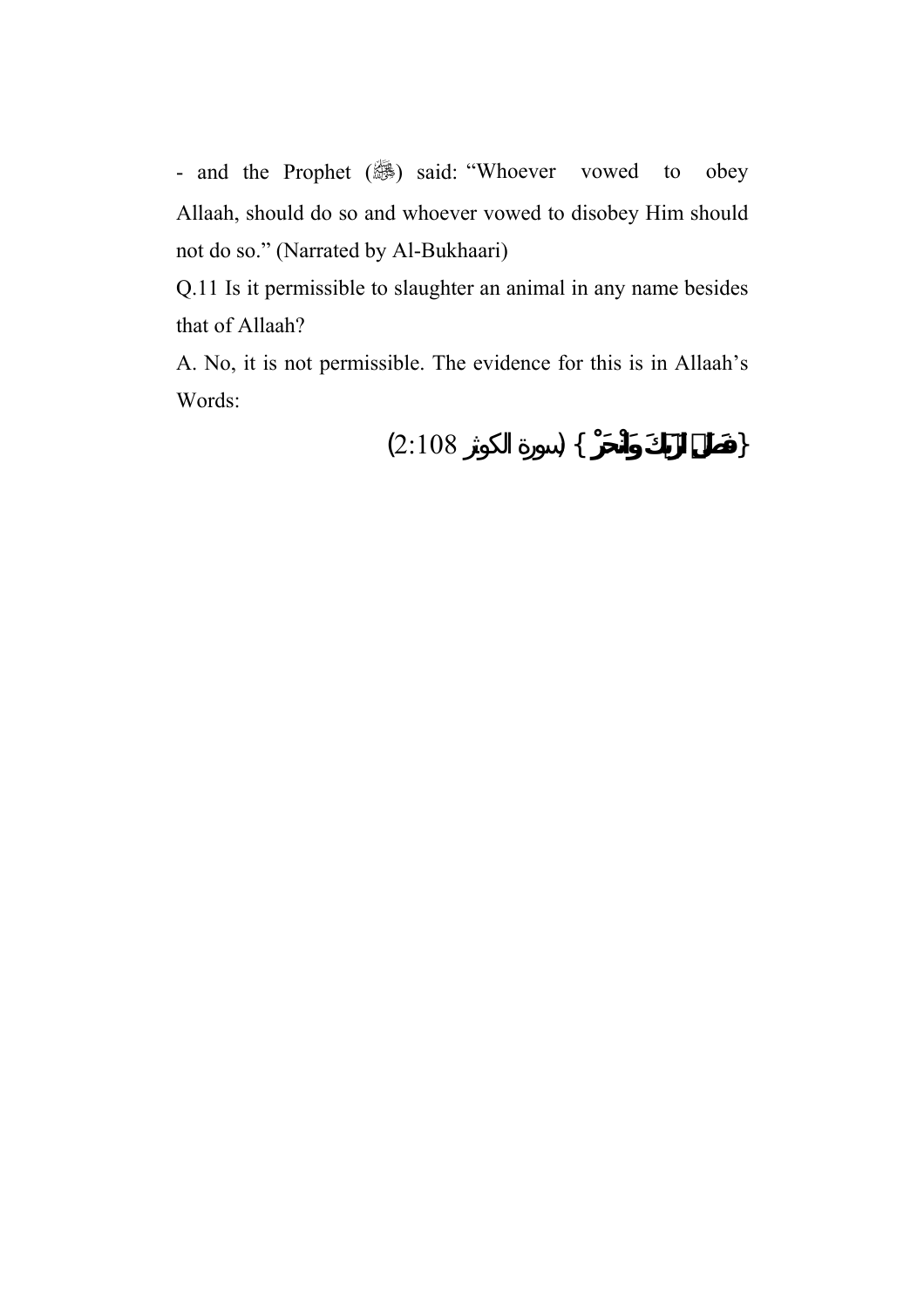- and the Prophet (ﷺ) said: "Whoever vowed to obey Allaah, should do so and whoever vowed to disobey Him should not do so." (Narrated by Al-Bukhaari)

Q.11 Is it permissible to slaughter an animal in any name besides that of Allaah?

A. No, it is not permissible. The evidence for this is in Allaah's Words:

{فَصَلِّ لِرَبِّكَ وَانْحَرْ} (سورة الكوثر 2:108)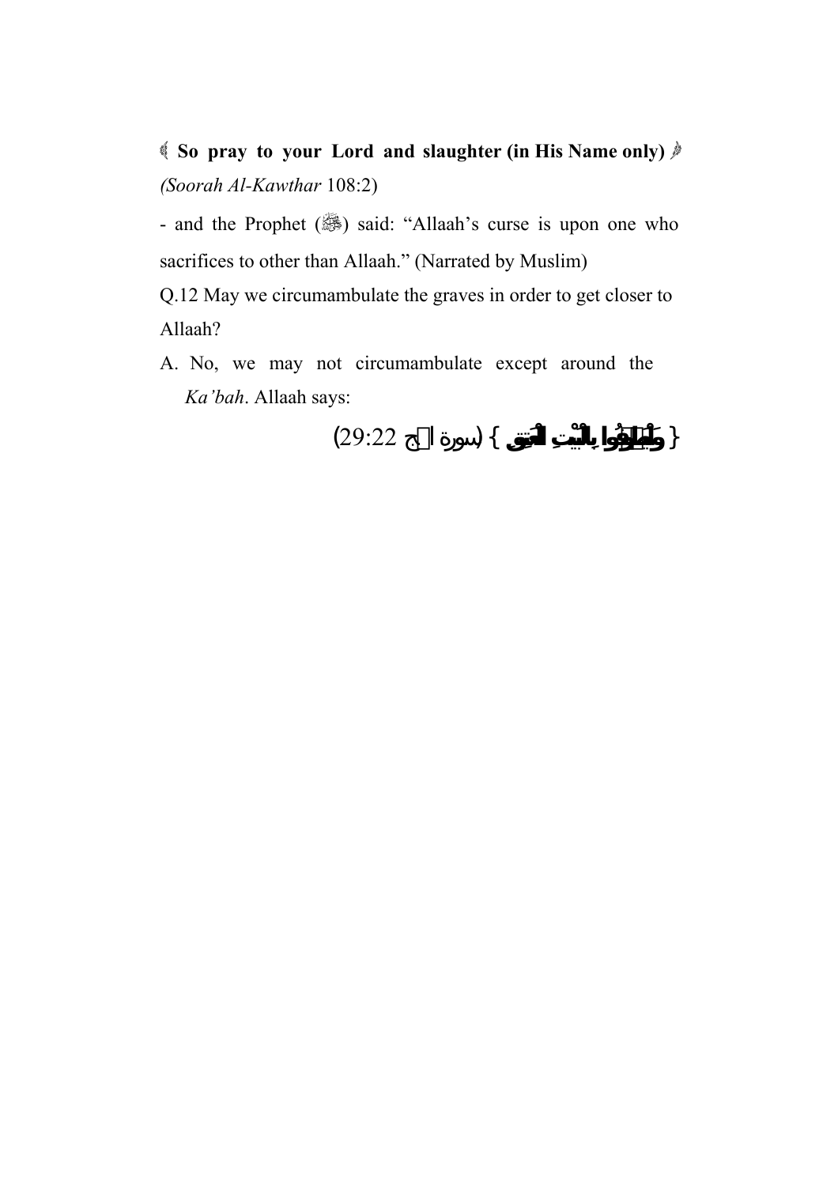﴿ **So pray to your Lord and slaughter (in His Name only)** ﴾ *(Soorah Al-Kawthar* 108:2)

- and the Prophet (ﷺ) said: "Allaah's curse is upon one who sacrifices to other than Allaah." (Narrated by Muslim)

Q.12 May we circumambulate the graves in order to get closer to Allaah?

A. No, we may not circumambulate except around the *Ka'bah*. Allaah says:

{ **وَلْيَطَّوَّفُوا بِالْبَيْتِ الْعَتِيقِ** } (سورة الحج 29:22)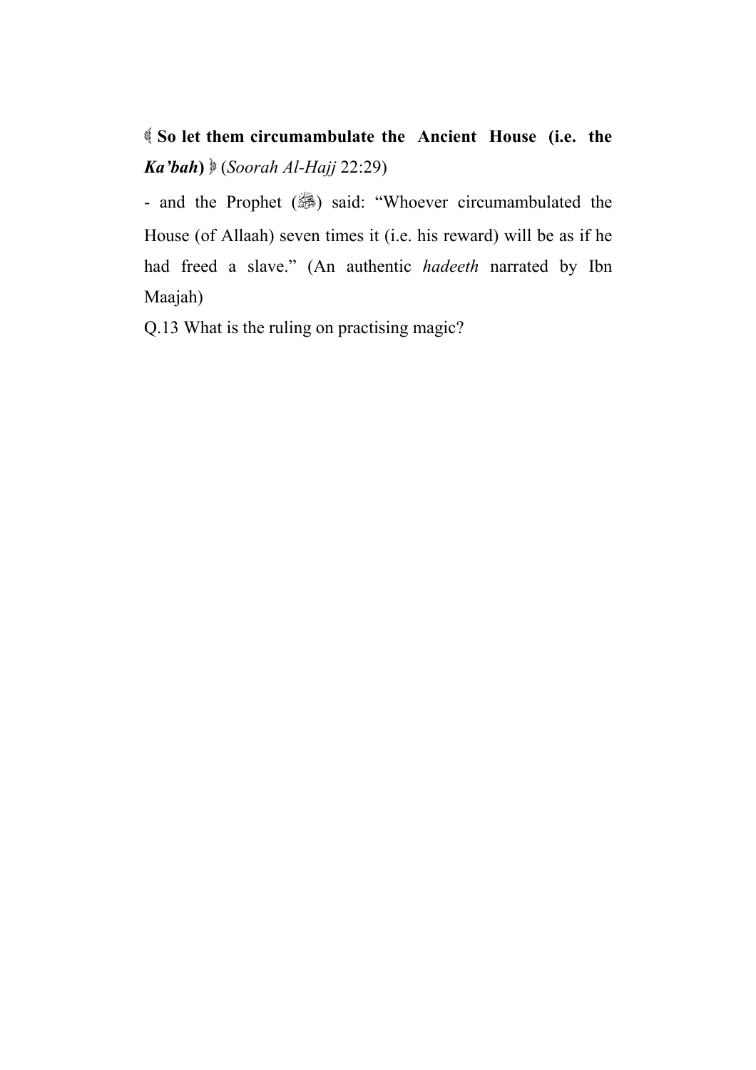﴿ **So let them circumambulate the Ancient House (i.e. the *Ka'bah*)** ﴾ (*Soorah Al-Hajj* 22:29)

- and the Prophet (ﷺ) said: "Whoever circumambulated the House (of Allaah) seven times it (i.e. his reward) will be as if he had freed a slave." (An authentic *hadeeth* narrated by Ibn Maajah)

Q.13 What is the ruling on practising magic?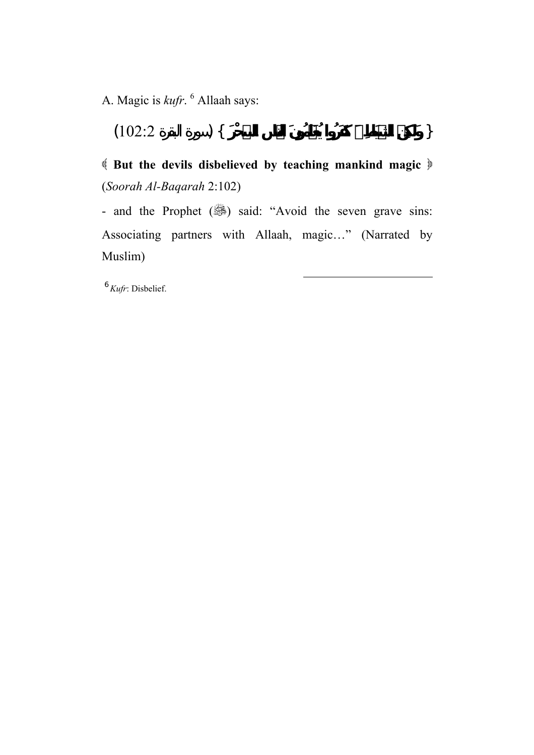A. Magic is *kufr*. [6] Allaah says:

{ وَلَٰكِنَّ الشَّيَاطِينَ كَفَرُوا يُعَلِّمُونَ النَّاسَ السِّحْرَ } (سورة البقرة 2:102)

﴿ **But the devils disbelieved by teaching mankind magic** ﴾ (*Soorah Al-Baqarah* 2:102)

- and the Prophet (ﷺ) said: "Avoid the seven grave sins: Associating partners with Allaah, magic…" (Narrated by Muslim)

---

[6] *Kufr*: Disbelief.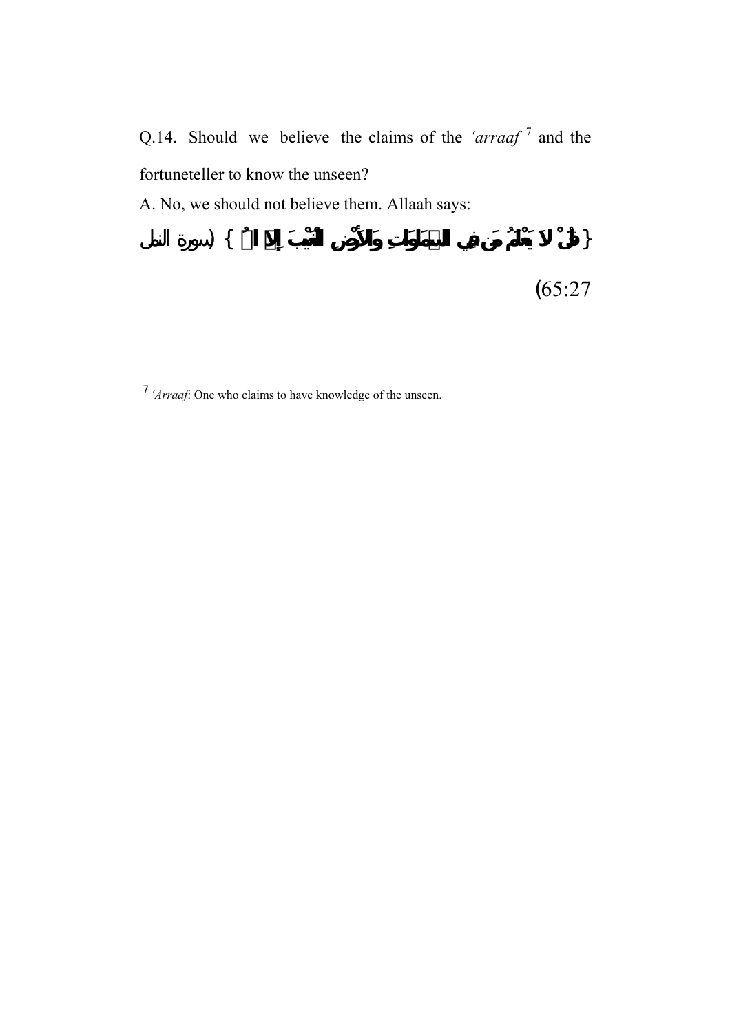Q.14. Should we believe the claims of the *'arraaf* [7] and the fortuneteller to know the unseen?

A. No, we should not believe them. Allaah says:

{قُل لَّا يَعْلَمُ مَن فِي السَّمَاوَاتِ وَالْأَرْضِ الْغَيْبَ إِلَّا اللَّهُ} (سورة النمل 65:27)

---

[7] *'Arraaf*: One who claims to have knowledge of the unseen.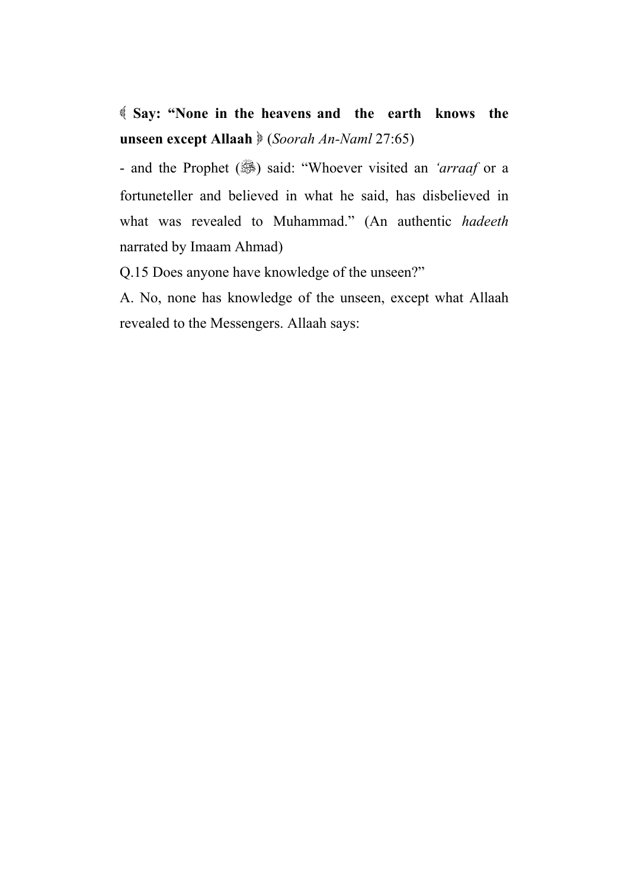﴾ **Say: "None in the heavens and the earth knows the unseen except Allaah** ﴿ (*Soorah An-Naml* 27:65)

- and the Prophet (ﷺ) said: "Whoever visited an *'arraaf* or a fortuneteller and believed in what he said, has disbelieved in what was revealed to Muhammad." (An authentic *hadeeth* narrated by Imaam Ahmad)

Q.15 Does anyone have knowledge of the unseen?"

A. No, none has knowledge of the unseen, except what Allaah revealed to the Messengers. Allaah says: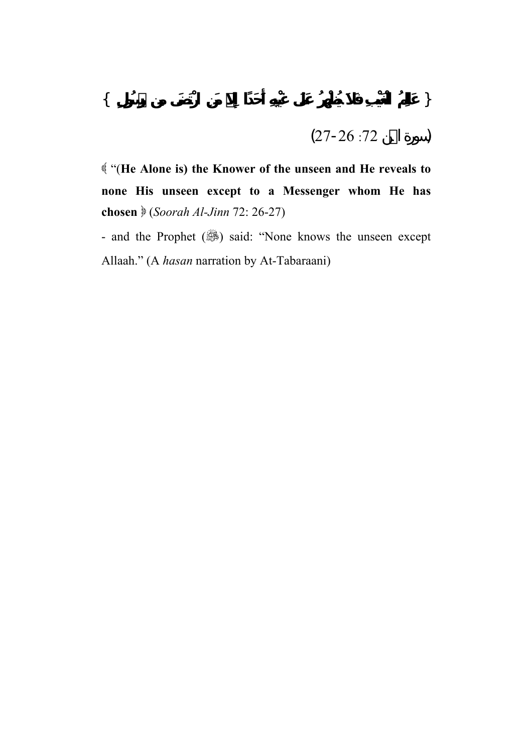{ عَالِمُ الْغَيْبِ فَلَا يُظْهِرُ عَلَى غَيْبِهِ أَحَدًا إِلَّا مَنِ ارْتَضَى مِن رَّسُولٍ }

(سورة الجن 72: 26-27)

﴿ "(**He Alone is) the Knower of the unseen and He reveals to none His unseen except to a Messenger whom He has chosen** ﴾ (*Soorah Al-Jinn* 72: 26-27)

- and the Prophet (ﷺ) said: "None knows the unseen except Allaah." (A *hasan* narration by At-Tabaraani)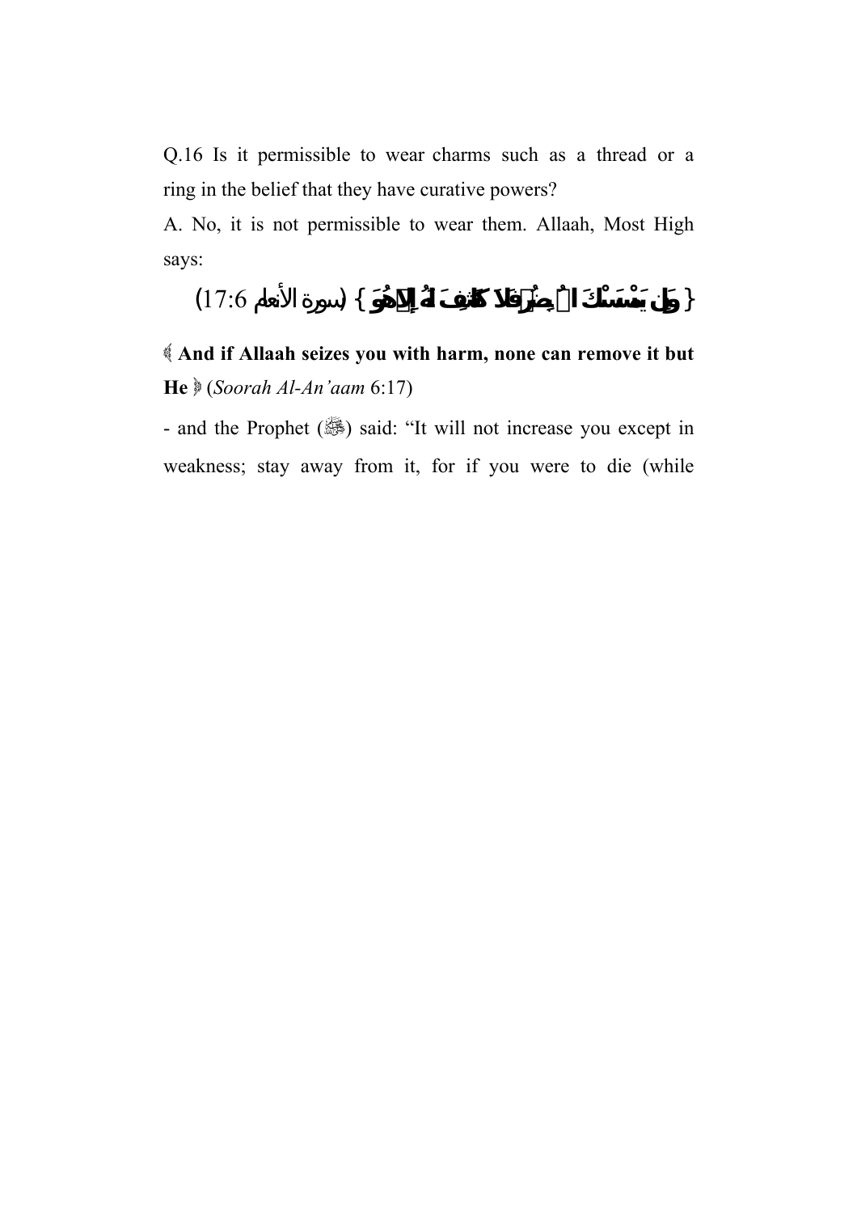Q.16 Is it permissible to wear charms such as a thread or a ring in the belief that they have curative powers?

A. No, it is not permissible to wear them. Allaah, Most High says:

{ وَإِن يَمْسَسْكَ اللَّهُ بِضُرٍّ فَلَا كَاشِفَ لَهُ إِلَّا هُوَ } (سورة الأنعام 6:17)

﴿ **And if Allaah seizes you with harm, none can remove it but He** ﴾ (*Soorah Al-An'aam* 6:17)

- and the Prophet (ﷺ) said: "It will not increase you except in weakness; stay away from it, for if you were to die (while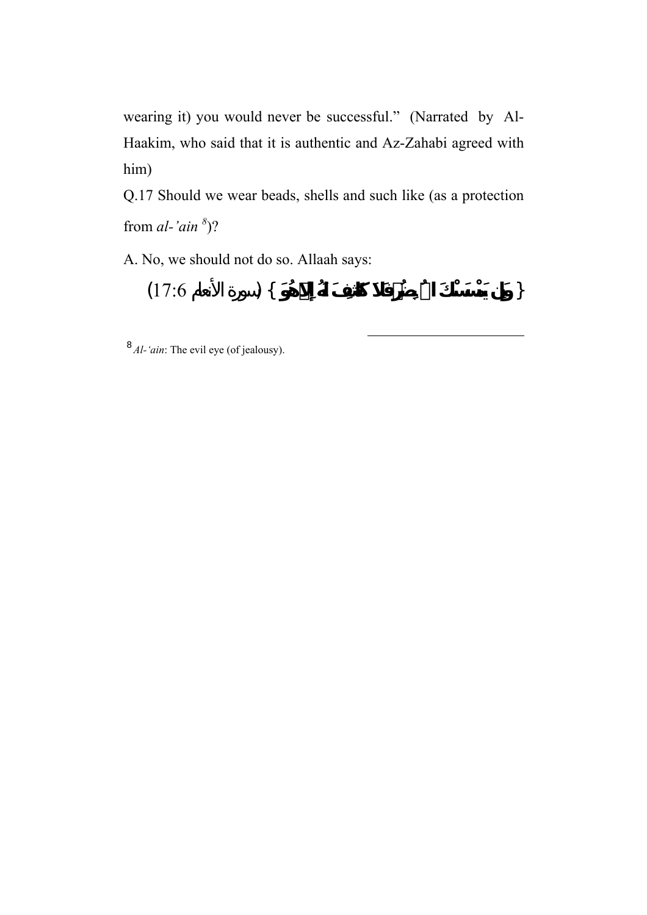wearing it) you would never be successful." (Narrated by Al-Haakim, who said that it is authentic and Az-Zahabi agreed with him)

Q.17 Should we wear beads, shells and such like (as a protection from *al-'ain* [8])?

A. No, we should not do so. Allaah says:

**{ وَإِن يَمْسَسْكَ اللَّهُ بِضُرٍّ فَلَا كَاشِفَ لَهُ إِلَّا هُوَ }** (سورة الأنعام 17:6)

---

[8] *Al-'ain*: The evil eye (of jealousy).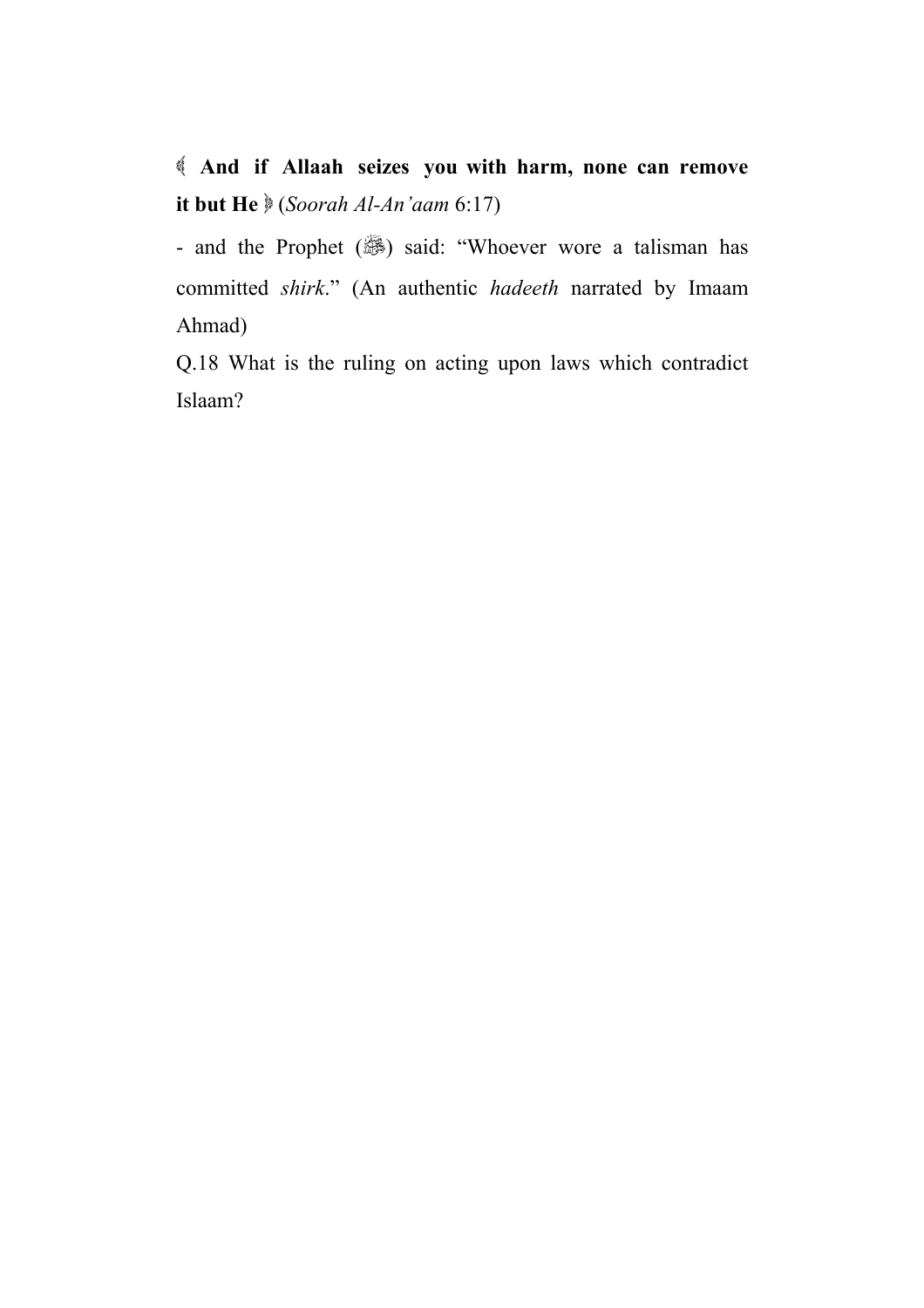﴾ **And if Allaah seizes you with harm, none can remove it but He** ﴿ (*Soorah Al-An'aam* 6:17)

- and the Prophet (ﷺ) said: "Whoever wore a talisman has committed *shirk*." (An authentic *hadeeth* narrated by Imaam Ahmad)

Q.18 What is the ruling on acting upon laws which contradict Islaam?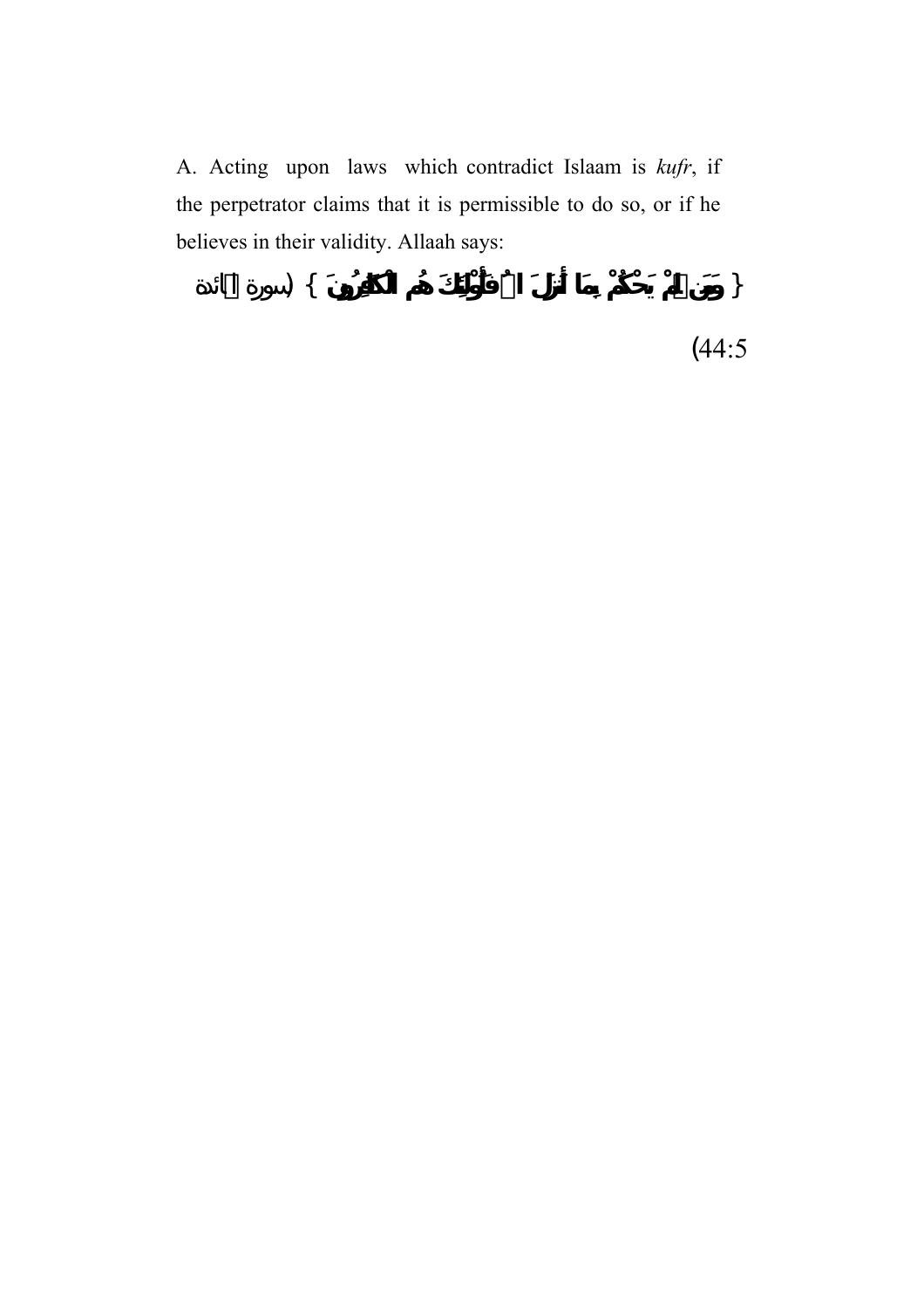A. Acting upon laws which contradict Islaam is *kufr*, if the perpetrator claims that it is permissible to do so, or if he believes in their validity. Allaah says:

{ وَمَن لَّمْ يَحْكُمْ بِمَا أَنزَلَ اللَّهُ فَأُوْلَئِكَ هُمُ الْكَافِرُونَ } (سورة المائدة 5:44)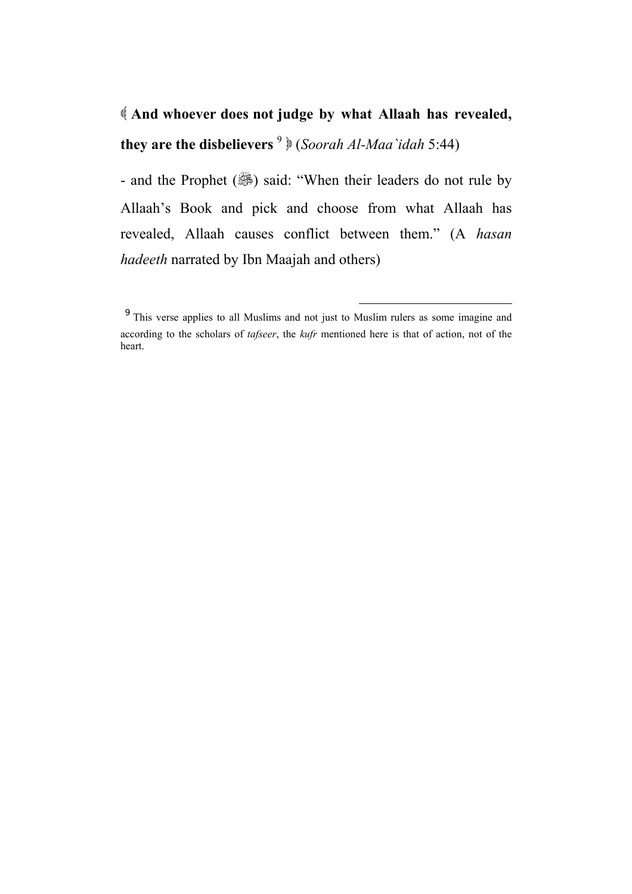﴾ **And whoever does not judge by what Allaah has revealed, they are the disbelievers** [9] ﴿ (*Soorah Al-Maa`idah* 5:44)

- and the Prophet (ﷺ) said: "When their leaders do not rule by Allaah's Book and pick and choose from what Allaah has revealed, Allaah causes conflict between them." (A *hasan hadeeth* narrated by Ibn Maajah and others)

---

[9] This verse applies to all Muslims and not just to Muslim rulers as some imagine and according to the scholars of *tafseer*, the *kufr* mentioned here is that of action, not of the heart.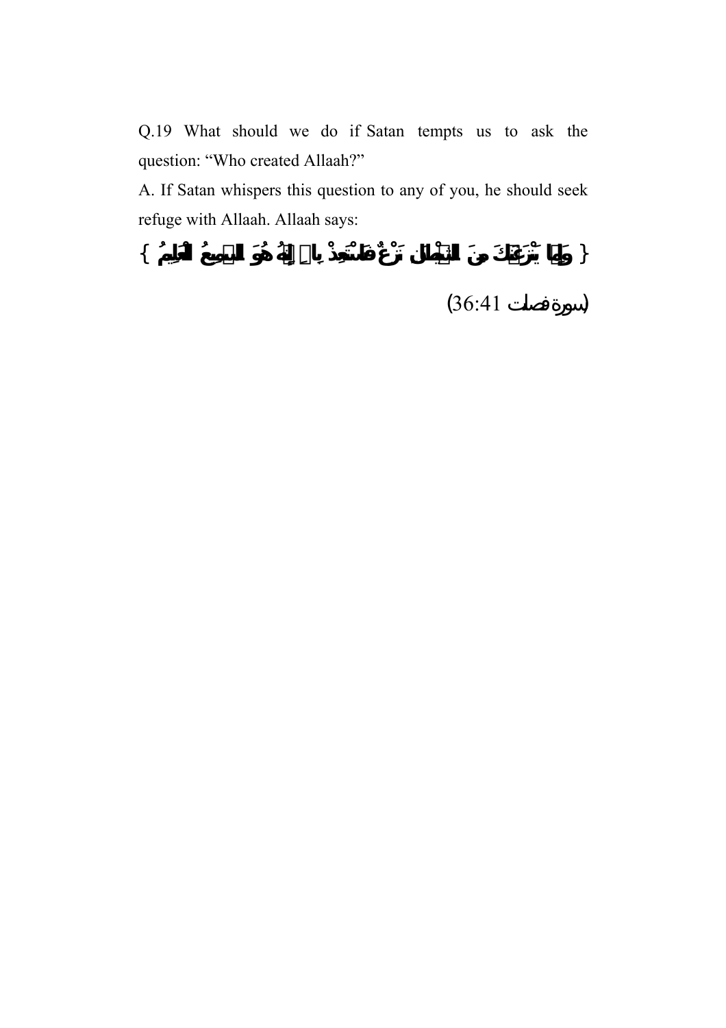Q.19 What should we do if Satan tempts us to ask the question: "Who created Allaah?"

A. If Satan whispers this question to any of you, he should seek refuge with Allaah. Allaah says:

{ وَإِمَّا يَنْزَغَنَّكَ مِنَ الشَّيْطَانِ نَزْغٌ فَاسْتَعِذْ بِاللَّهِ إِنَّهُ هُوَ السَّمِيعُ الْعَلِيمُ }

(سورة فصلت 36:41)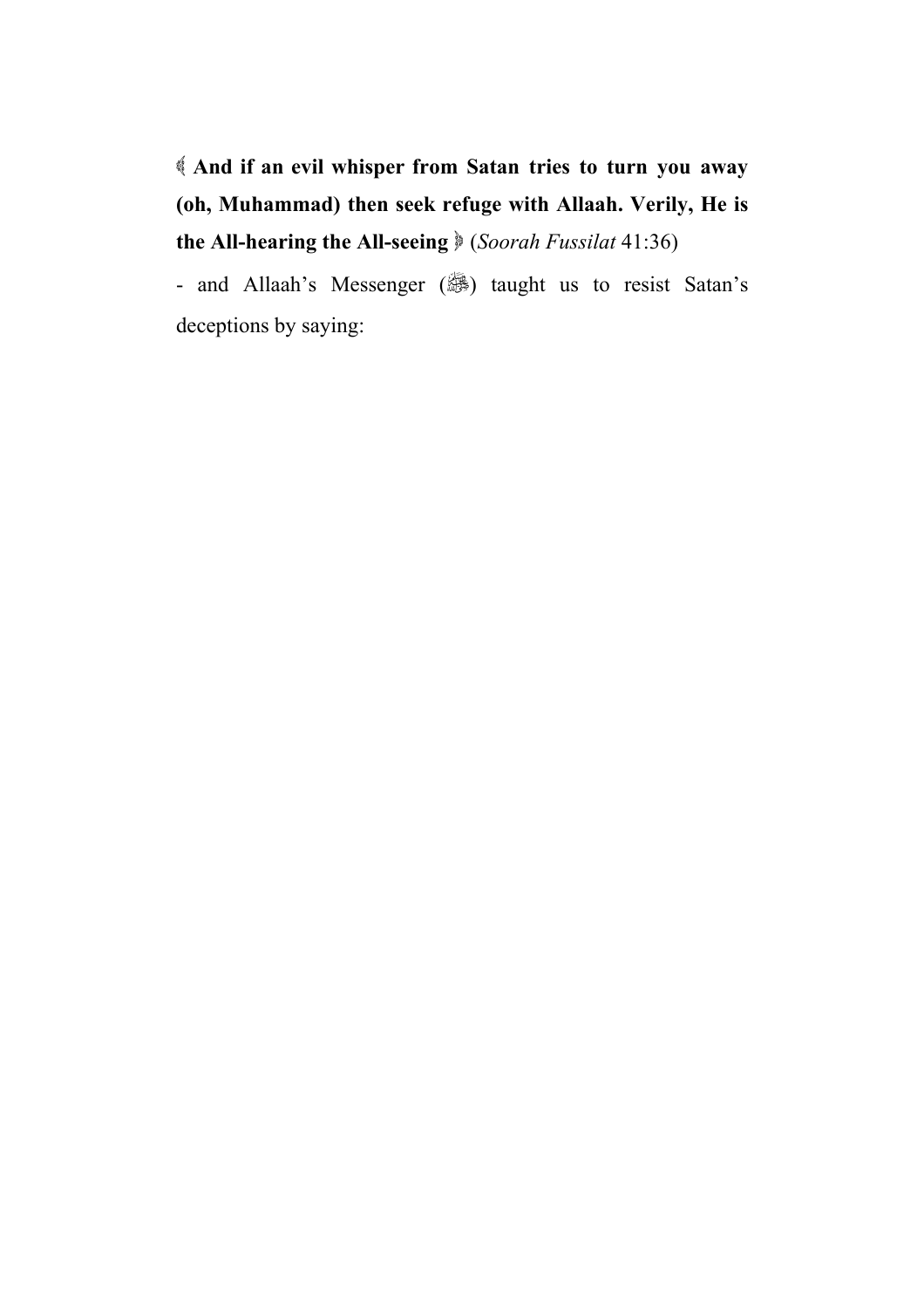﴾ **And if an evil whisper from Satan tries to turn you away (oh, Muhammad) then seek refuge with Allaah. Verily, He is the All-hearing the All-seeing** ﴿ (*Soorah Fussilat* 41:36)

- and Allaah's Messenger (ﷺ) taught us to resist Satan's deceptions by saying: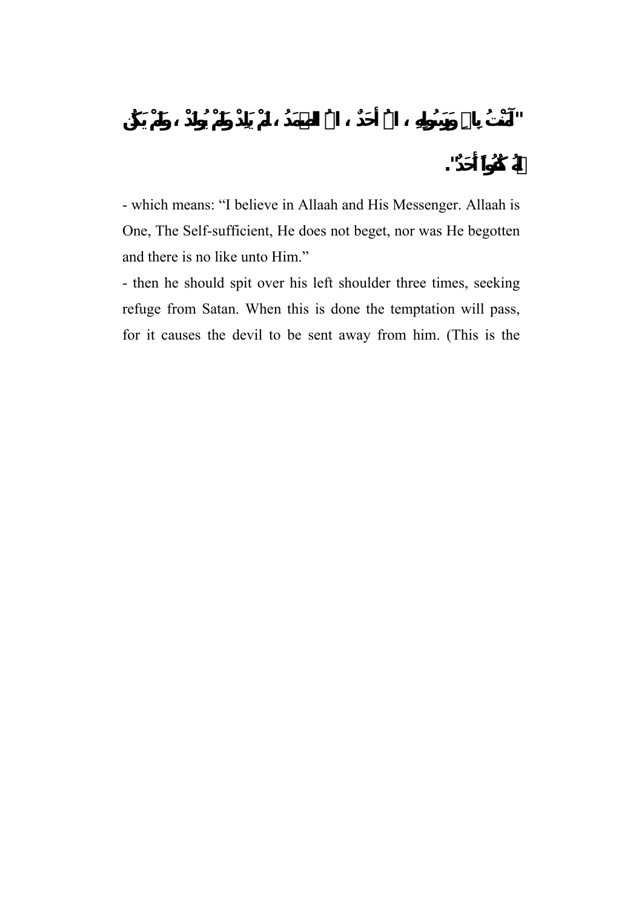"آمَنْتُ بِاللهِ وَرَسُولِهِ ، اللهُ أَحَدٌ ، اللهُ الصَّمَدُ ، لَمْ يَلِدْ وَلَمْ يُولَدْ ، وَلَمْ يَكُنْ لَهُ كُفُواً أَحَدٌ".

- which means: "I believe in Allaah and His Messenger. Allaah is One, The Self-sufficient, He does not beget, nor was He begotten and there is no like unto Him."

- then he should spit over his left shoulder three times, seeking refuge from Satan. When this is done the temptation will pass, for it causes the devil to be sent away from him. (This is the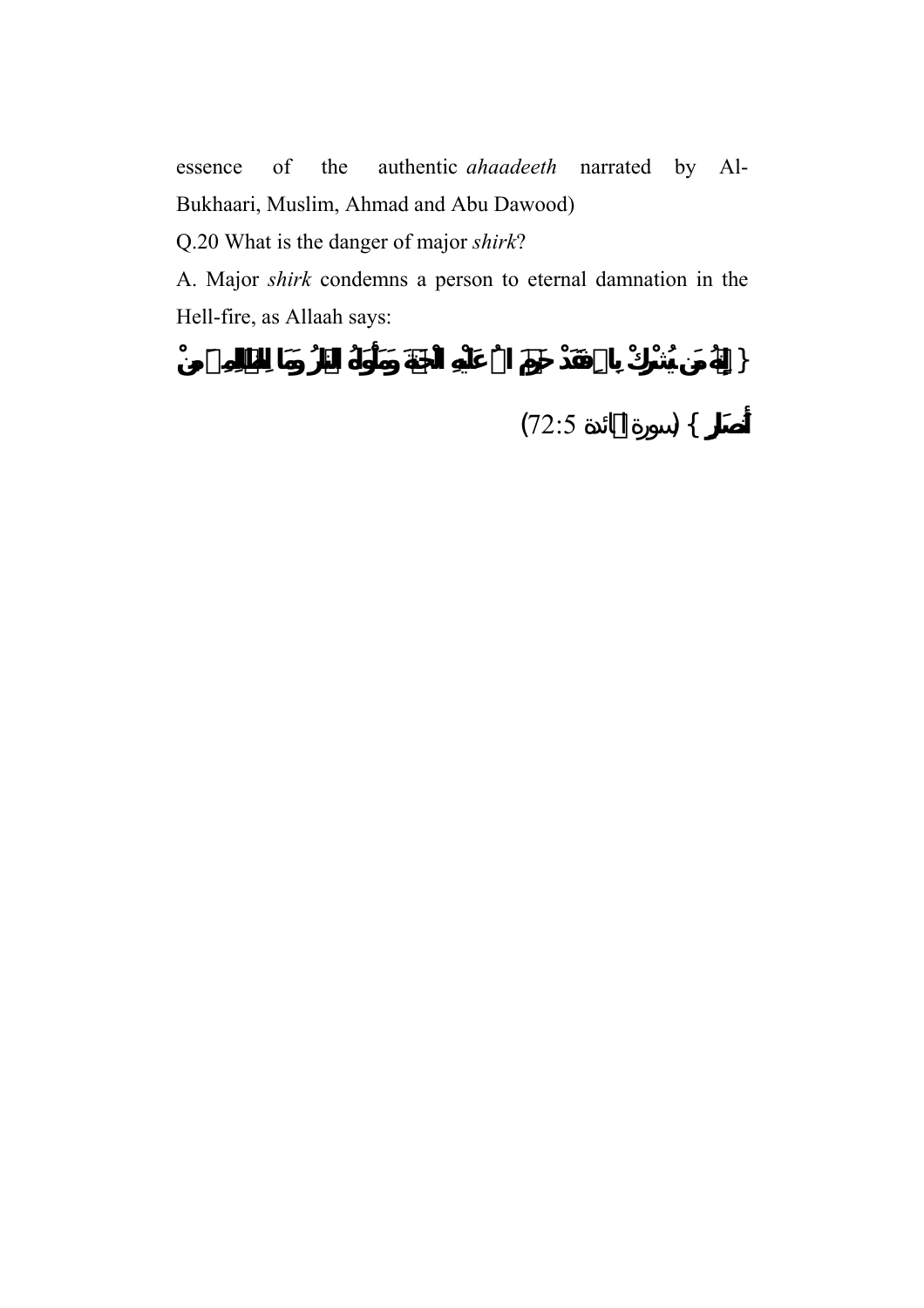essence of the authentic *ahaadeeth* narrated by Al-Bukhaari, Muslim, Ahmad and Abu Dawood)

Q.20 What is the danger of major *shirk*?

A. Major *shirk* condemns a person to eternal damnation in the Hell-fire, as Allaah says:

{ **إِنَّهُ مَن يُشْرِكْ بِاللَّهِ فَقَدْ حَرَّمَ اللَّهُ عَلَيْهِ الْجَنَّةَ وَمَأْوَاهُ النَّارُ وَمَا لِلظَّالِمِينَ مِنْ أَنصَارٍ** } (سورة المائدة 5:72)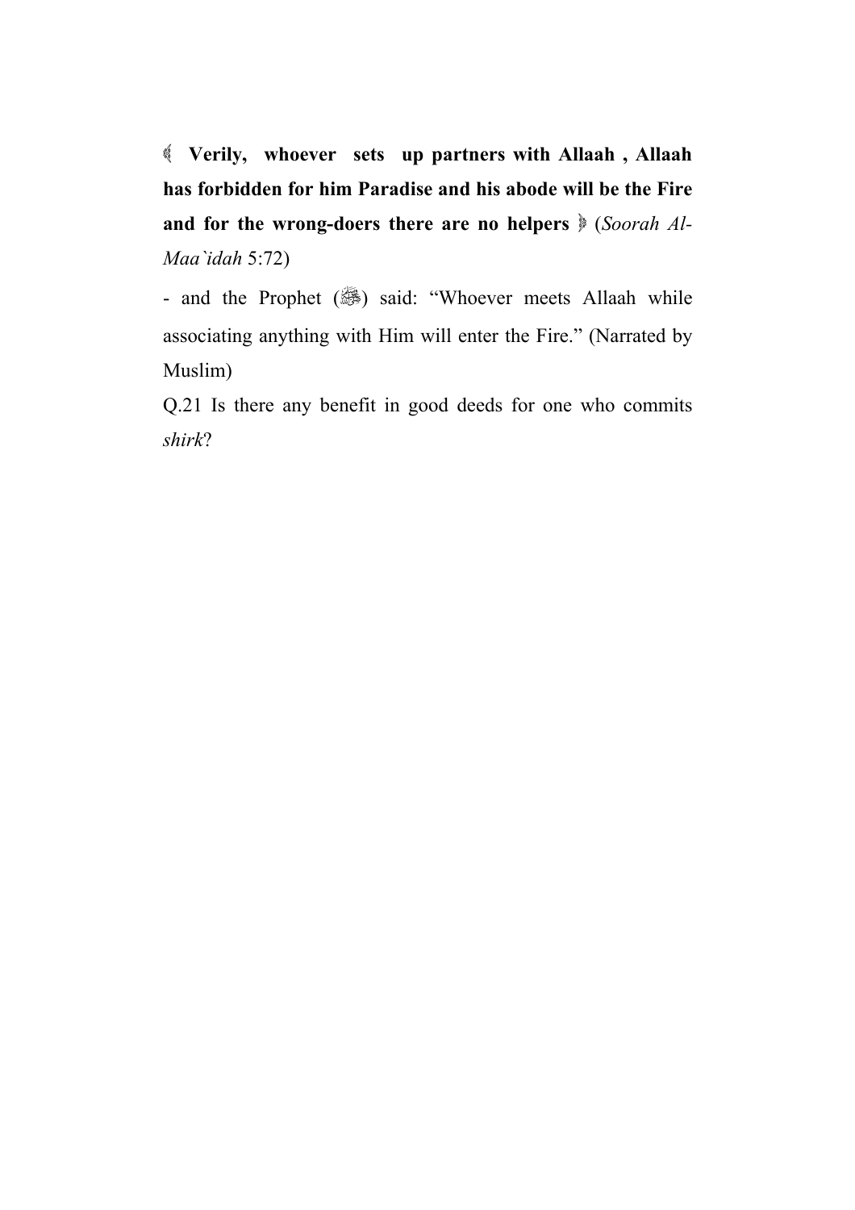﴾ **Verily, whoever sets up partners with Allaah , Allaah has forbidden for him Paradise and his abode will be the Fire and for the wrong-doers there are no helpers** ﴿ (*Soorah Al-Maa`idah* 5:72)

- and the Prophet (ﷺ) said: “Whoever meets Allaah while associating anything with Him will enter the Fire.” (Narrated by Muslim)

Q.21 Is there any benefit in good deeds for one who commits *shirk*?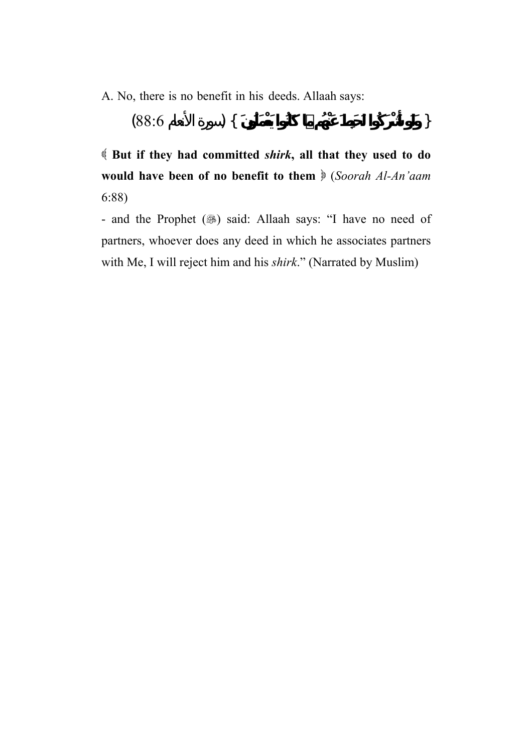A. No, there is no benefit in his deeds. Allaah says:

{ وَلَوْ أَشْرَكُوا لَحَبِطَ عَنْهُم مَّا كَانُوا يَعْمَلُونَ } (سورة الأنعام 6:88)

﴿ **But if they had committed *shirk*, all that they used to do would have been of no benefit to them** ﴾ (*Soorah Al-An'aam* 6:88)

- and the Prophet (ﷺ) said: Allaah says: "I have no need of partners, whoever does any deed in which he associates partners with Me, I will reject him and his *shirk*." (Narrated by Muslim)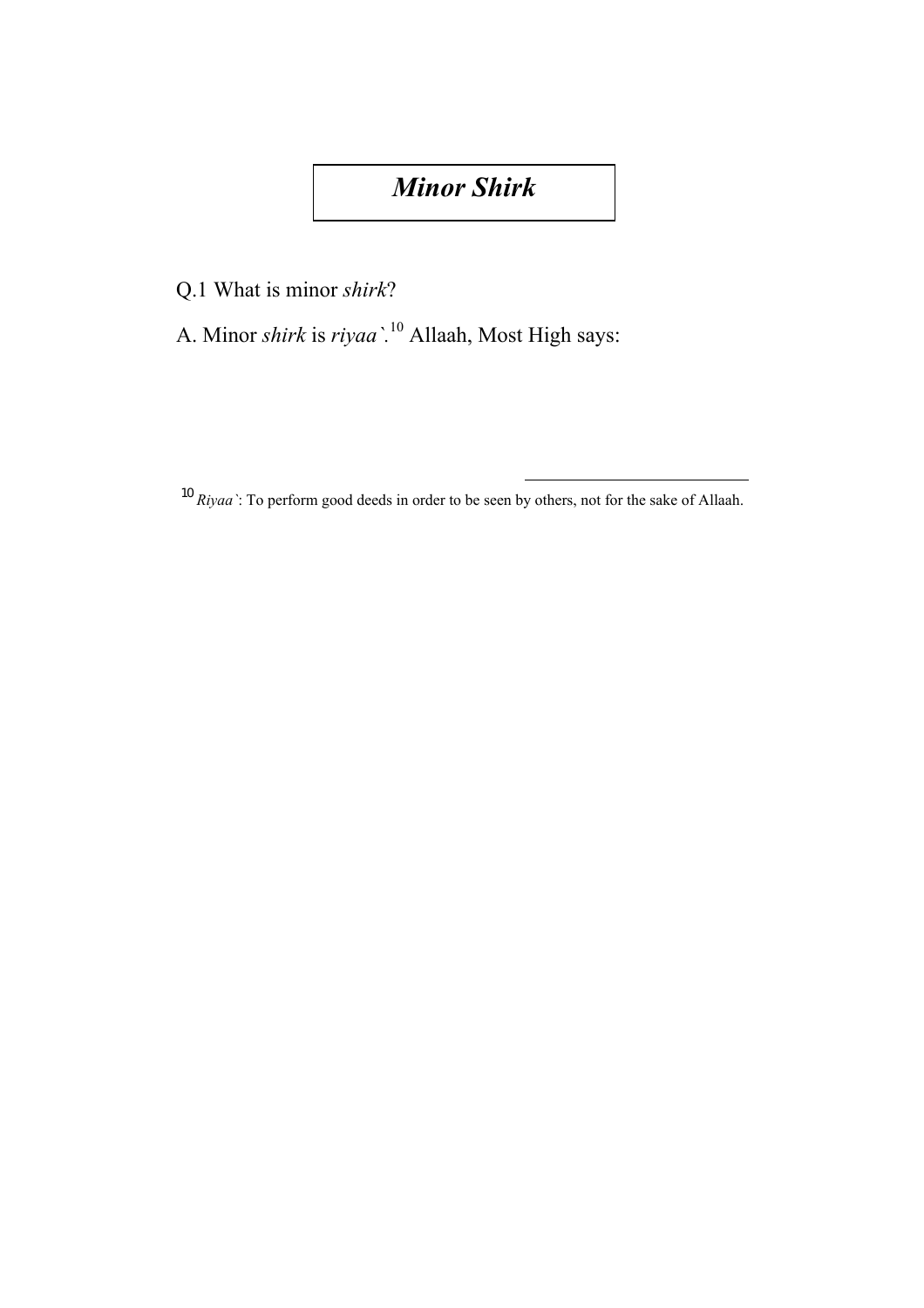# *Minor Shirk*

Q.1 What is minor *shirk*?

A. Minor *shirk* is *riyaa`*.[10] Allaah, Most High says:

---

[10] *Riyaa`*: To perform good deeds in order to be seen by others, not for the sake of Allaah.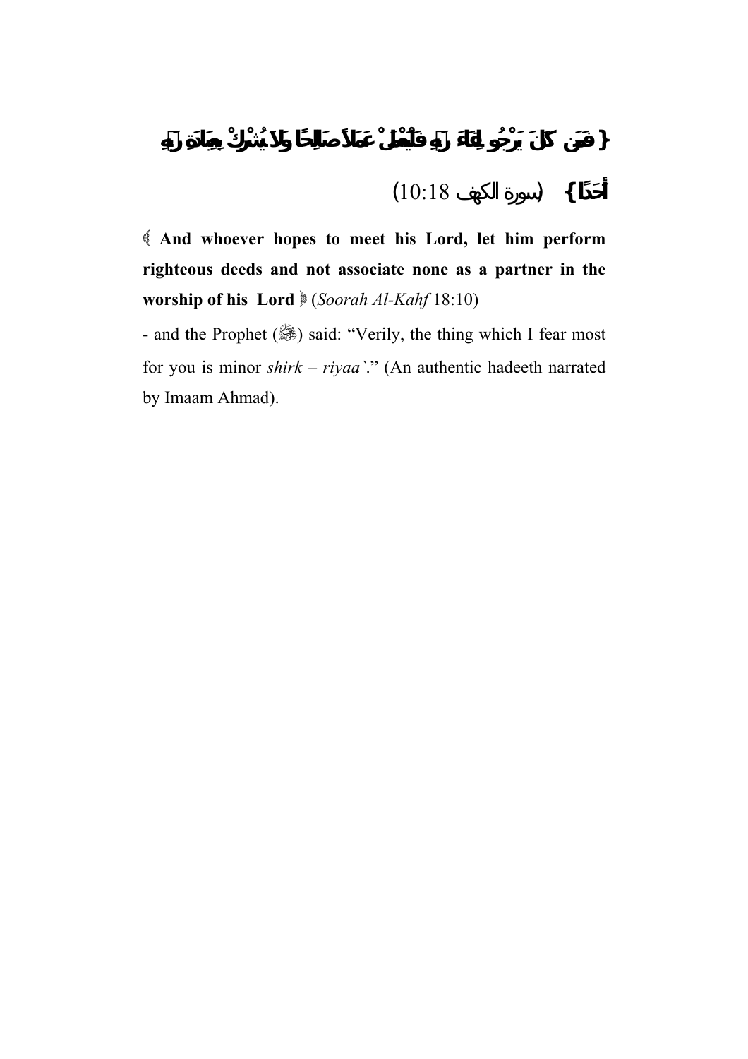{ فَمَن كَانَ يَرْجُو لِقَاءَ رَبِّهِ فَلْيَعْمَلْ عَمَلاً صَالِحًا وَلاَ يُشْرِكْ بِعِبَادَةِ رَبِّهِ أَحَدًا } (سورة الكهف 10:18)

﴿ **And whoever hopes to meet his Lord, let him perform righteous deeds and not associate none as a partner in the worship of his Lord** ﴾ (*Soorah Al-Kahf* 18:10)

- and the Prophet (ﷺ) said: "Verily, the thing which I fear most for you is minor *shirk – riyaa`*." (An authentic hadeeth narrated by Imaam Ahmad).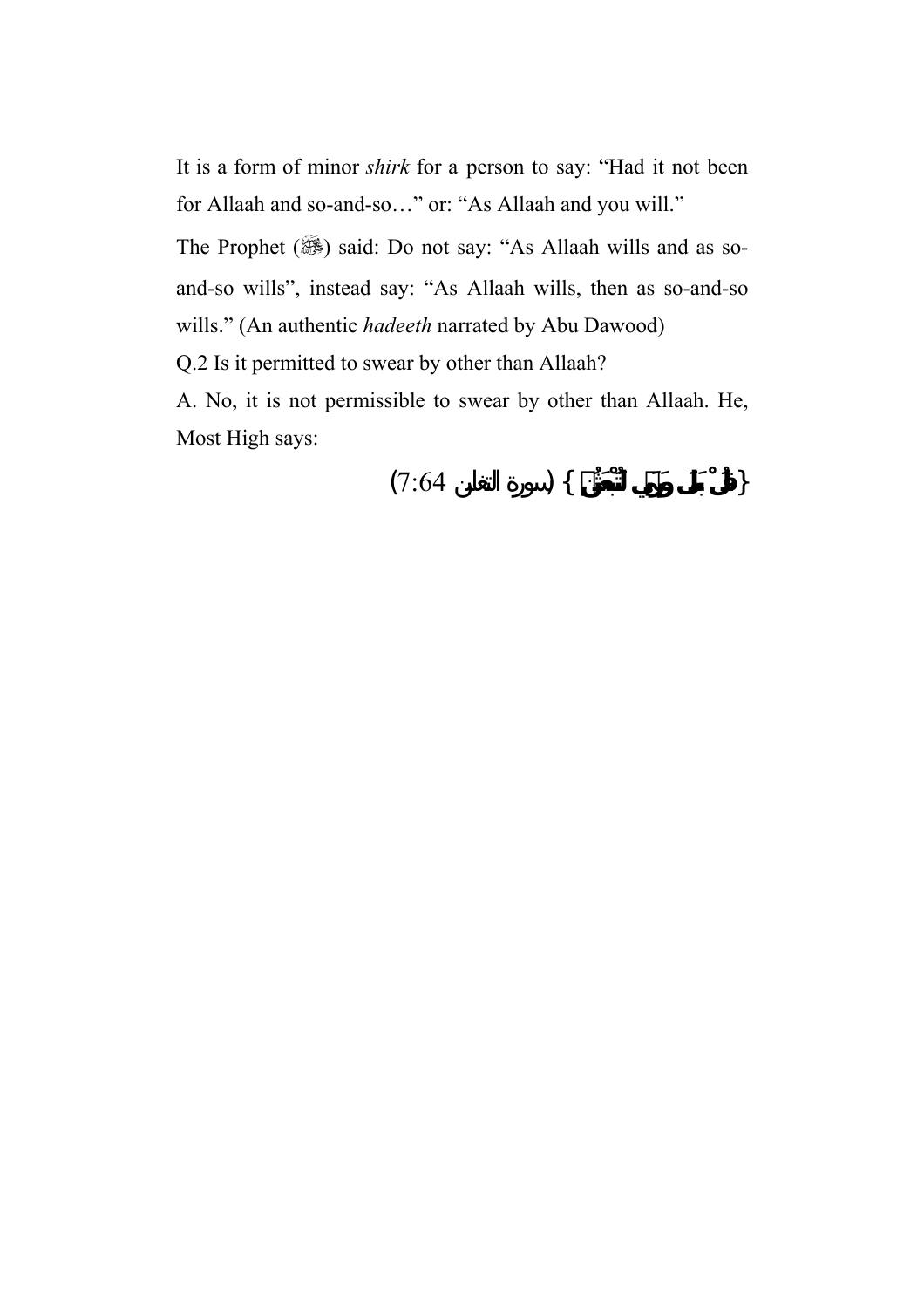It is a form of minor *shirk* for a person to say: "Had it not been for Allaah and so-and-so…" or: "As Allaah and you will."

The Prophet (ﷺ) said: Do not say: "As Allaah wills and as so-and-so wills", instead say: "As Allaah wills, then as so-and-so wills." (An authentic *hadeeth* narrated by Abu Dawood)

Q.2 Is it permitted to swear by other than Allaah?

A. No, it is not permissible to swear by other than Allaah. He, Most High says:

{قُلْ بَلَى وَرَبِّي لَتُبْعَثُنَّ} (سورة التغابن 7:64)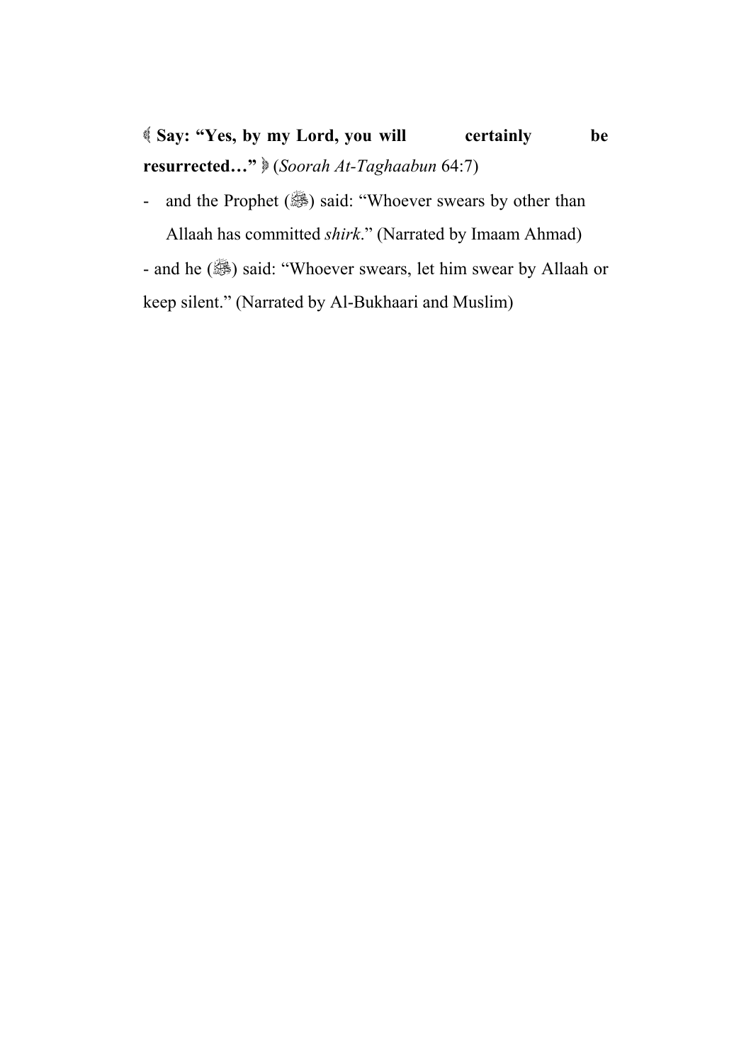﴿ **Say: "Yes, by my Lord, you will certainly be resurrected…"** ﴾ (*Soorah At-Taghaabun* 64:7)

- and the Prophet (ﷺ) said: "Whoever swears by other than Allaah has committed *shirk*." (Narrated by Imaam Ahmad)

- and he (ﷺ) said: "Whoever swears, let him swear by Allaah or keep silent." (Narrated by Al-Bukhaari and Muslim)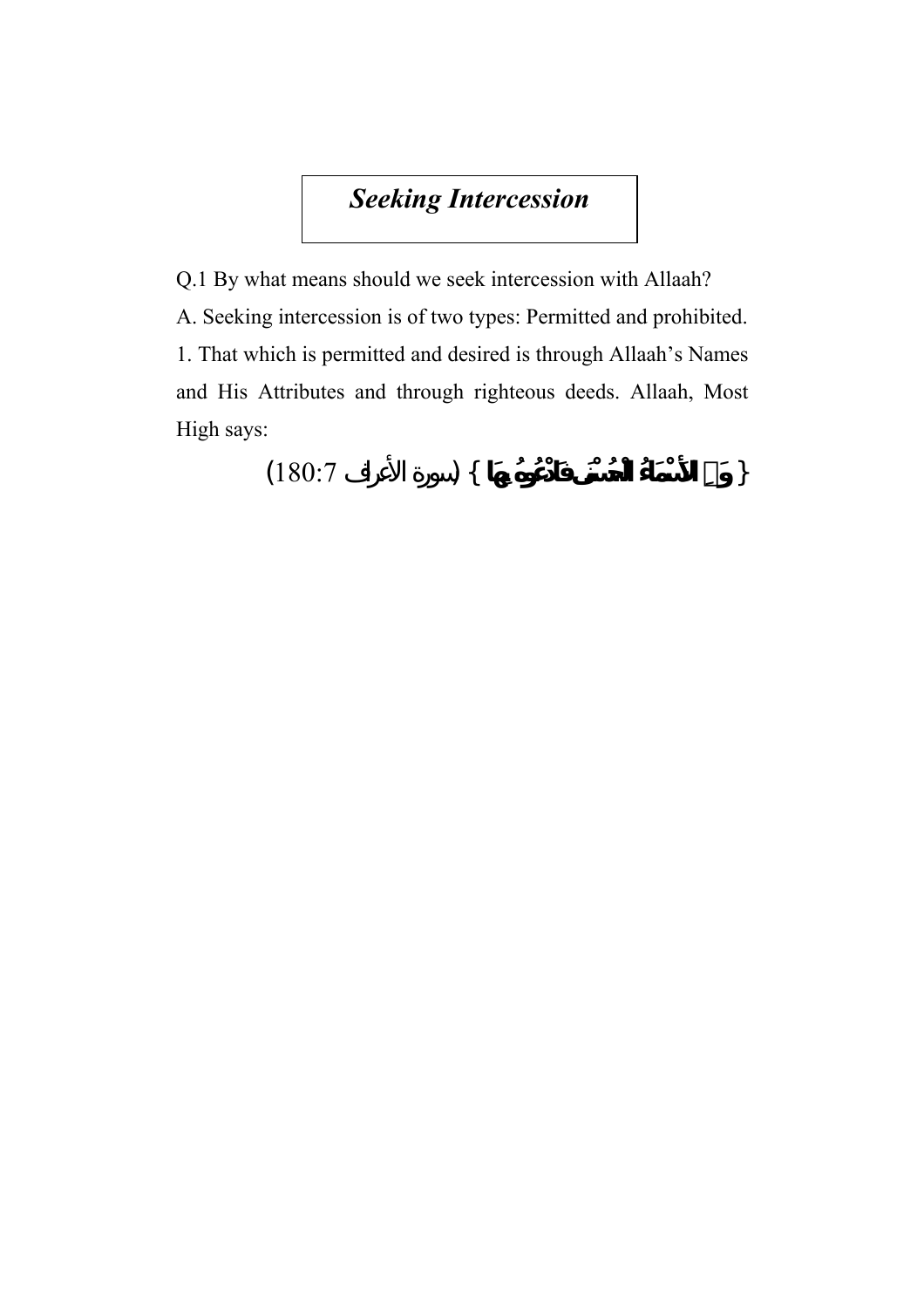# *Seeking Intercession*

Q.1 By what means should we seek intercession with Allaah?

A. Seeking intercession is of two types: Permitted and prohibited.

1. That which is permitted and desired is through Allaah's Names and His Attributes and through righteous deeds. Allaah, Most High says:

{ وَلِلَّهِ الْأَسْمَاءُ الْحُسْنَى فَادْعُوهُ بِهَا } (سورة الأعراف 180:7)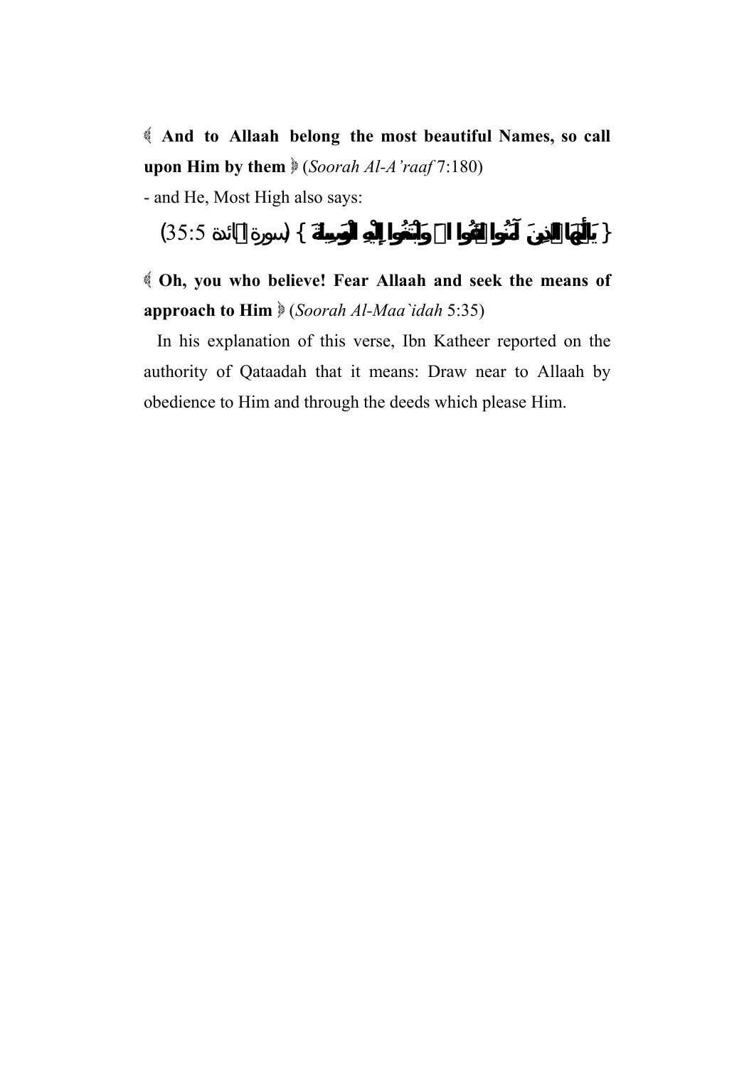﴿ **And to Allaah belong the most beautiful Names, so call upon Him by them** ﴾ (*Soorah Al-A'raaf* 7:180)

- and He, Most High also says:

{ يَا أَيُّهَا الَّذِينَ آمَنُوا اتَّقُوا اللَّهَ وَابْتَغُوا إِلَيْهِ الْوَسِيلَةَ } (سورة المائدة 35:5)

﴿ **Oh, you who believe! Fear Allaah and seek the means of approach to Him** ﴾ (*Soorah Al-Maa`idah* 5:35)

In his explanation of this verse, Ibn Katheer reported on the authority of Qataadah that it means: Draw near to Allaah by obedience to Him and through the deeds which please Him.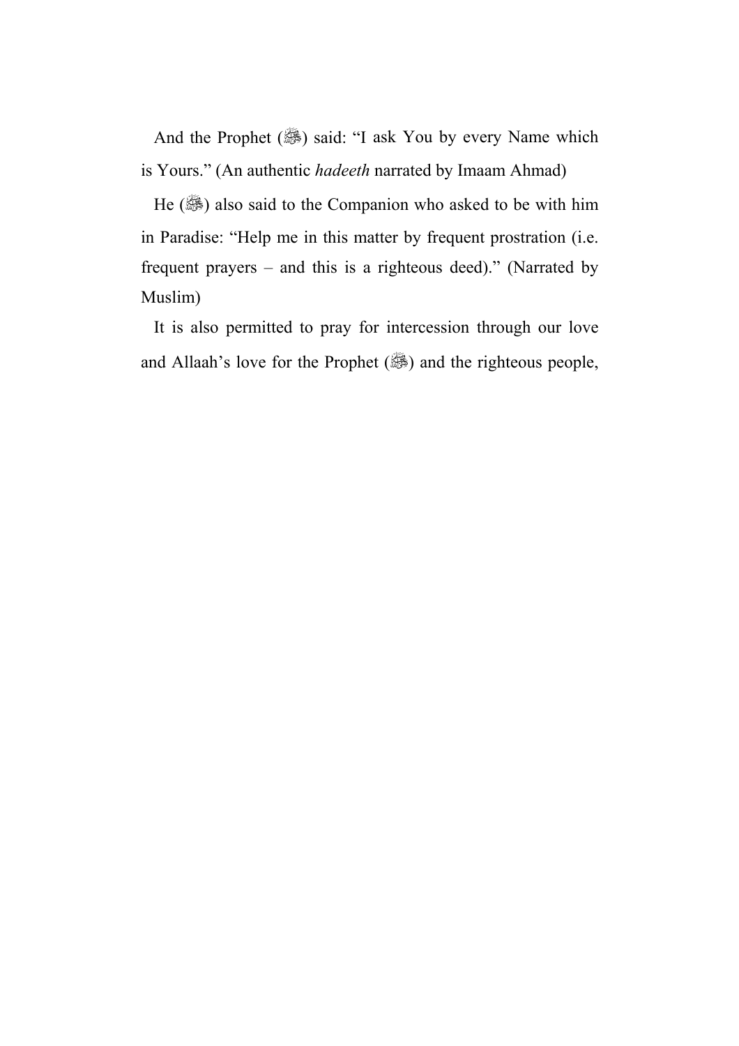And the Prophet (ﷺ) said: “I ask You by every Name which is Yours.” (An authentic *hadeeth* narrated by Imaam Ahmad)

He (ﷺ) also said to the Companion who asked to be with him in Paradise: “Help me in this matter by frequent prostration (i.e. frequent prayers – and this is a righteous deed).” (Narrated by Muslim)

It is also permitted to pray for intercession through our love and Allaah’s love for the Prophet (ﷺ) and the righteous people,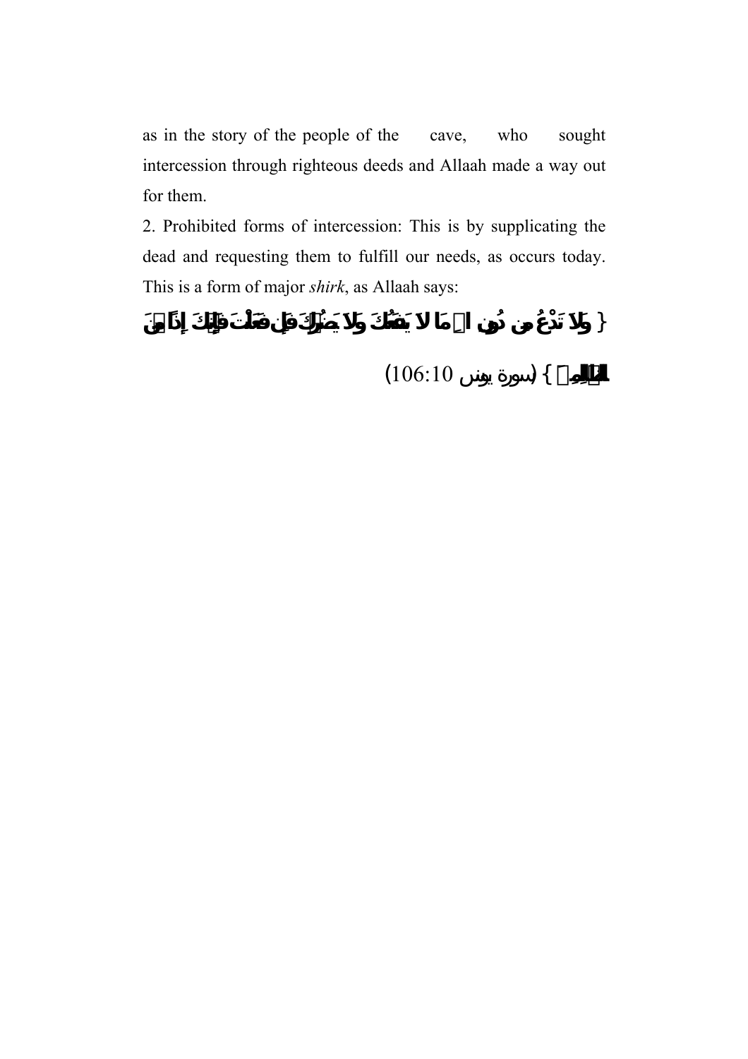as in the story of the people of the cave, who sought intercession through righteous deeds and Allaah made a way out for them.

2. Prohibited forms of intercession: This is by supplicating the dead and requesting them to fulfill our needs, as occurs today. This is a form of major *shirk*, as Allaah says:

{ وَلاَ تَدْعُ مِن دُونِ اللّهِ مَا لاَ يَنفَعُكَ وَلاَ يَضُرُّكَ فَإِن فَعَلْتَ فَإِنَّكَ إِذاً مِّنَ الظَّالِمِينَ } (سورة يونس 106:10)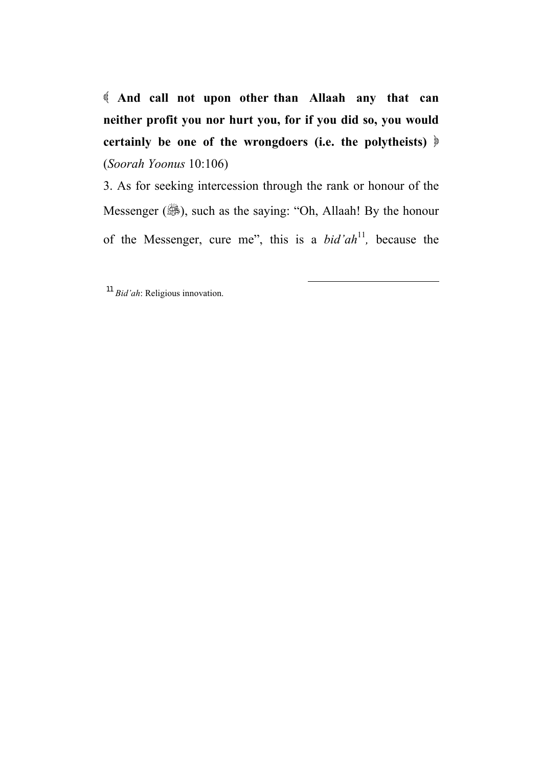﴾ **And call not upon other than Allaah any that can neither profit you nor hurt you, for if you did so, you would certainly be one of the wrongdoers (i.e. the polytheists)** ﴿ (*Soorah Yoonus* 10:106)

3. As for seeking intercession through the rank or honour of the Messenger (ﷺ), such as the saying: "Oh, Allaah! By the honour of the Messenger, cure me", this is a *bid'ah*[11], because the

---

[11] *Bid'ah*: Religious innovation.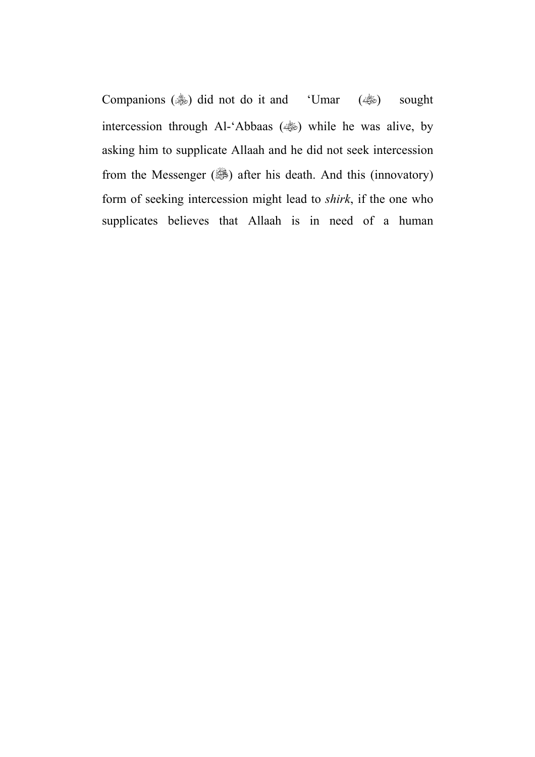Companions (ﷺ) did not do it and 'Umar (ﷺ) sought intercession through Al-'Abbaas (ﷺ) while he was alive, by asking him to supplicate Allaah and he did not seek intercession from the Messenger (ﷺ) after his death. And this (innovatory) form of seeking intercession might lead to *shirk*, if the one who supplicates believes that Allaah is in need of a human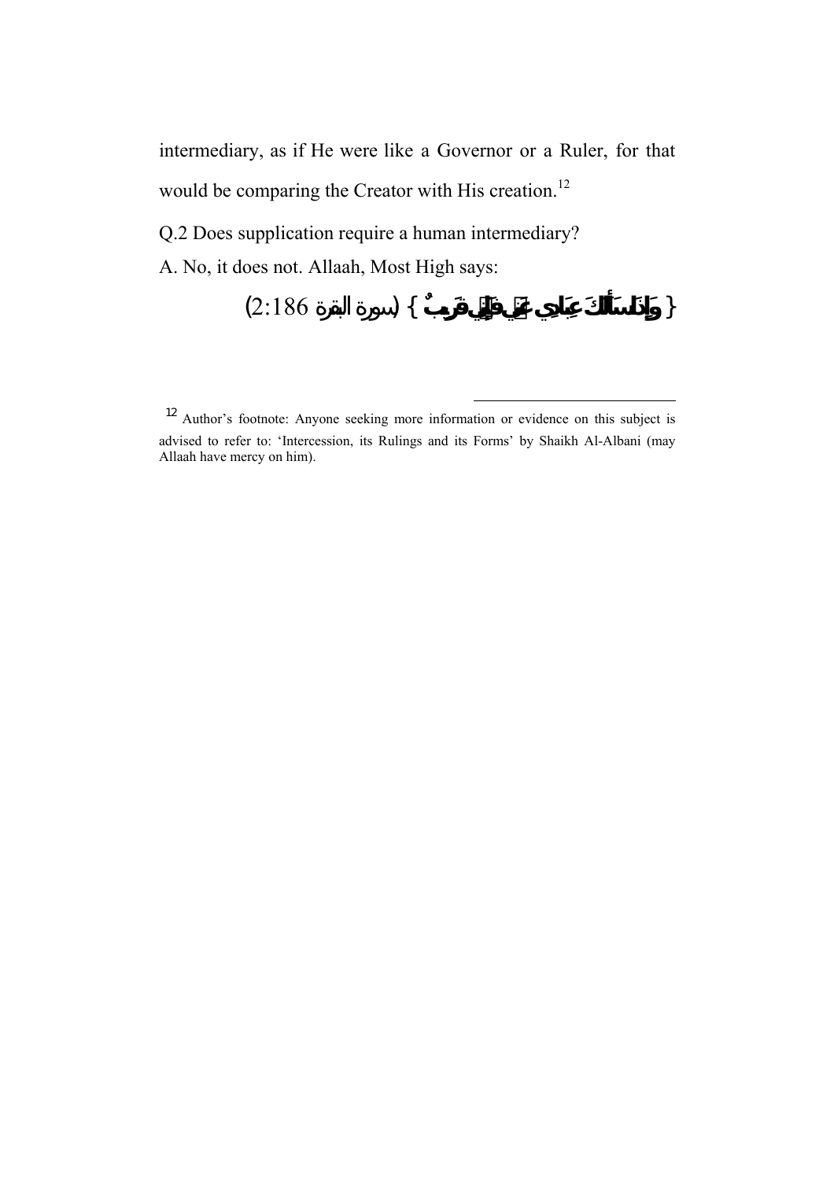intermediary, as if He were like a Governor or a Ruler, for that would be comparing the Creator with His creation.[12]

Q.2 Does supplication require a human intermediary?

A. No, it does not. Allaah, Most High says:

{ وَإِذَا سَأَلَكَ عِبَادِي عَنِّي فَإِنِّي قَرِيبٌ } (سورة البقرة 2:186)

---

[12] Author's footnote: Anyone seeking more information or evidence on this subject is advised to refer to: 'Intercession, its Rulings and its Forms' by Shaikh Al-Albani (may Allaah have mercy on him).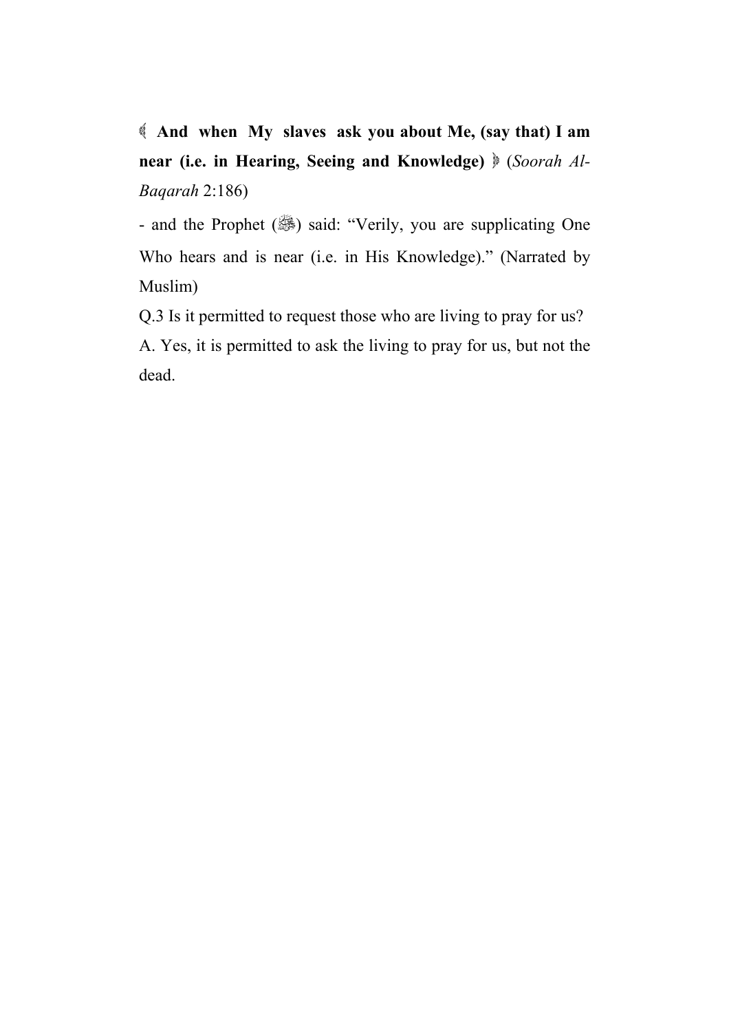﴿ **And when My slaves ask you about Me, (say that) I am near (i.e. in Hearing, Seeing and Knowledge)** ﴾ (*Soorah Al-Baqarah* 2:186)

- and the Prophet (ﷺ) said: "Verily, you are supplicating One Who hears and is near (i.e. in His Knowledge)." (Narrated by Muslim)

Q.3 Is it permitted to request those who are living to pray for us?

A. Yes, it is permitted to ask the living to pray for us, but not the dead.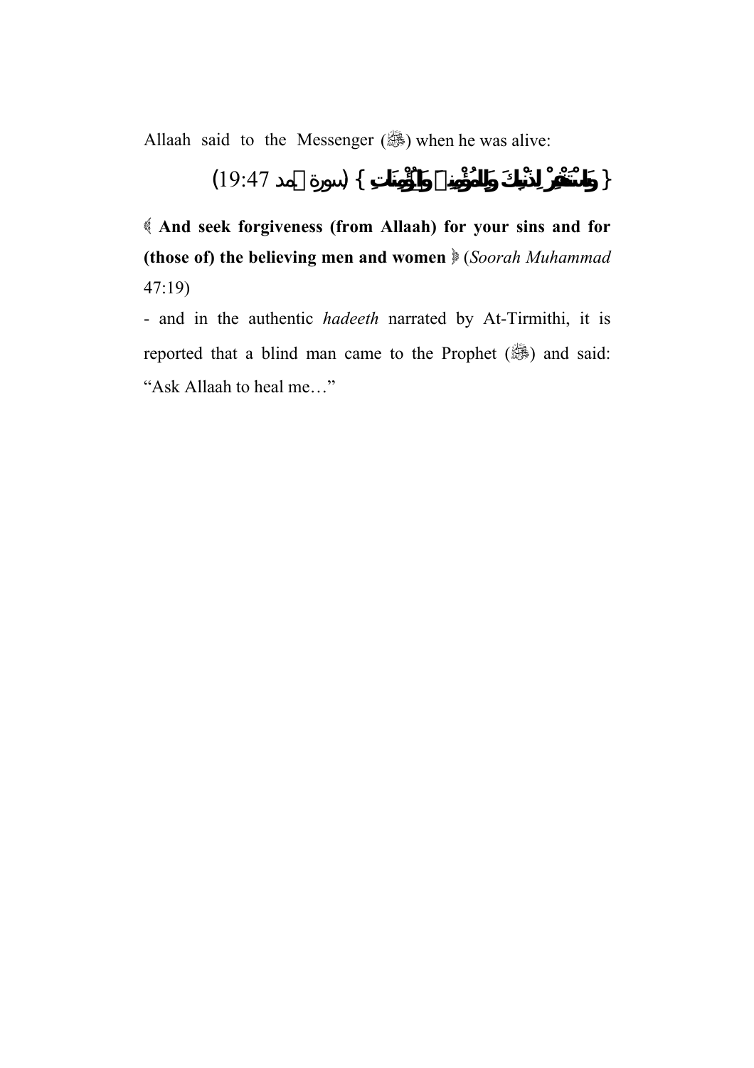Allaah said to the Messenger (ﷺ) when he was alive:

{ وَاسْتَغْفِرْ لِذَنْبِكَ وَلِلْمُؤْمِنِينَ وَالْمُؤْمِنَاتِ } (سورة محمد 19:47)

﴾ **And seek forgiveness (from Allaah) for your sins and for (those of) the believing men and women** ﴿ (*Soorah Muhammad* 47:19)

- and in the authentic *hadeeth* narrated by At-Tirmithi, it is reported that a blind man came to the Prophet (ﷺ) and said: "Ask Allaah to heal me…"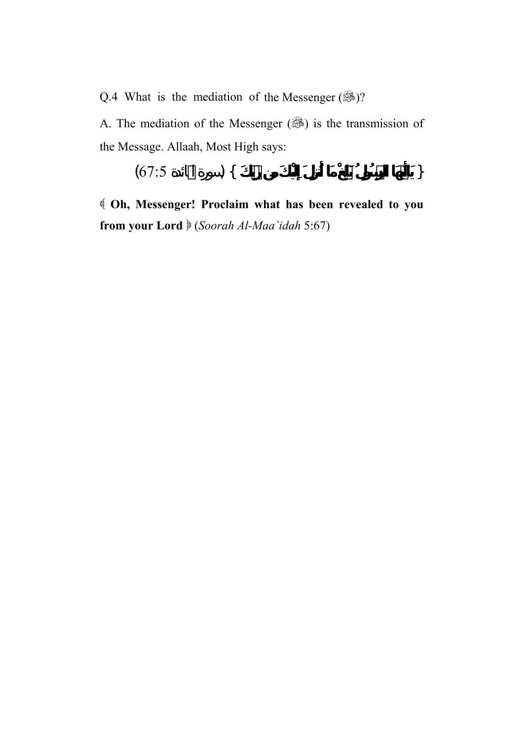Q.4 What is the mediation of the Messenger (ﷺ)?

A. The mediation of the Messenger (ﷺ) is the transmission of the Message. Allaah, Most High says:

{ يَاأَيُّهَا الرَّسُولُ بَلِّغْ مَا أُنزِلَ إِلَيْكَ مِن رَّبِّكَ } (سورة المائدة 5:67)

﴿ **Oh, Messenger! Proclaim what has been revealed to you from your Lord** ﴾ (*Soorah Al-Maa`idah* 5:67)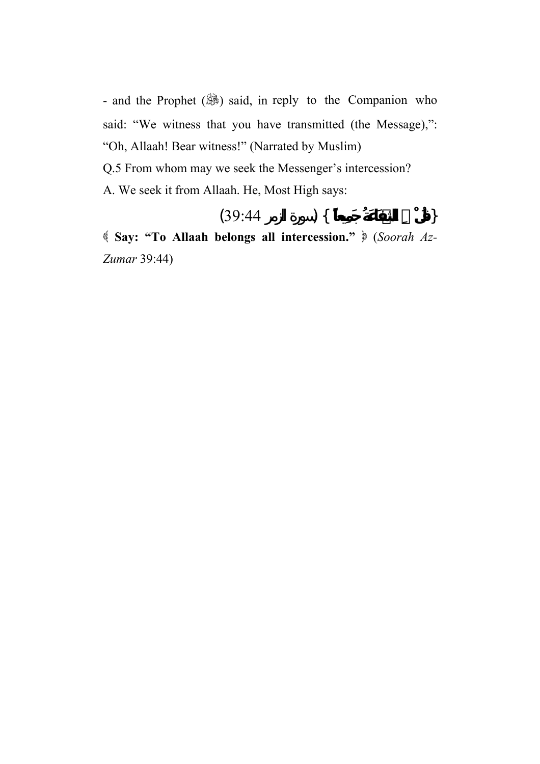- and the Prophet (ﷺ) said, in reply to the Companion who said: "We witness that you have transmitted (the Message),": "Oh, Allaah! Bear witness!" (Narrated by Muslim)

Q.5 From whom may we seek the Messenger's intercession?

A. We seek it from Allaah. He, Most High says:

{قُلْ لِلَّهِ الشَّفَاعَةُ جَمِيعاً} (سورة الزمر 39:44)

﴿ **Say: "To Allaah belongs all intercession."** ﴾ (*Soorah Az-Zumar* 39:44)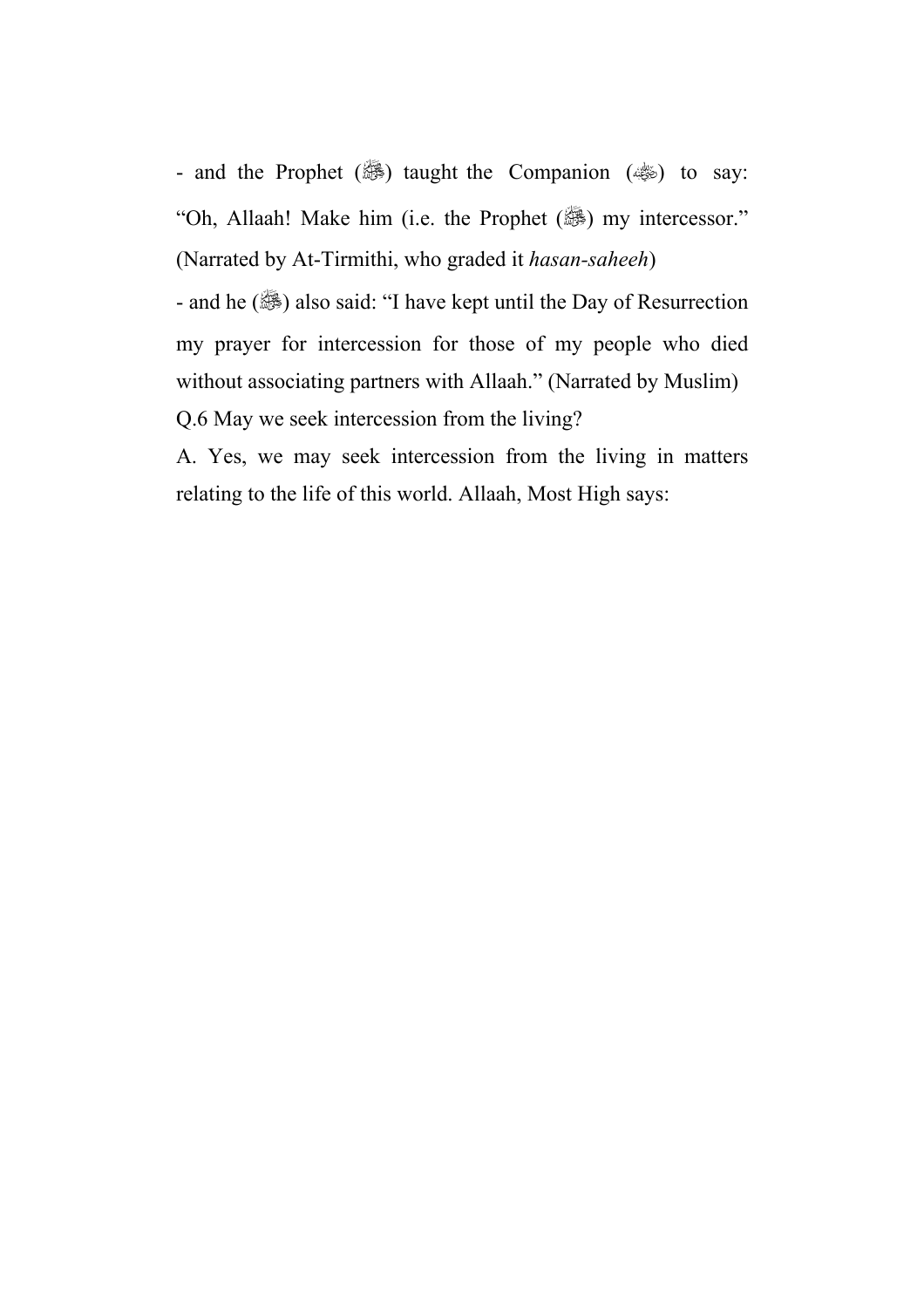- and the Prophet (ﷺ) taught the Companion (رضي الله عنه) to say: "Oh, Allaah! Make him (i.e. the Prophet (ﷺ) my intercessor." (Narrated by At-Tirmithi, who graded it *hasan-saheeh*)

- and he (ﷺ) also said: "I have kept until the Day of Resurrection my prayer for intercession for those of my people who died without associating partners with Allaah." (Narrated by Muslim)

Q.6 May we seek intercession from the living?

A. Yes, we may seek intercession from the living in matters relating to the life of this world. Allaah, Most High says: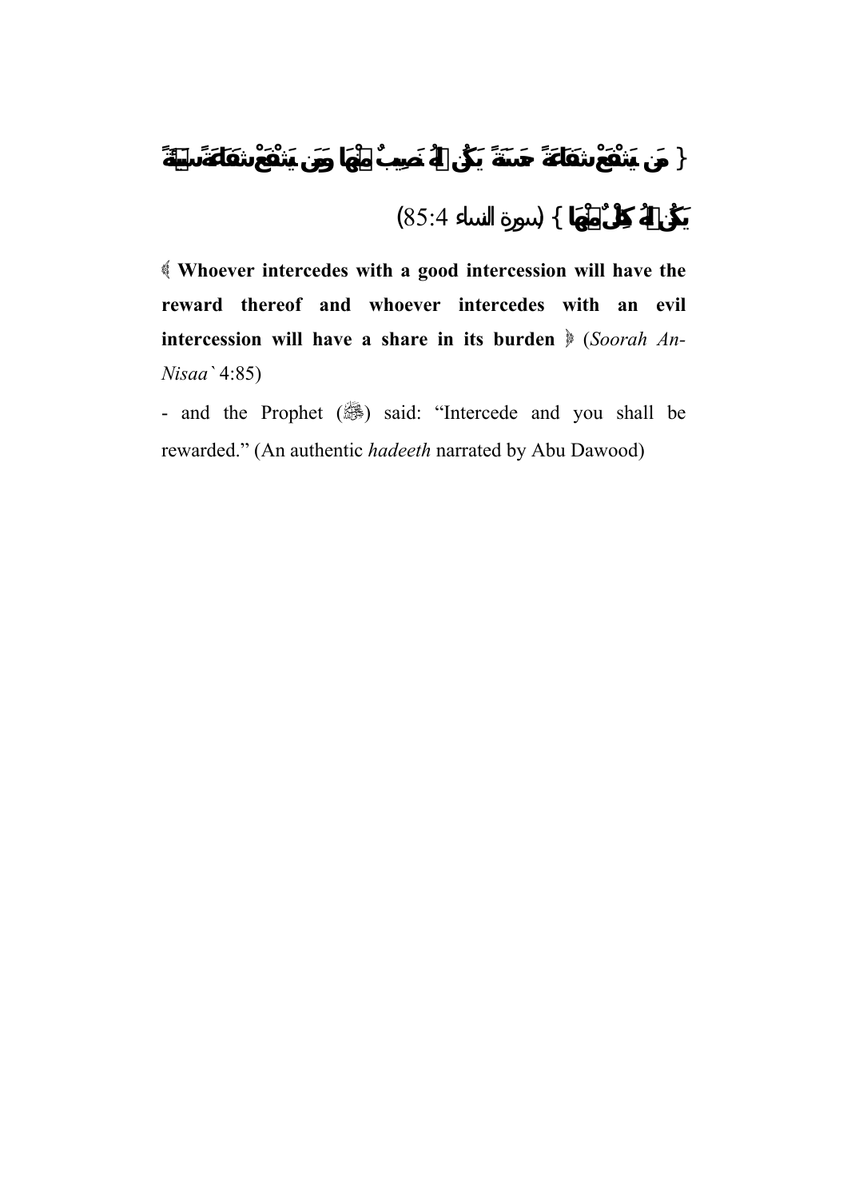{ مَن يَشْفَعْ شَفَاعَةً حَسَنَةً يَكُن لَّهُ نَصِيبٌ مِّنْهَا وَمَن يَشْفَعْ شَفَاعَةً سَيِّئَةً يَكُن لَّهُ كِفْلٌ مِّنْهَا } (سورة النساء 85:4)

﴾ **Whoever intercedes with a good intercession will have the reward thereof and whoever intercedes with an evil intercession will have a share in its burden** ﴿ (*Soorah An-Nisaa`* 4:85)

- and the Prophet (ﷺ) said: "Intercede and you shall be rewarded." (An authentic *hadeeth* narrated by Abu Dawood)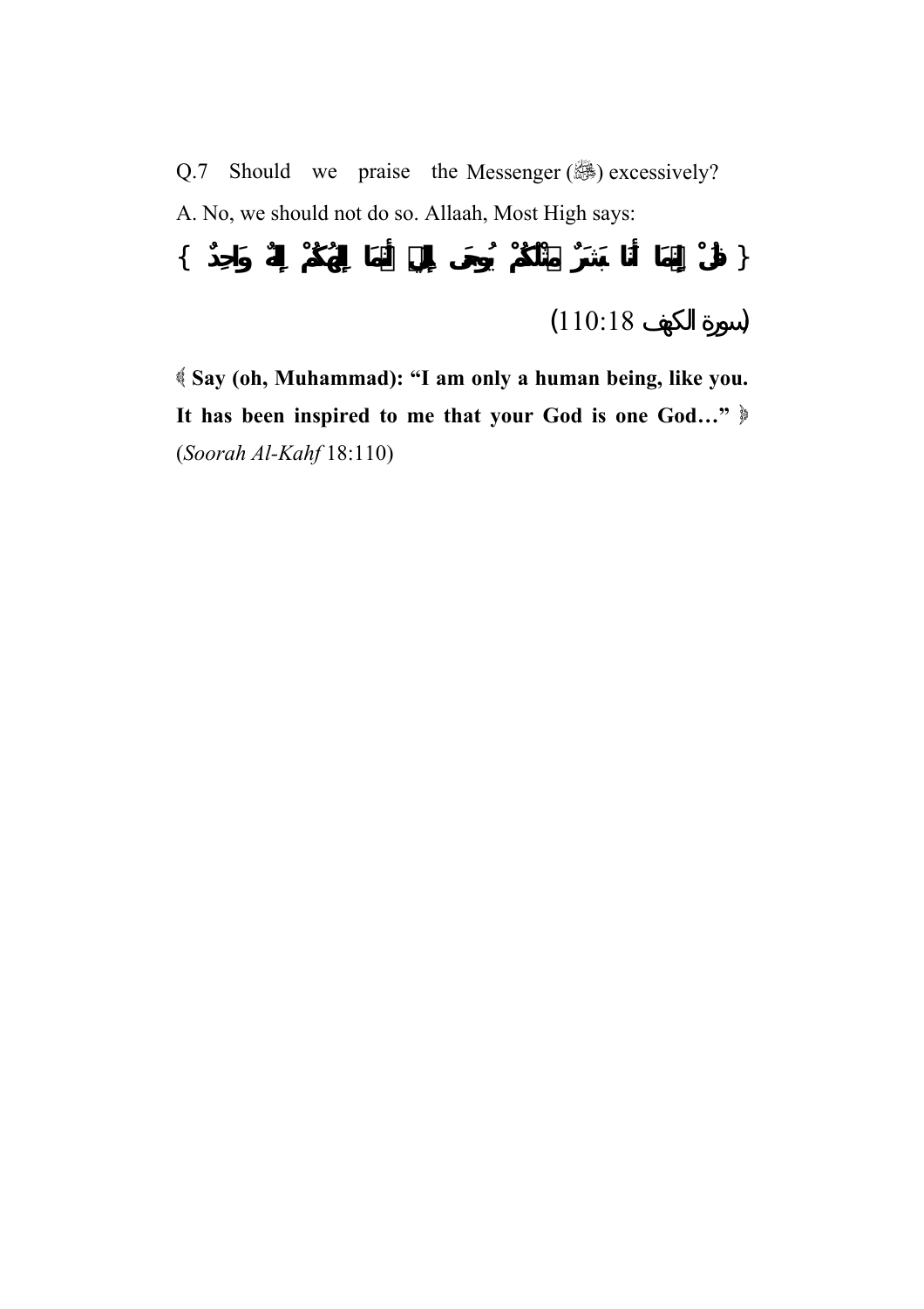Q.7 Should we praise the Messenger (ﷺ) excessively?

A. No, we should not do so. Allaah, Most High says:

{ قُلْ إِنَّمَا أَنَا بَشَرٌ مِّثْلُكُمْ يُوحَى إِلَيَّ أَنَّمَا إِلَهُكُمْ إِلَهٌ وَاحِدٌ }

(سورة الكهف 110:18)

﴿ **Say (oh, Muhammad): "I am only a human being, like you. It has been inspired to me that your God is one God…"** ﴾ (*Soorah Al-Kahf* 18:110)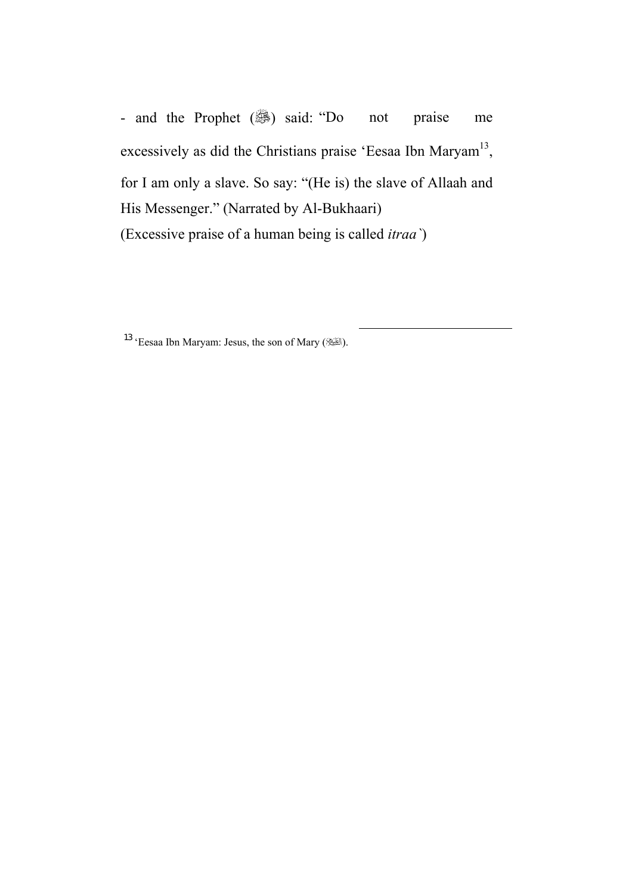- and the Prophet (ﷺ) said: "Do not praise me excessively as did the Christians praise 'Eesaa Ibn Maryam[13], for I am only a slave. So say: "(He is) the slave of Allaah and His Messenger." (Narrated by Al-Bukhaari)

(Excessive praise of a human being is called *itraa`*)

---

[13] 'Eesaa Ibn Maryam: Jesus, the son of Mary (عليه السلام).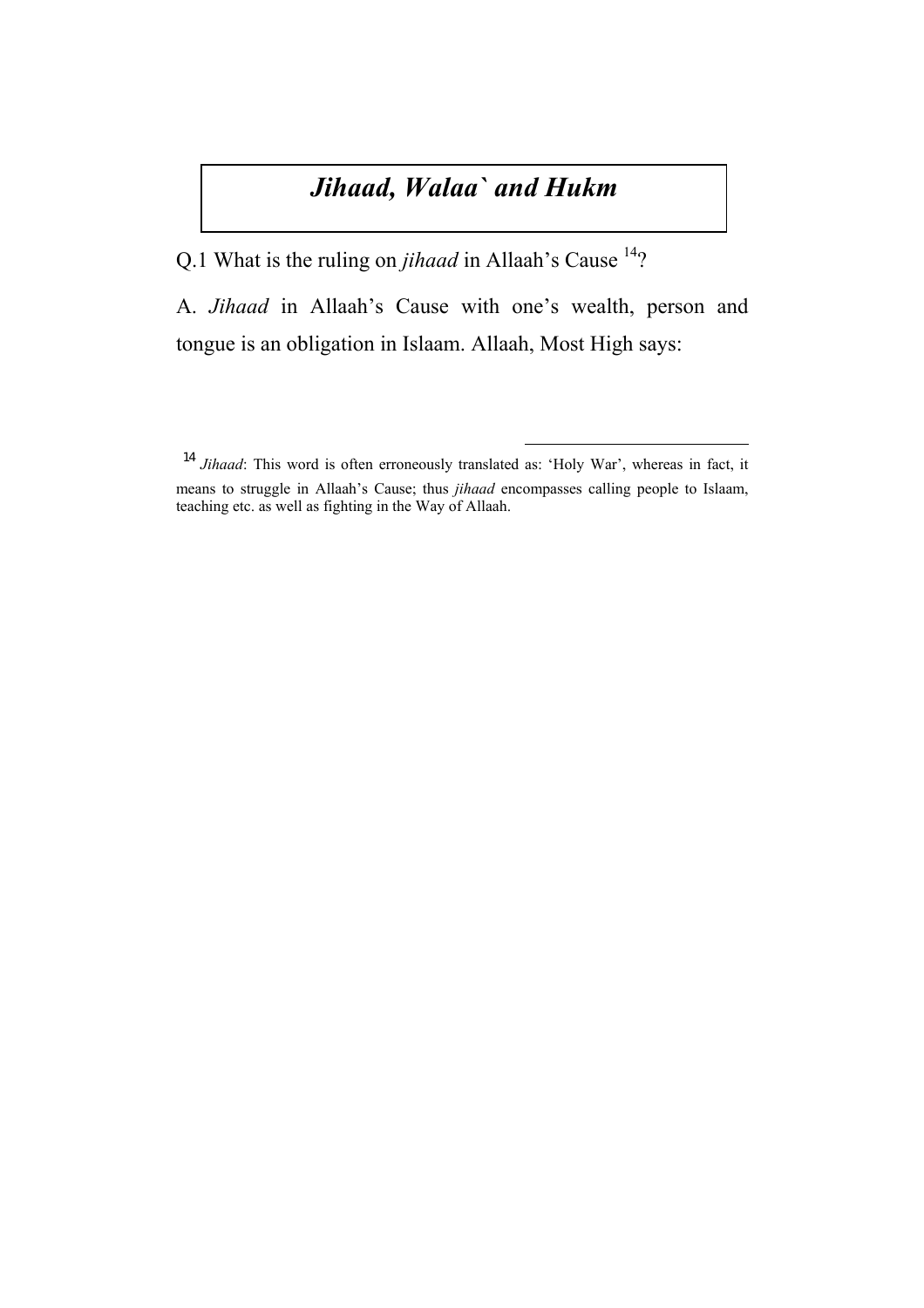# *Jihaad, Walaa` and Hukm*

Q.1 What is the ruling on *jihaad* in Allaah's Cause [14]?

A. *Jihaad* in Allaah's Cause with one's wealth, person and tongue is an obligation in Islaam. Allaah, Most High says:

---

[14] *Jihaad*: This word is often erroneously translated as: 'Holy War', whereas in fact, it means to struggle in Allaah's Cause; thus *jihaad* encompasses calling people to Islaam, teaching etc. as well as fighting in the Way of Allaah.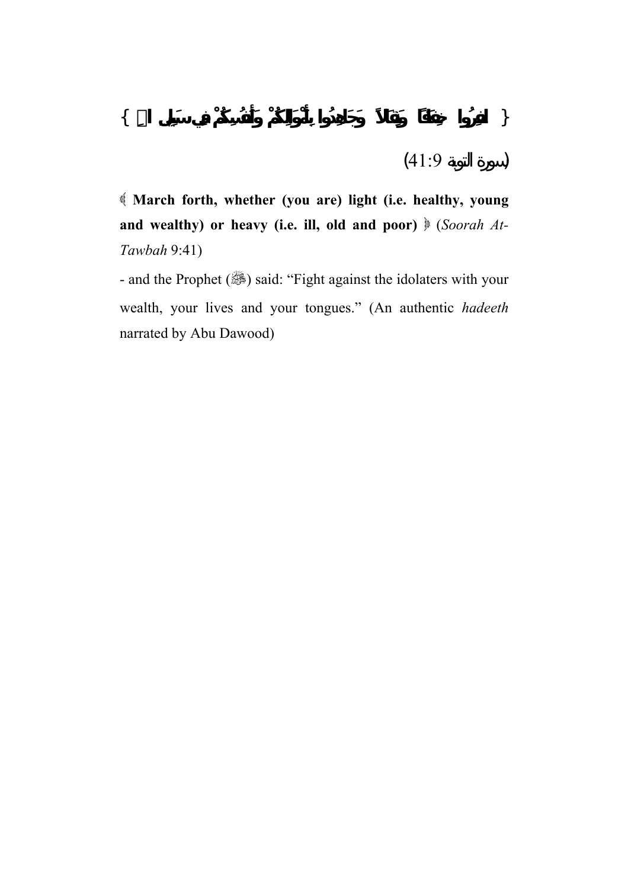{ انفِرُوا خِفَافاً وَثِقَالاً وَجَاهِدُوا بِأَمْوَالِكُمْ وَأَنفُسِكُمْ فِي سَبِيلِ اللَّهِ }

(سورة التوبة 9:41)

﴿ **March forth, whether (you are) light (i.e. healthy, young and wealthy) or heavy (i.e. ill, old and poor)** ﴾ (*Soorah At-Tawbah* 9:41)

- and the Prophet (ﷺ) said: "Fight against the idolaters with your wealth, your lives and your tongues." (An authentic *hadeeth* narrated by Abu Dawood)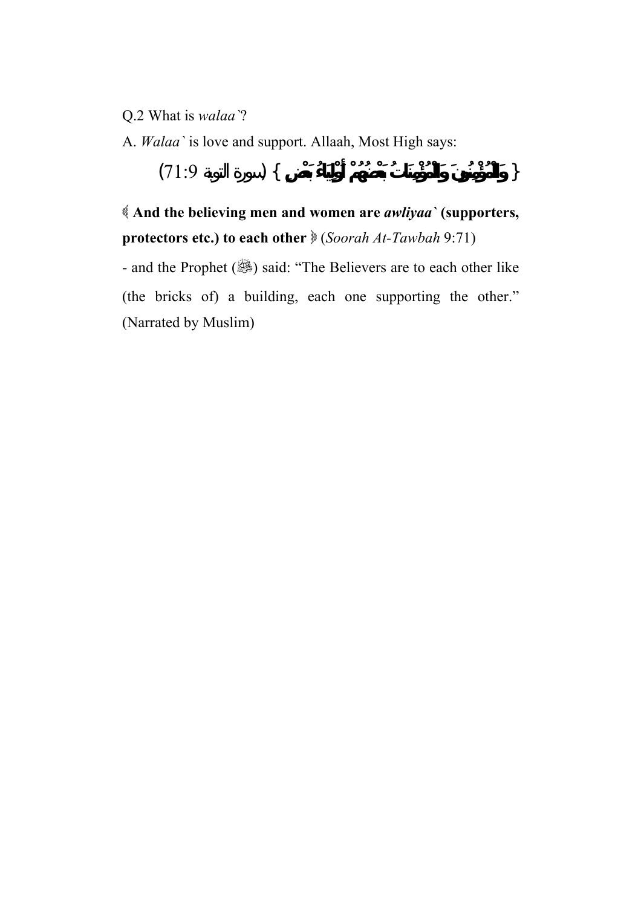Q.2 What is *walaa`*?

A. *Walaa`* is love and support. Allaah, Most High says:

{ وَالْمُؤْمِنُونَ وَالْمُؤْمِنَاتُ بَعْضُهُمْ أَوْلِيَاءُ بَعْضٍ } (سورة التوبة 9:71)

﴿ **And the believing men and women are *awliyaa`* (supporters, protectors etc.) to each other** ﴾ (*Soorah At-Tawbah* 9:71)

- and the Prophet (ﷺ) said: "The Believers are to each other like (the bricks of) a building, each one supporting the other." (Narrated by Muslim)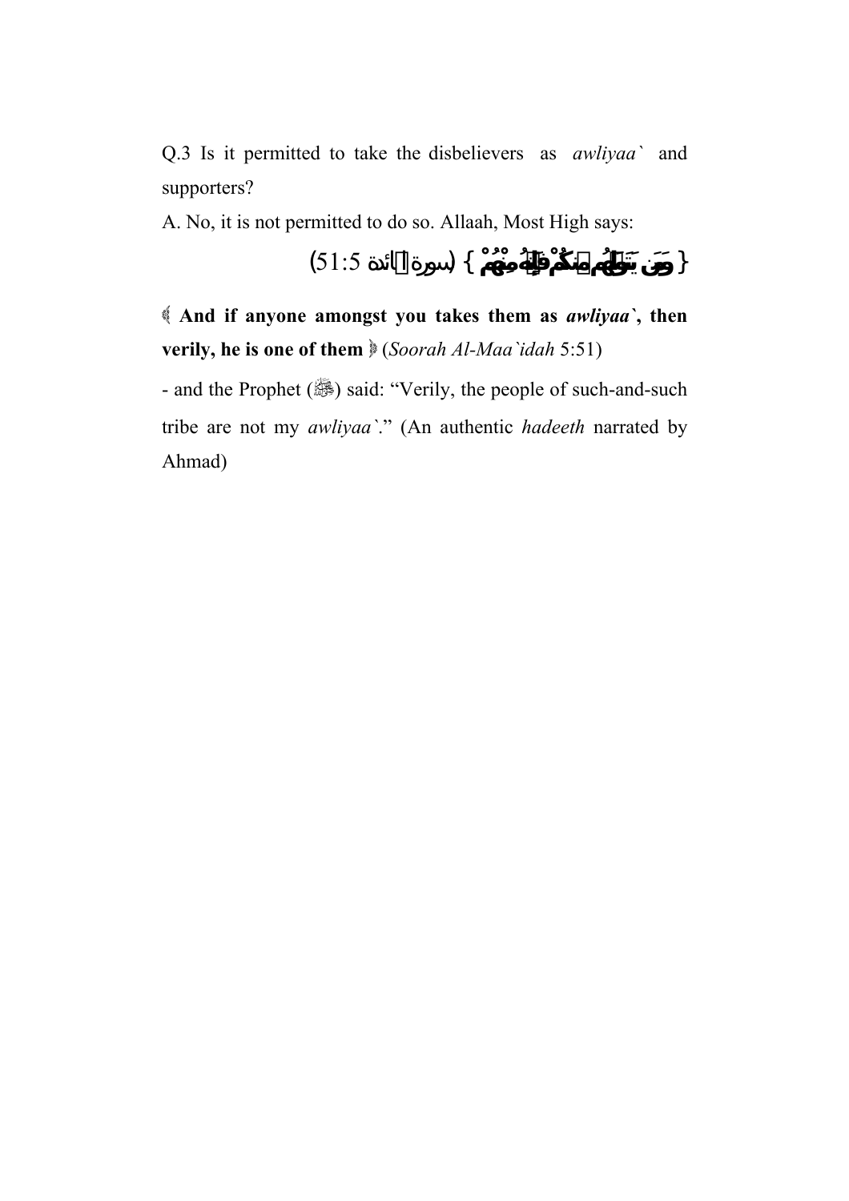Q.3 Is it permitted to take the disbelievers as *awliyaa`* and supporters?

A. No, it is not permitted to do so. Allaah, Most High says:

{ وَمَن يَتَوَلَّهُم مِّنكُمْ فَإِنَّهُ مِنْهُمْ } (سورة المائدة 5:51)

﴿ **And if anyone amongst you takes them as *awliyaa`*, then verily, he is one of them** ﴾ (*Soorah Al-Maa`idah* 5:51)

- and the Prophet (ﷺ) said: "Verily, the people of such-and-such tribe are not my *awliyaa`*." (An authentic *hadeeth* narrated by Ahmad)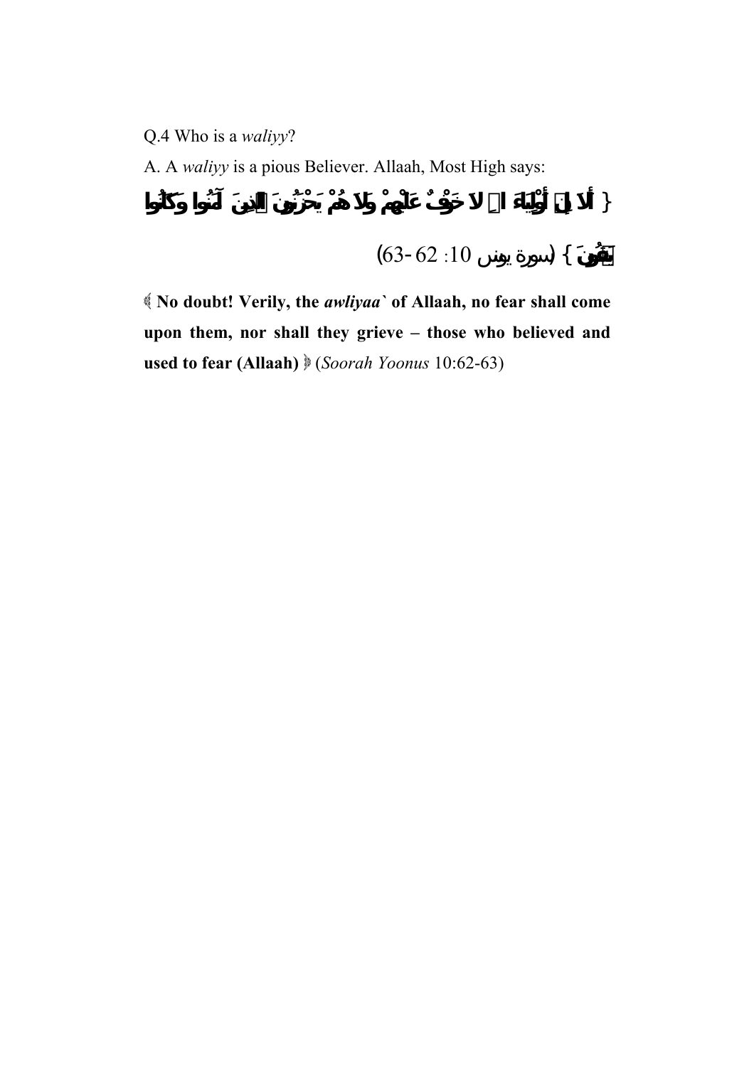Q.4 Who is a *waliyy*?

A. A *waliyy* is a pious Believer. Allaah, Most High says:

{ أَلاَ إِنَّ أَوْلِيَاءَ اللهِ لاَ خَوْفٌ عَلَيْهِمْ وَلاَ هُمْ يَحْزَنُونَ الَّذِينَ آمَنُوا وَكَانُوا يَتَّقُونَ } (سورة يونس 10: 62-63)

﴿ **No doubt! Verily, the *awliyaa`* of Allaah, no fear shall come upon them, nor shall they grieve – those who believed and used to fear (Allaah)** ﴾ (*Soorah Yoonus* 10:62-63)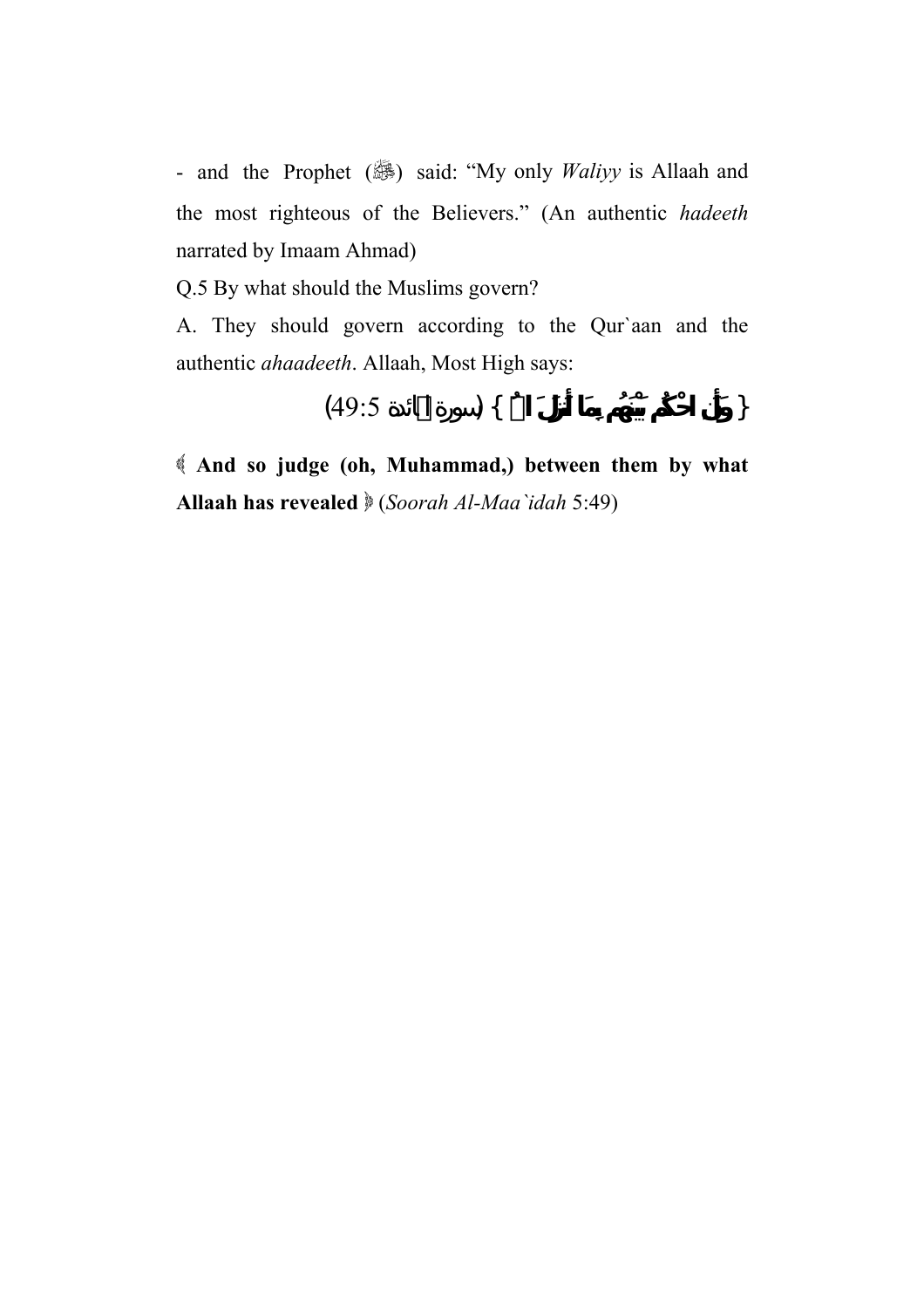- and the Prophet (ﷺ) said: "My only *Waliyy* is Allaah and the most righteous of the Believers." (An authentic *hadeeth* narrated by Imaam Ahmad)

Q.5 By what should the Muslims govern?

A. They should govern according to the Qur`aan and the authentic *ahaadeeth*. Allaah, Most High says:

{ وَأَنِ احْكُم بَيْنَهُم بِمَا أَنزَلَ اللَّهُ } (سورة المائدة 5:49)

﴾ **And so judge (oh, Muhammad,) between them by what Allaah has revealed** ﴿ (*Soorah Al-Maa`idah* 5:49)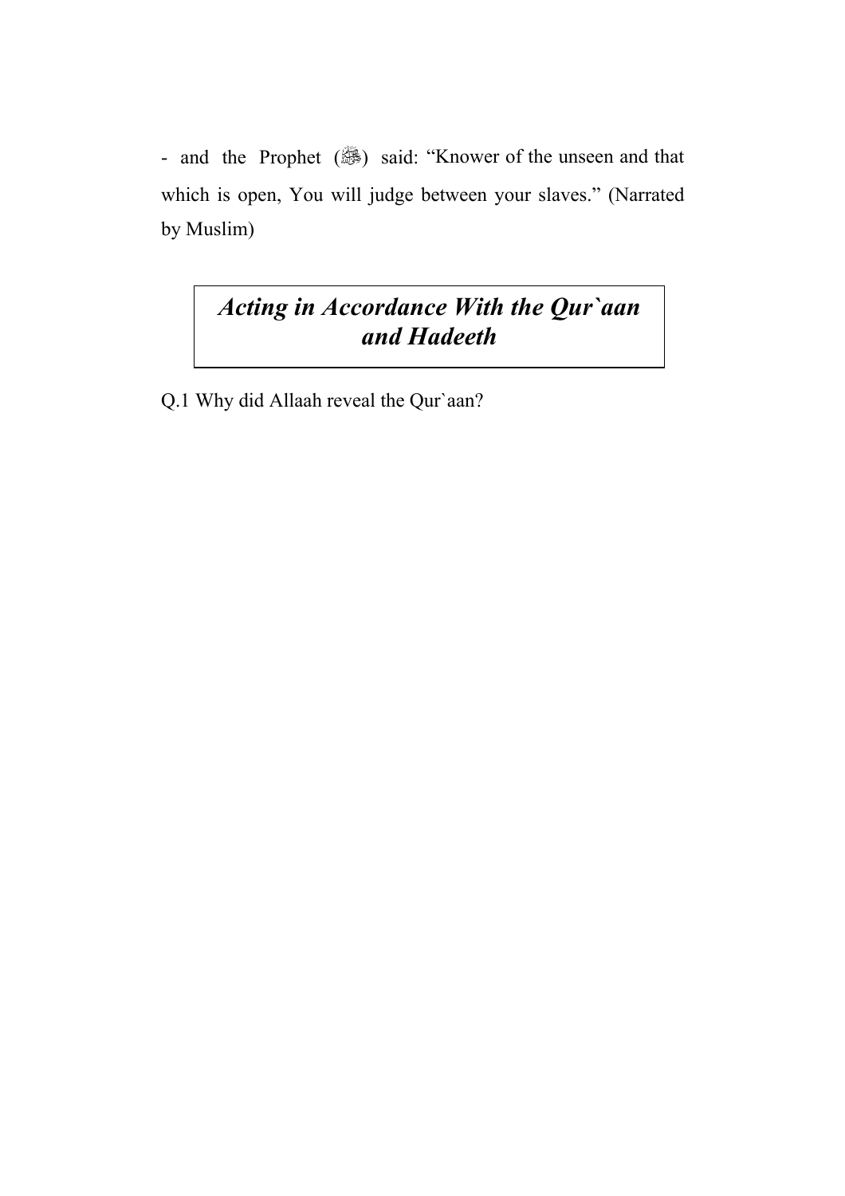- and the Prophet (ﷺ) said: "Knower of the unseen and that which is open, You will judge between your slaves." (Narrated by Muslim)

## *Acting in Accordance With the Qur`aan and Hadeeth*

Q.1 Why did Allaah reveal the Qur`aan?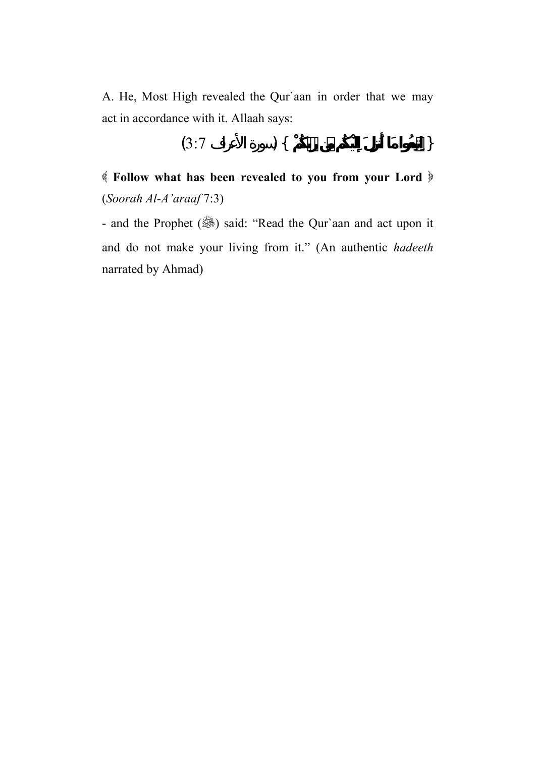A. He, Most High revealed the Qur`aan in order that we may act in accordance with it. Allaah says:

{ اتَّبِعُوا مَا أُنْزِلَ إِلَيْكُمْ مِنْ رَبِّكُمْ } (سورة الأعراف 3:7)

﴿ **Follow what has been revealed to you from your Lord** ﴾ (*Soorah Al-A'araaf* 7:3)

- and the Prophet (ﷺ) said: "Read the Qur`aan and act upon it and do not make your living from it." (An authentic *hadeeth* narrated by Ahmad)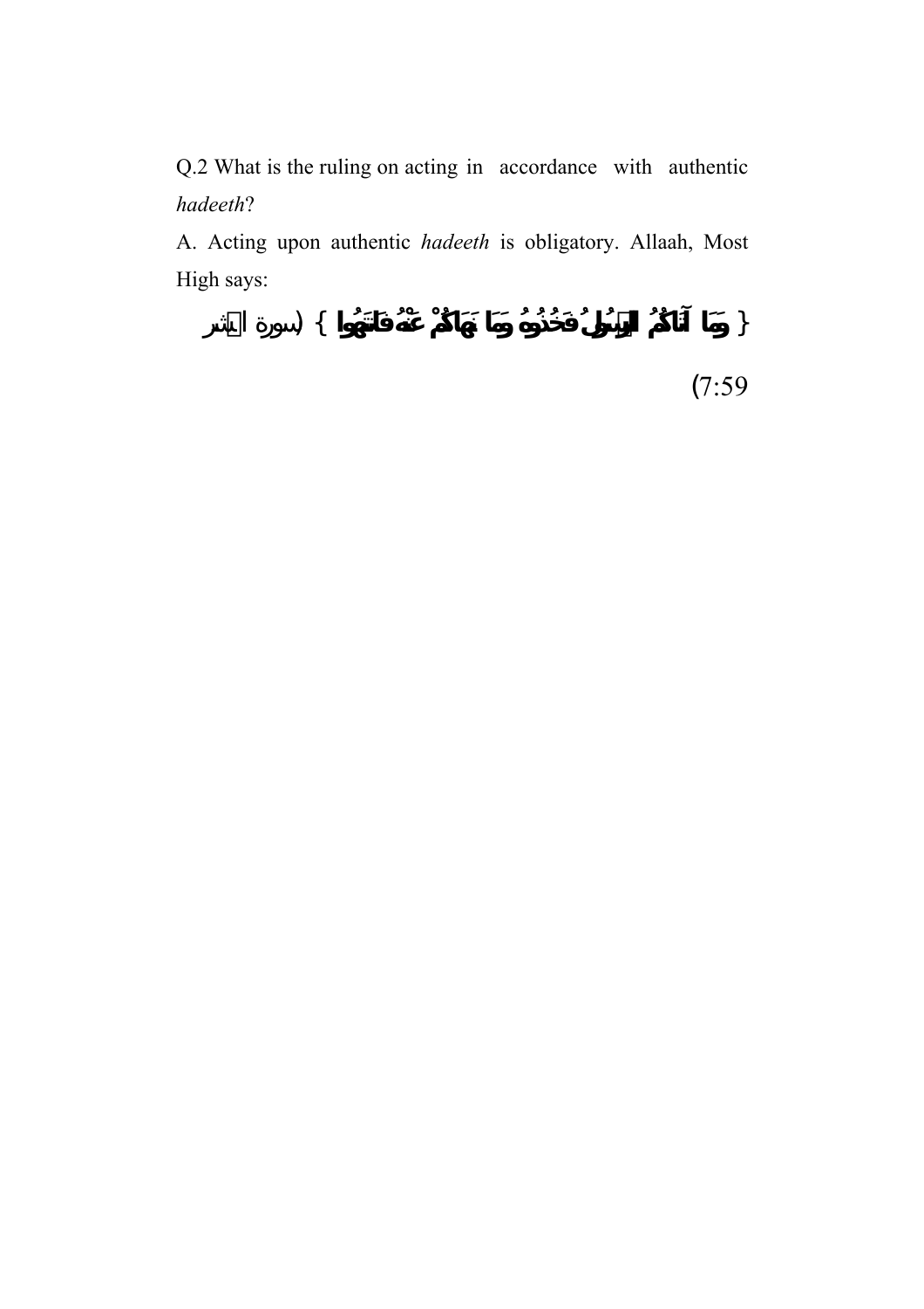Q.2 What is the ruling on acting in accordance with authentic *hadeeth*?

A. Acting upon authentic *hadeeth* is obligatory. Allaah, Most High says:

{ وَمَا آتَاكُمُ الرَّسُولُ فَخُذُوهُ وَمَا نَهَاكُمْ عَنْهُ فَانتَهُوا } (سورة الحشر 7:59)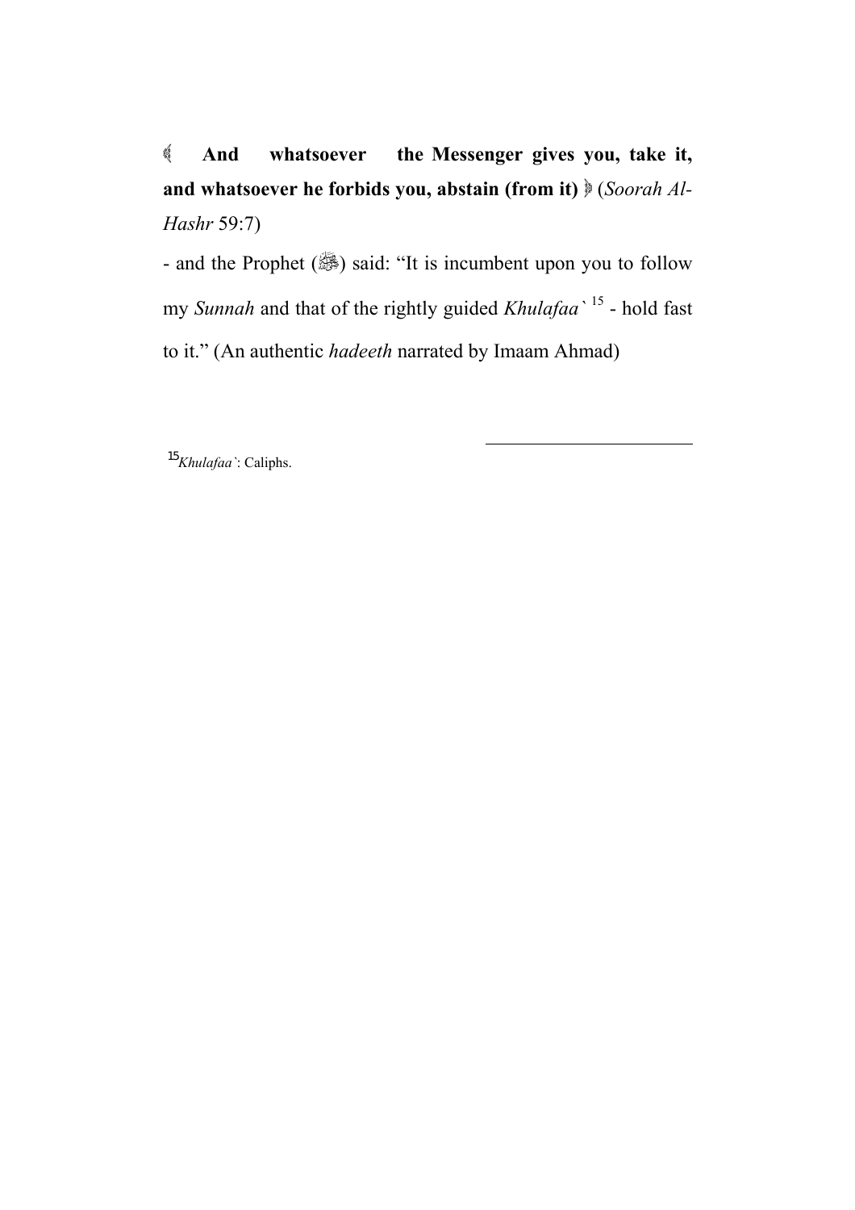﴿ **And whatsoever the Messenger gives you, take it, and whatsoever he forbids you, abstain (from it)** ﴾ (*Soorah Al-Hashr* 59:7)

- and the Prophet (ﷺ) said: "It is incumbent upon you to follow my *Sunnah* and that of the rightly guided *Khulafaa`* [15] - hold fast to it." (An authentic *hadeeth* narrated by Imaam Ahmad)

---

[15] *Khulafaa`*: Caliphs.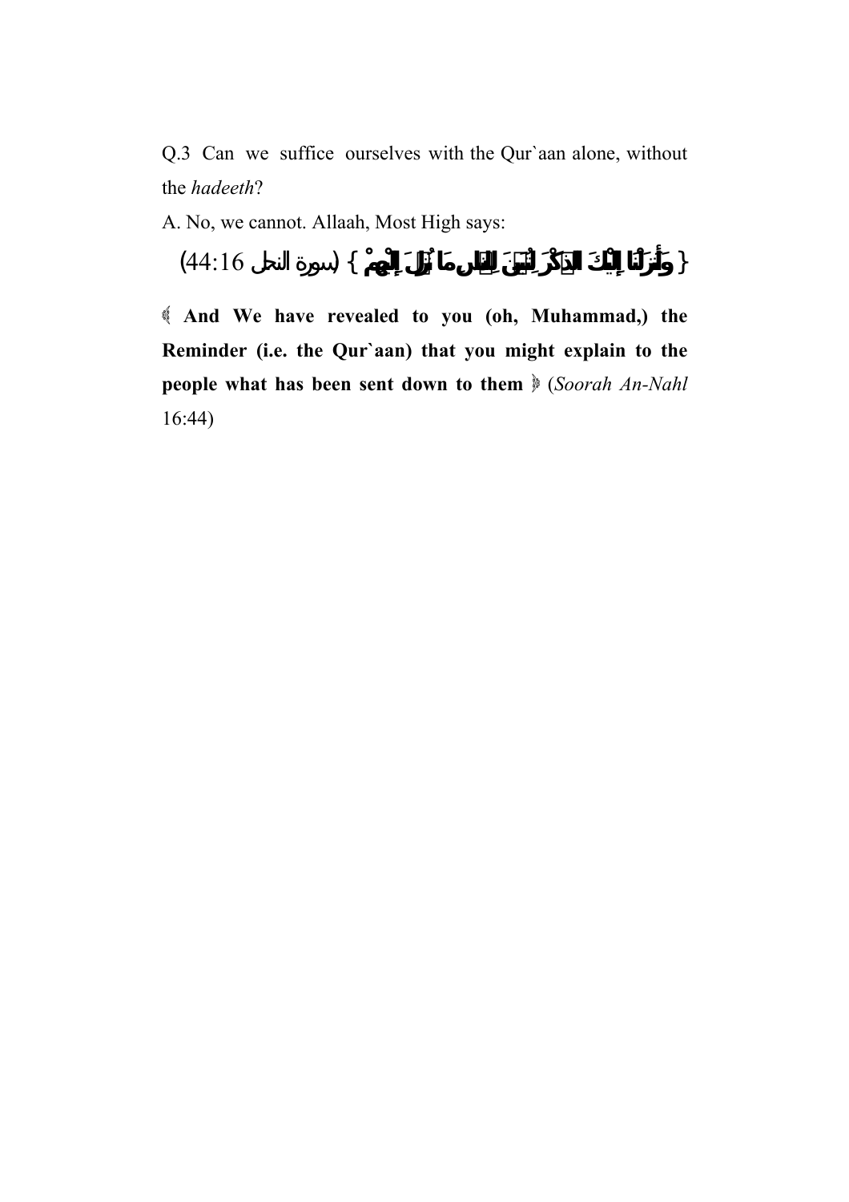Q.3 Can we suffice ourselves with the Qur`aan alone, without the *hadeeth*?

A. No, we cannot. Allaah, Most High says:

{ وَأَنزَلْنَا إِلَيْكَ الذِّكْرَ لِتُبَيِّنَ لِلنَّاسِ مَا نُزِّلَ إِلَيْهِمْ } (سورة النحل 44:16)

﴾ **And We have revealed to you (oh, Muhammad,) the Reminder (i.e. the Qur`aan) that you might explain to the people what has been sent down to them** ﴿ (*Soorah An-Nahl* 16:44)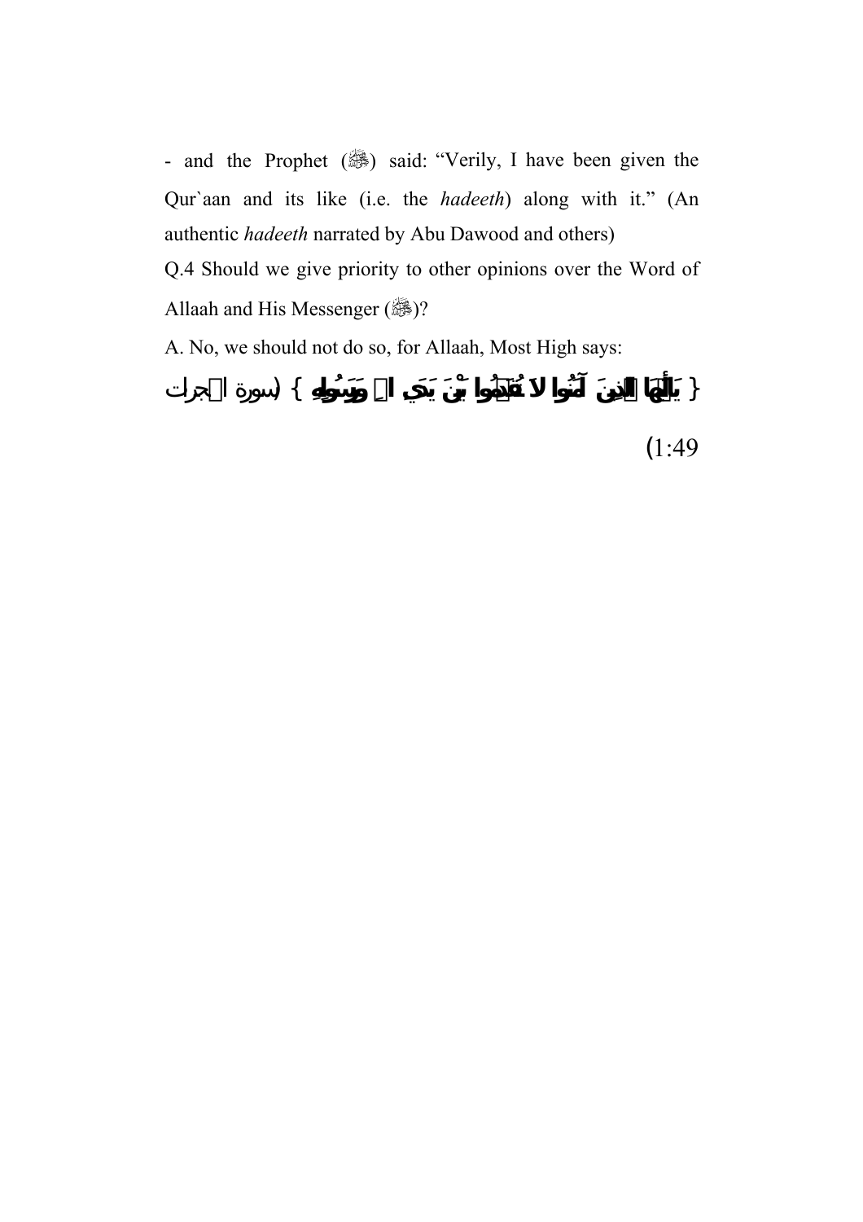- and the Prophet (ﷺ) said: "Verily, I have been given the Qur`aan and its like (i.e. the *hadeeth*) along with it." (An authentic *hadeeth* narrated by Abu Dawood and others)

Q.4 Should we give priority to other opinions over the Word of Allaah and His Messenger (ﷺ)?

A. No, we should not do so, for Allaah, Most High says:

{ **يَا أَيُّهَا الَّذِينَ آمَنُوا لَا تُقَدِّمُوا بَيْنَ يَدَيِ اللَّهِ وَرَسُولِهِ** } (سورة الحجرات 1:49)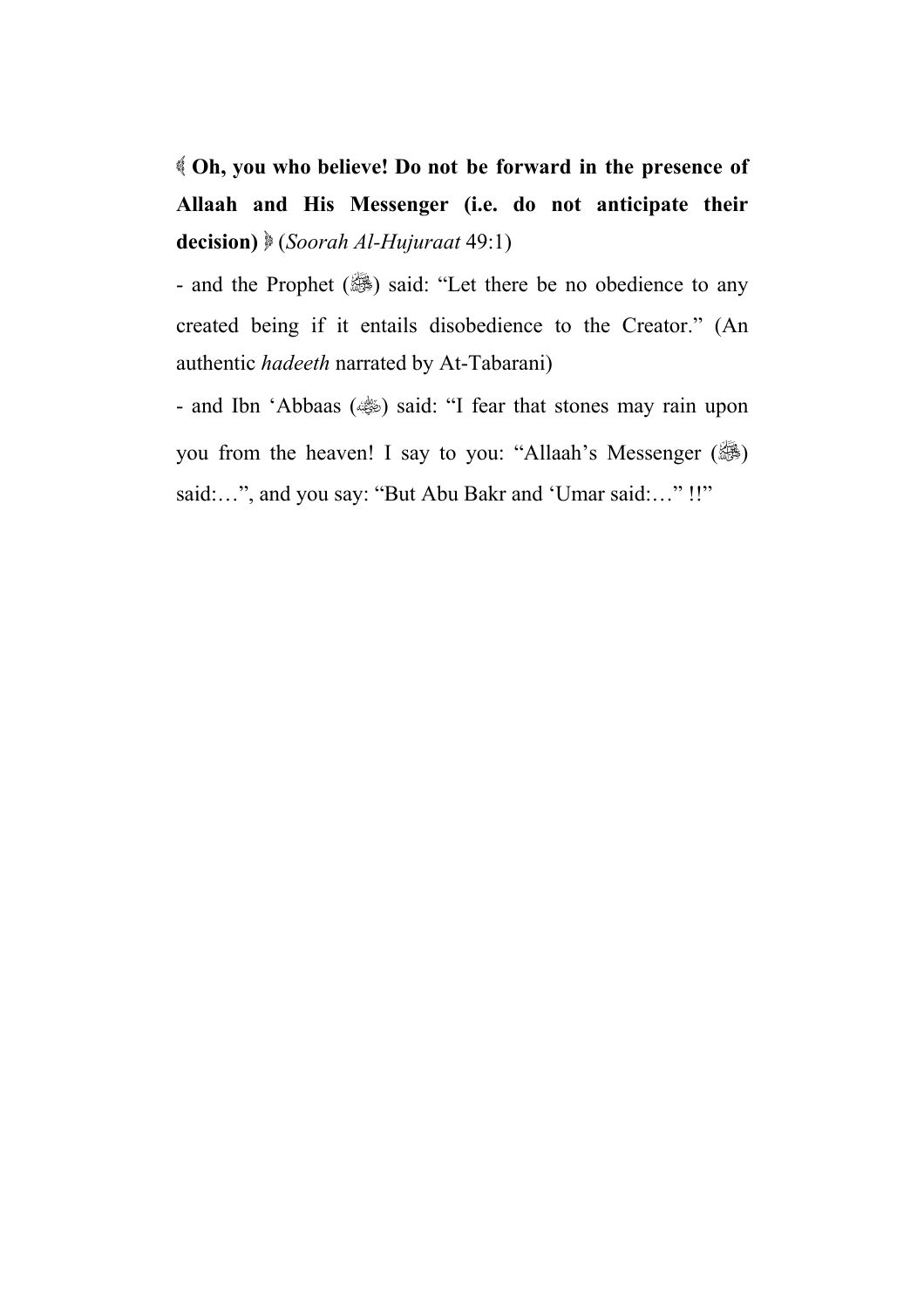﴾ **Oh, you who believe! Do not be forward in the presence of Allaah and His Messenger (i.e. do not anticipate their decision)** ﴿ (*Soorah Al-Hujuraat* 49:1)

- and the Prophet (ﷺ) said: "Let there be no obedience to any created being if it entails disobedience to the Creator." (An authentic *hadeeth* narrated by At-Tabarani)

- and Ibn 'Abbaas (رضي الله عنه) said: "I fear that stones may rain upon you from the heaven! I say to you: "Allaah's Messenger (ﷺ) said:…", and you say: "But Abu Bakr and 'Umar said:…" !!"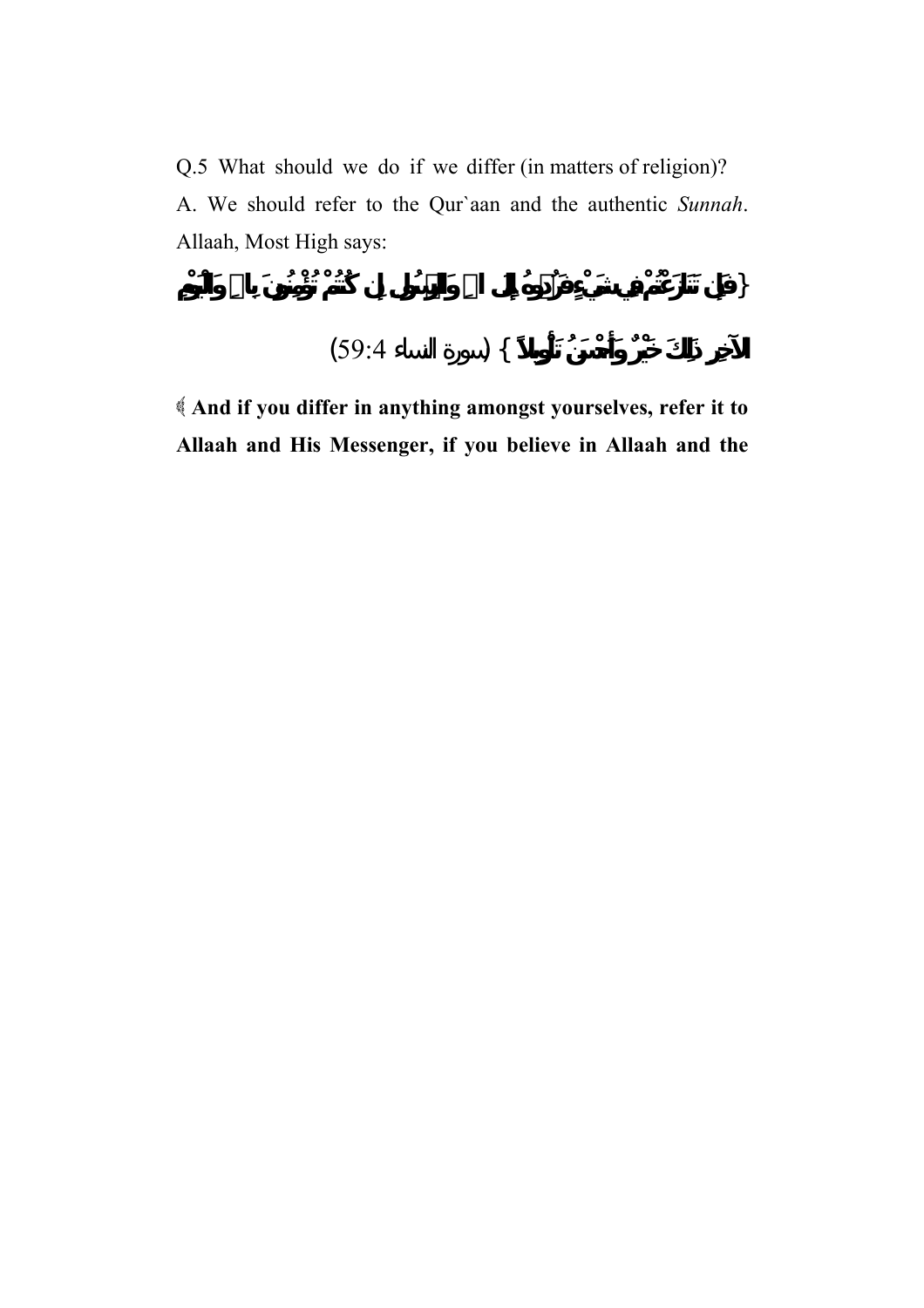Q.5 What should we do if we differ (in matters of religion)?

A. We should refer to the Qur`aan and the authentic *Sunnah*. Allaah, Most High says:

{فَإِن تَنَازَعْتُمْ فِي شَيْءٍ فَرُدُّوهُ إِلَى اللَّهِ وَالرَّسُولِ إِن كُنتُمْ تُؤْمِنُونَ بِاللَّهِ وَالْيَوْمِ الآخِرِ ذَلِكَ خَيْرٌ وَأَحْسَنُ تَأْوِيلاً } (سورة النساء 59:4)

﴿ **And if you differ in anything amongst yourselves, refer it to Allaah and His Messenger, if you believe in Allaah and the**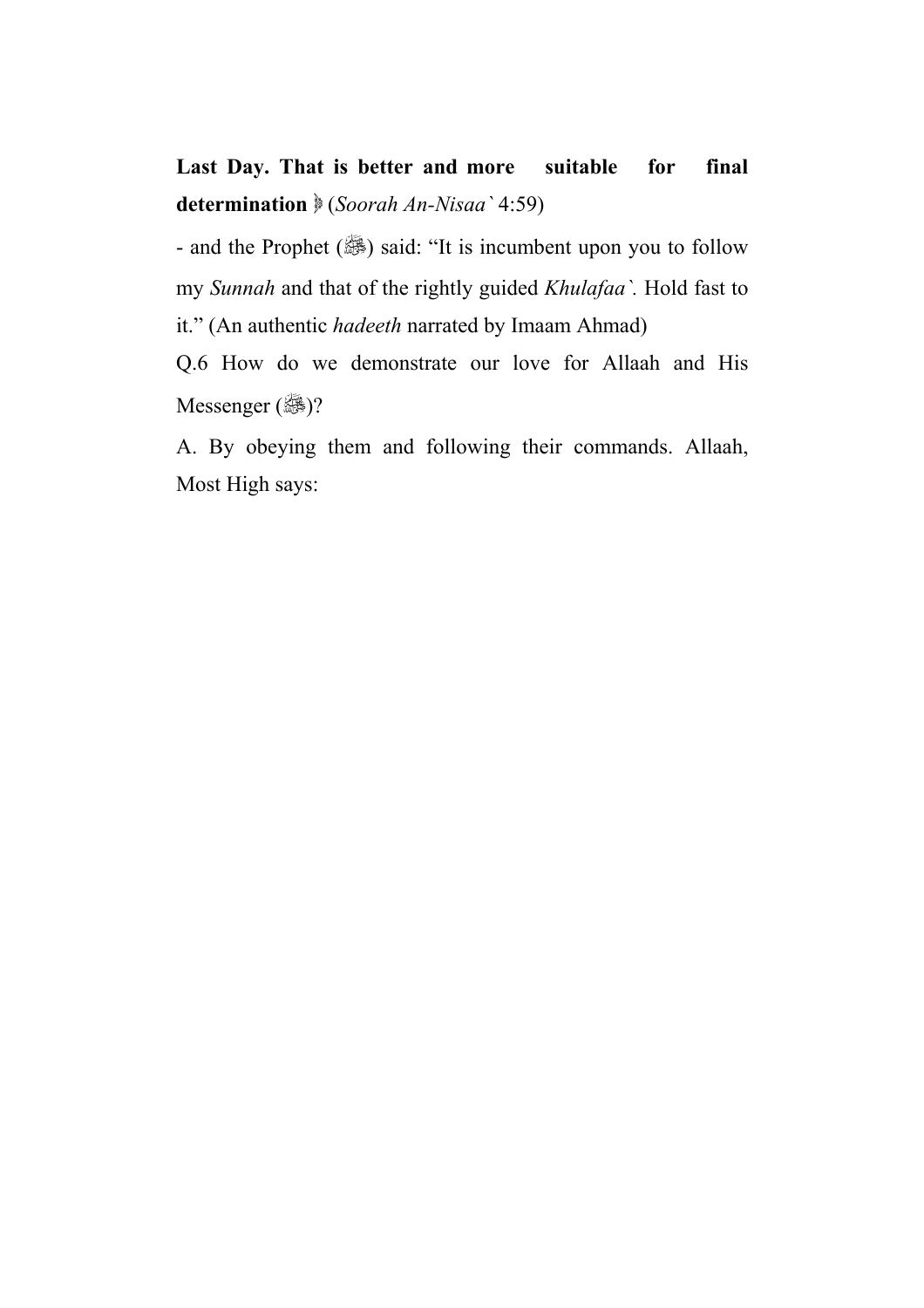**Last Day. That is better and more suitable for final determination** ﴿ (*Soorah An-Nisaa`* 4:59)

- and the Prophet (ﷺ) said: "It is incumbent upon you to follow my *Sunnah* and that of the rightly guided *Khulafaa`*. Hold fast to it." (An authentic *hadeeth* narrated by Imaam Ahmad)

Q.6 How do we demonstrate our love for Allaah and His Messenger (ﷺ)?

A. By obeying them and following their commands. Allaah, Most High says: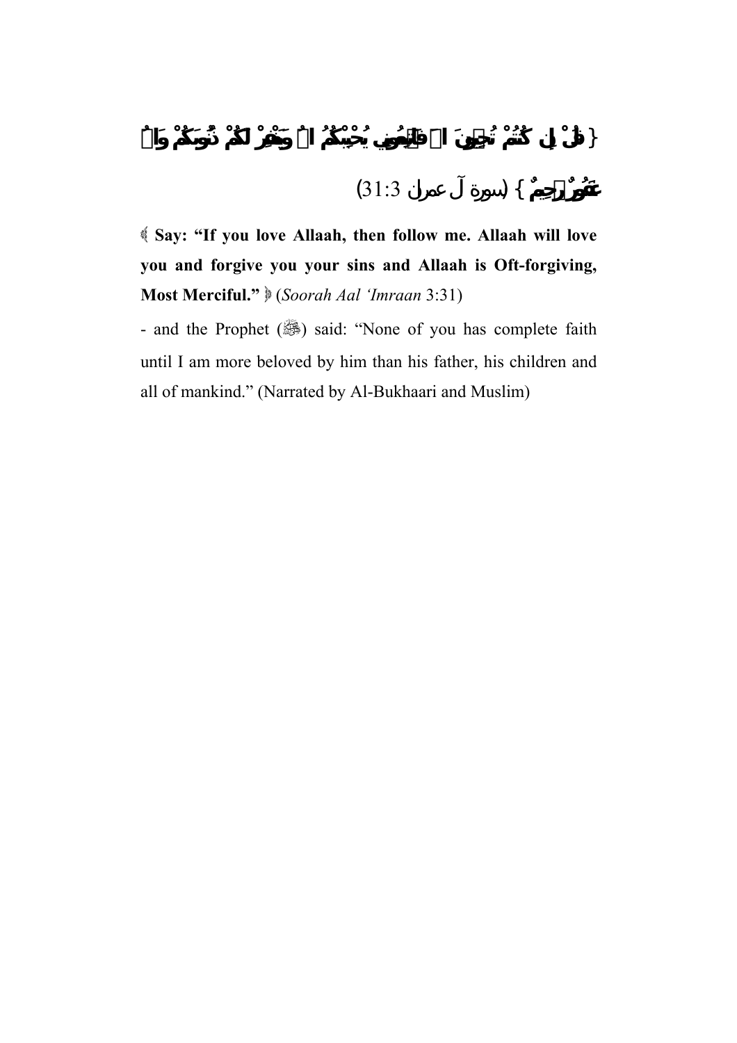{ قُلْ إِن كُنتُمْ تُحِبُّونَ اللَّهَ فَاتَّبِعُونِي يُحْبِبْكُمُ اللَّهُ وَيَغْفِرْ لَكُمْ ذُنُوبَكُمْ وَاللَّهُ غَفُورٌ رَّحِيمٌ } (سورة آل عمران 3:31)

﴿ **Say: "If you love Allaah, then follow me. Allaah will love you and forgive you your sins and Allaah is Oft-forgiving, Most Merciful."** ﴾ (*Soorah Aal 'Imraan* 3:31)

- and the Prophet (ﷺ) said: "None of you has complete faith until I am more beloved by him than his father, his children and all of mankind." (Narrated by Al-Bukhaari and Muslim)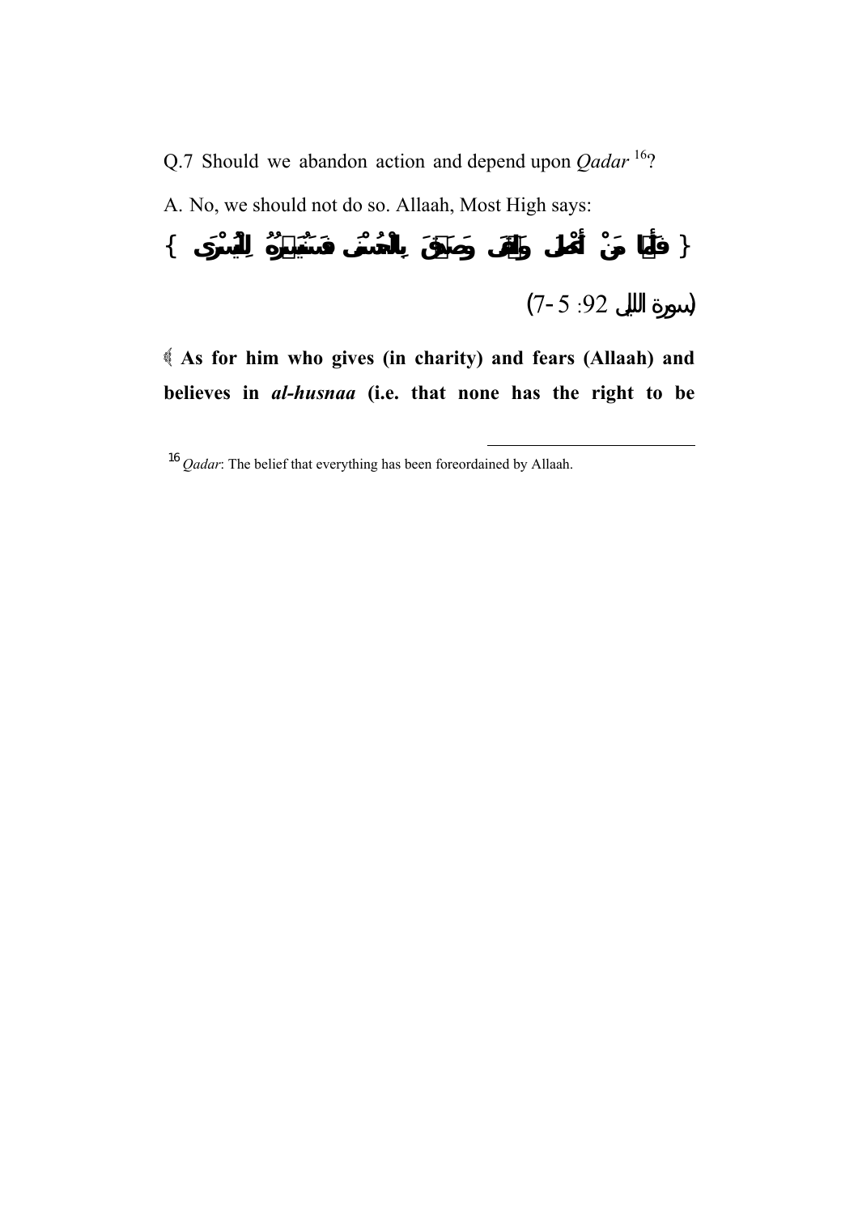Q.7 Should we abandon action and depend upon *Qadar* [16]?

A. No, we should not do so. Allaah, Most High says:

{ فَأَمَّا مَنْ أَعْطَىٰ وَاتَّقَىٰ وَصَدَّقَ بِالْحُسْنَىٰ فَسَنُيَسِّرُهُ لِلْيُسْرَىٰ }

(سورة الليل 92: 5-7)

﴿ **As for him who gives (in charity) and fears (Allaah) and believes in *al-husnaa* (i.e. that none has the right to be**

---

[16] *Qadar*: The belief that everything has been foreordained by Allaah.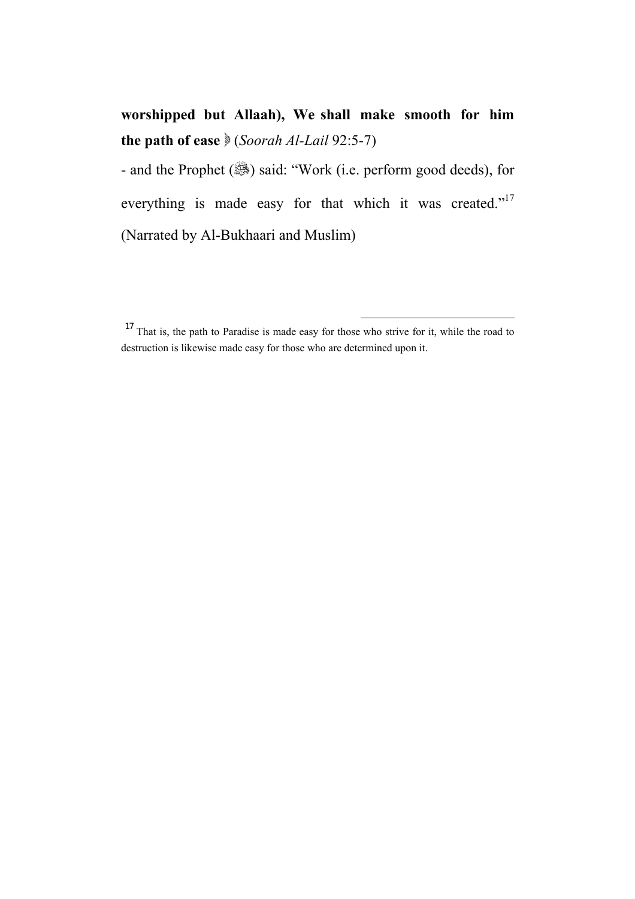**worshipped but Allaah), We shall make smooth for him the path of ease** ﴾ (*Soorah Al-Lail* 92:5-7)

- and the Prophet (ﷺ) said: "Work (i.e. perform good deeds), for everything is made easy for that which it was created."[17] (Narrated by Al-Bukhaari and Muslim)

---

[17] That is, the path to Paradise is made easy for those who strive for it, while the road to destruction is likewise made easy for those who are determined upon it.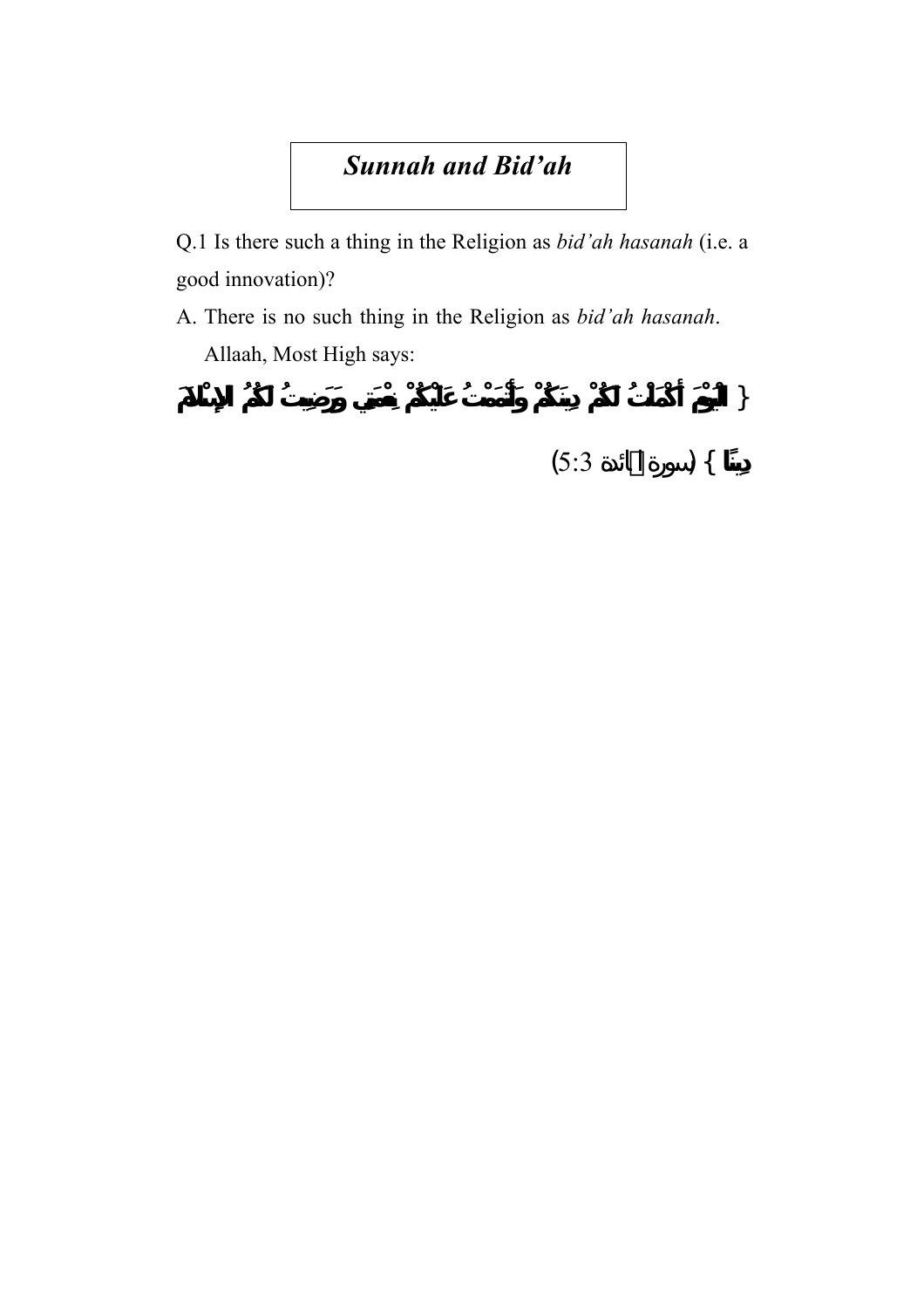# *Sunnah and Bid'ah*

Q.1 Is there such a thing in the Religion as *bid'ah hasanah* (i.e. a good innovation)?

A. There is no such thing in the Religion as *bid'ah hasanah*. Allaah, Most High says:

{ **الْيَوْمَ أَكْمَلْتُ لَكُمْ دِينَكُمْ وَأَتْمَمْتُ عَلَيْكُمْ نِعْمَتِي وَرَضِيتُ لَكُمُ الإِسْلاَمَ دِينًا** } (سورة المائدة 5:3)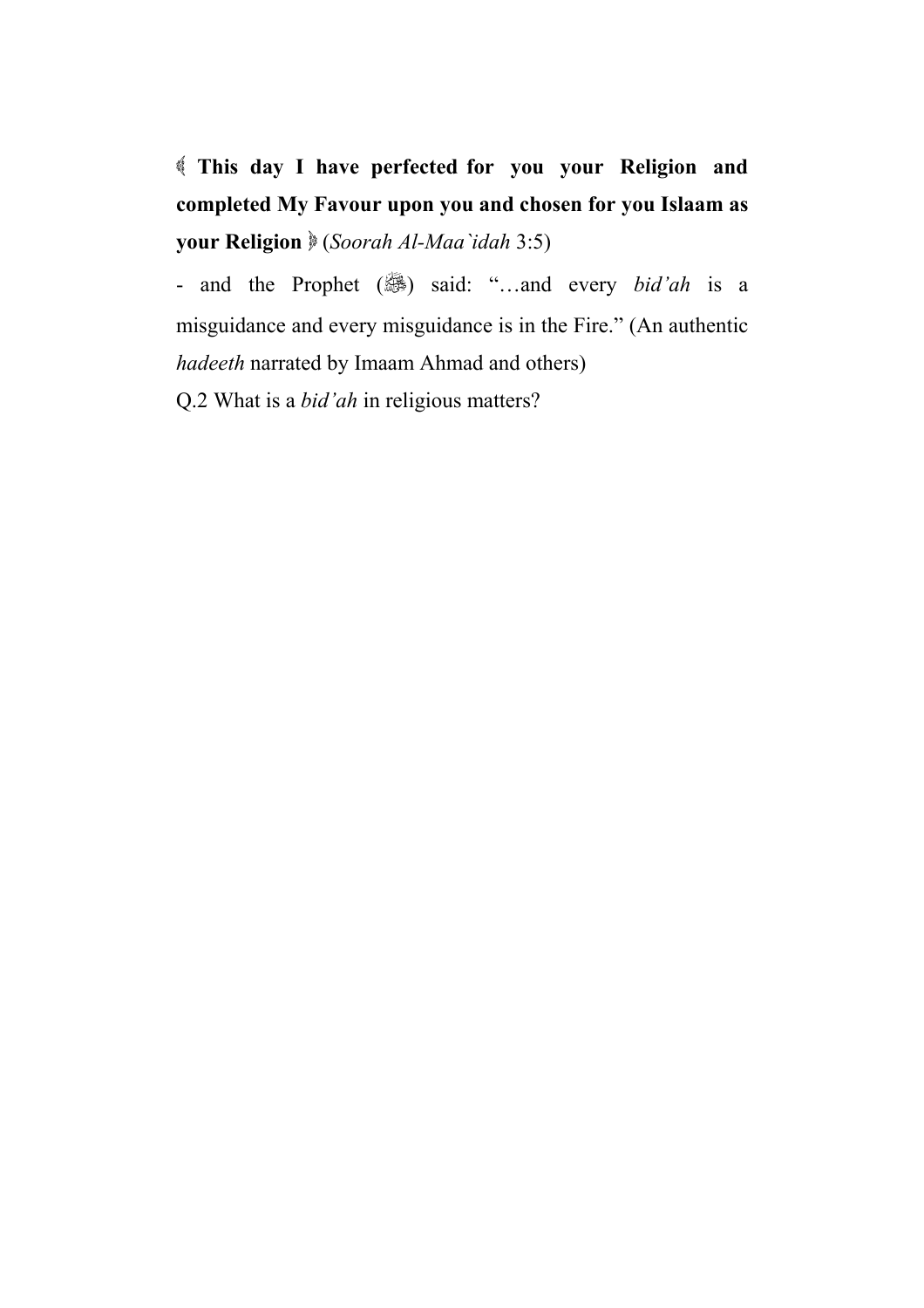﴾ **This day I have perfected for you your Religion and completed My Favour upon you and chosen for you Islaam as your Religion** ﴿ (*Soorah Al-Maa`idah* 3:5)

- and the Prophet (ﷺ) said: "…and every *bid'ah* is a misguidance and every misguidance is in the Fire." (An authentic *hadeeth* narrated by Imaam Ahmad and others)

Q.2 What is a *bid'ah* in religious matters?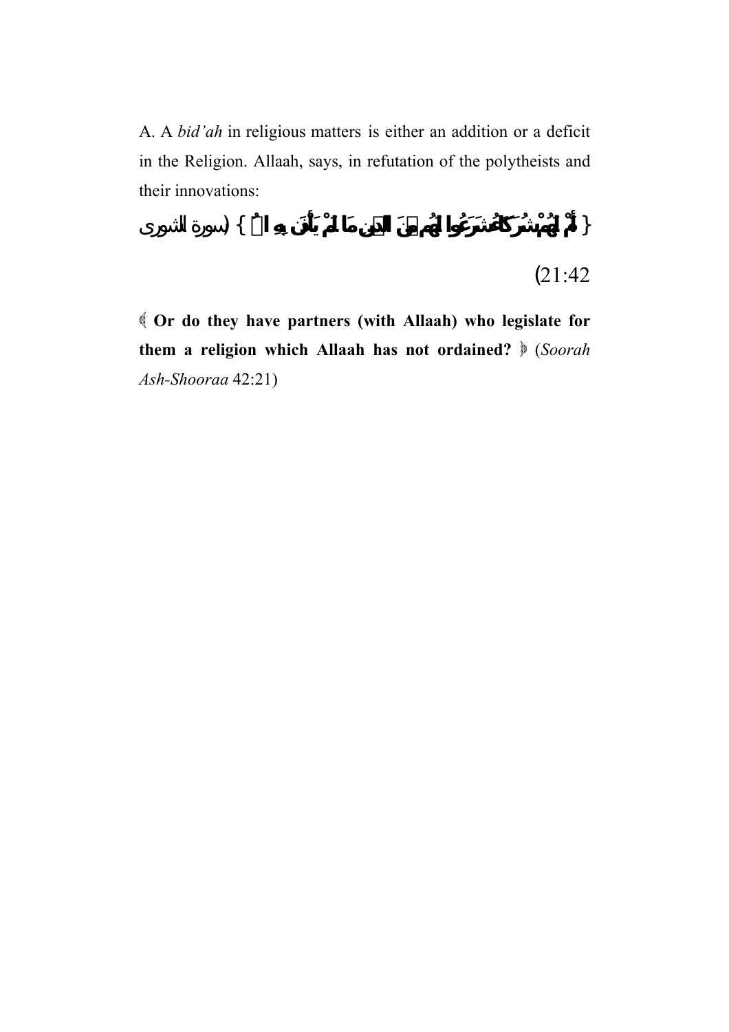A. A *bid'ah* in religious matters is either an addition or a deficit in the Religion. Allaah, says, in refutation of the polytheists and their innovations:

{ أَمْ لَهُمْ شُرَكَاءُ شَرَعُوا لَهُمْ مِنَ الدِّينِ مَا لَمْ يَأْذَنْ بِهِ اللَّهُ } (سورة الشورى 21:42)

﴿ **Or do they have partners (with Allaah) who legislate for them a religion which Allaah has not ordained?** ﴾ (*Soorah Ash-Shooraa* 42:21)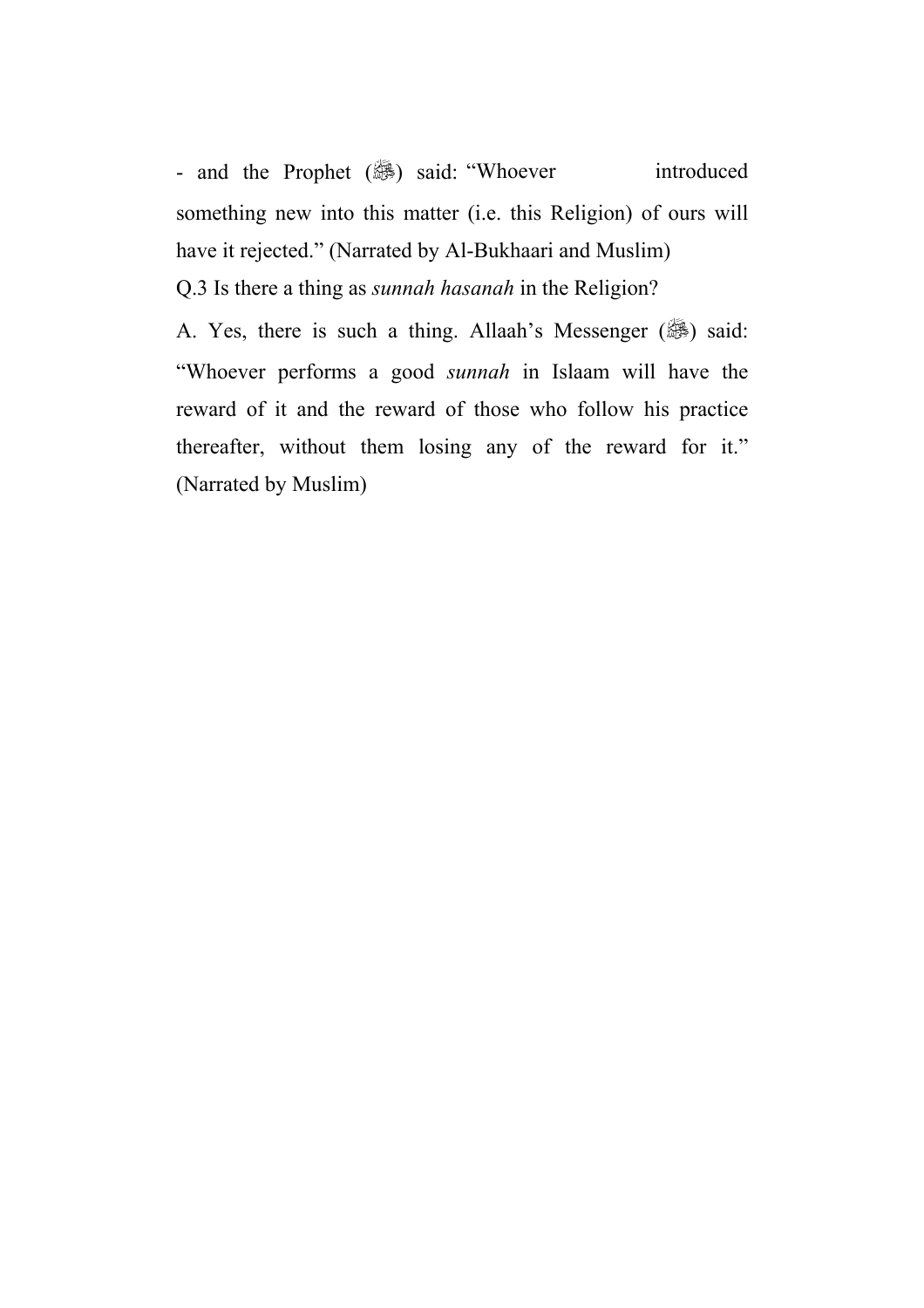- and the Prophet (ﷺ) said: "Whoever introduced something new into this matter (i.e. this Religion) of ours will have it rejected." (Narrated by Al-Bukhaari and Muslim)

Q.3 Is there a thing as *sunnah hasanah* in the Religion?

A. Yes, there is such a thing. Allaah's Messenger (ﷺ) said: "Whoever performs a good *sunnah* in Islaam will have the reward of it and the reward of those who follow his practice thereafter, without them losing any of the reward for it." (Narrated by Muslim)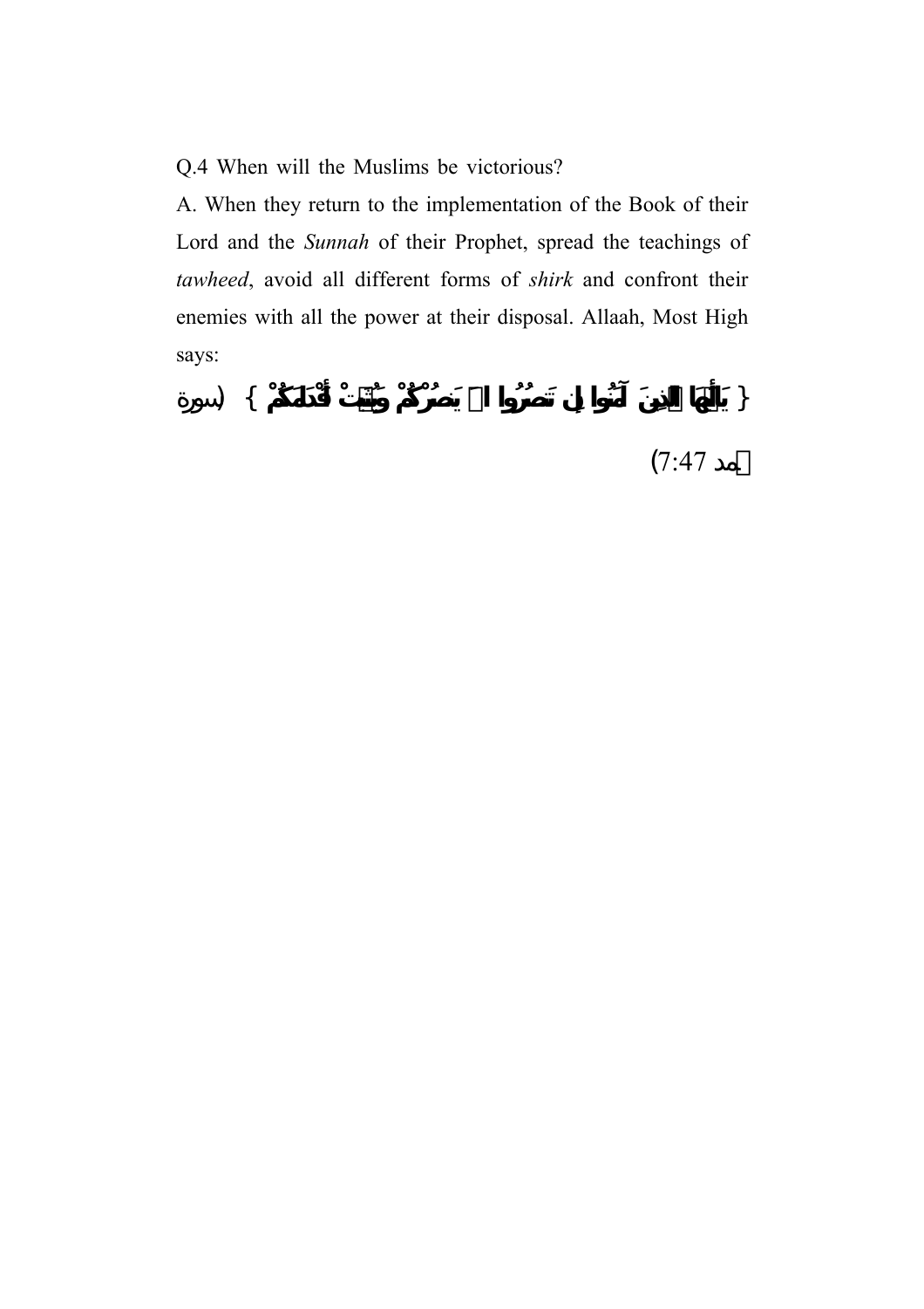Q.4 When will the Muslims be victorious?

A. When they return to the implementation of the Book of their Lord and the *Sunnah* of their Prophet, spread the teachings of *tawheed*, avoid all different forms of *shirk* and confront their enemies with all the power at their disposal. Allaah, Most High says:

**{ يَاأَيُّهَا الَّذِينَ آمَنُوا إِن تَنصُرُوا اللَّهَ يَنصُرْكُمْ وَيُثَبِّتْ أَقْدَامَكُمْ }** (سورة محمد 7:47)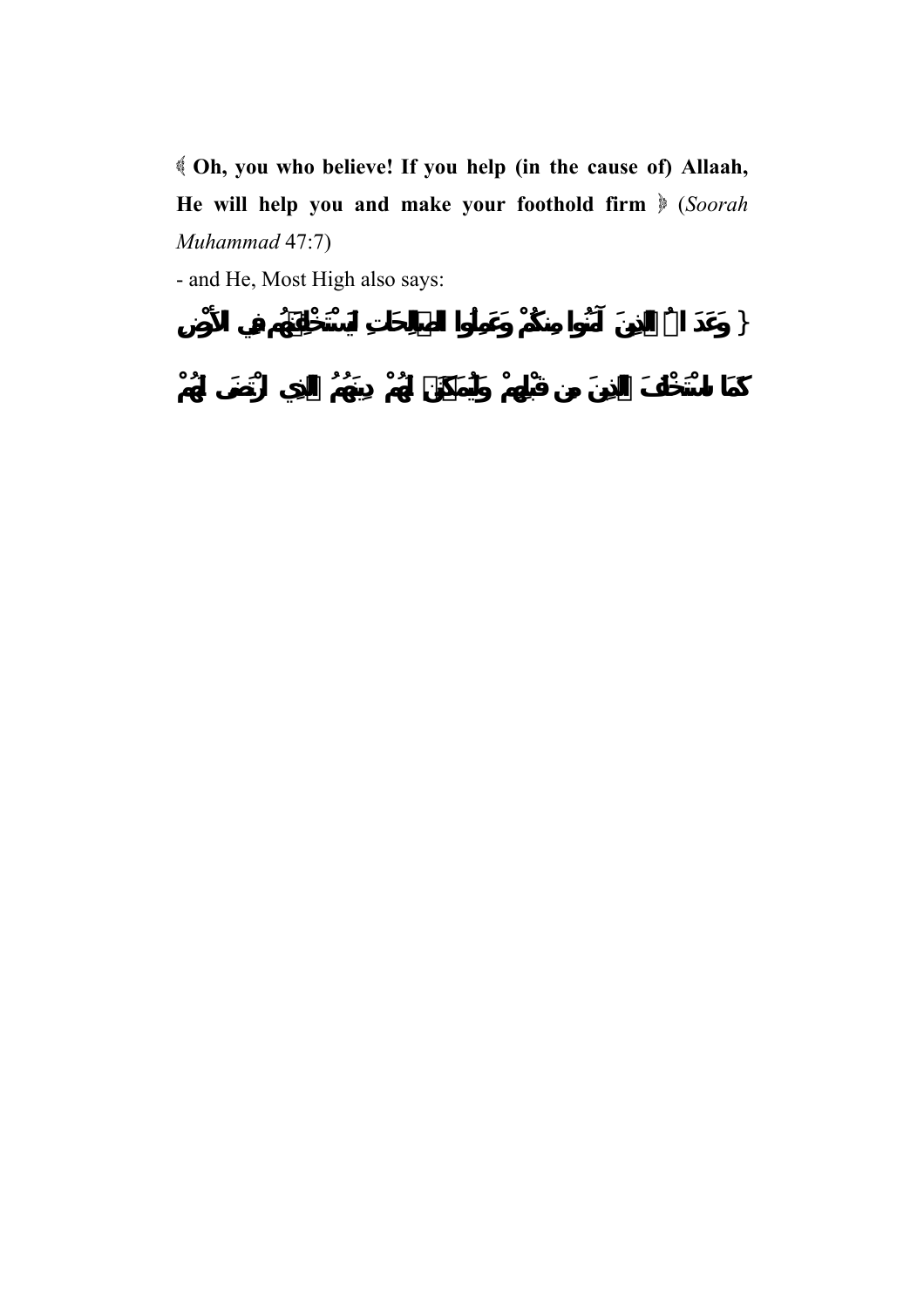﴿ **Oh, you who believe! If you help (in the cause of) Allaah, He will help you and make your foothold firm** ﴾ (*Soorah Muhammad* 47:7)

- and He, Most High also says:

} وَعَدَ اللَّهُ الَّذِينَ آمَنُوا مِنكُمْ وَعَمِلُوا الصَّالِحَاتِ لَيَسْتَخْلِفَنَّهُم فِي الْأَرْضِ كَمَا اسْتَخْلَفَ الَّذِينَ مِن قَبْلِهِمْ وَلَيُمَكِّنَنَّ لَهُمْ دِينَهُمُ الَّذِي ارْتَضَىٰ لَهُمْ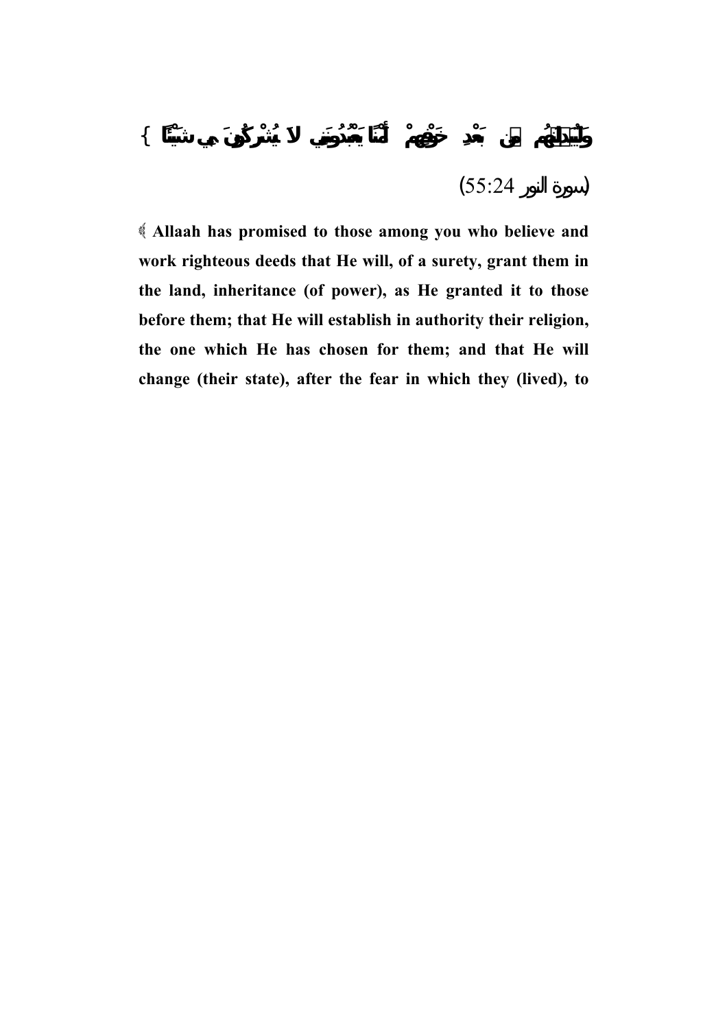وَلَيُبَدِّلَنَّهُم مِّن بَعْدِ خَوْفِهِمْ أَمْنًا يَعْبُدُونَنِي لَا يُشْرِكُونَ بِي شَيْئًا }

(سورة النور 55:24)

﴿ **Allaah has promised to those among you who believe and work righteous deeds that He will, of a surety, grant them in the land, inheritance (of power), as He granted it to those before them; that He will establish in authority their religion, the one which He has chosen for them; and that He will change (their state), after the fear in which they (lived), to**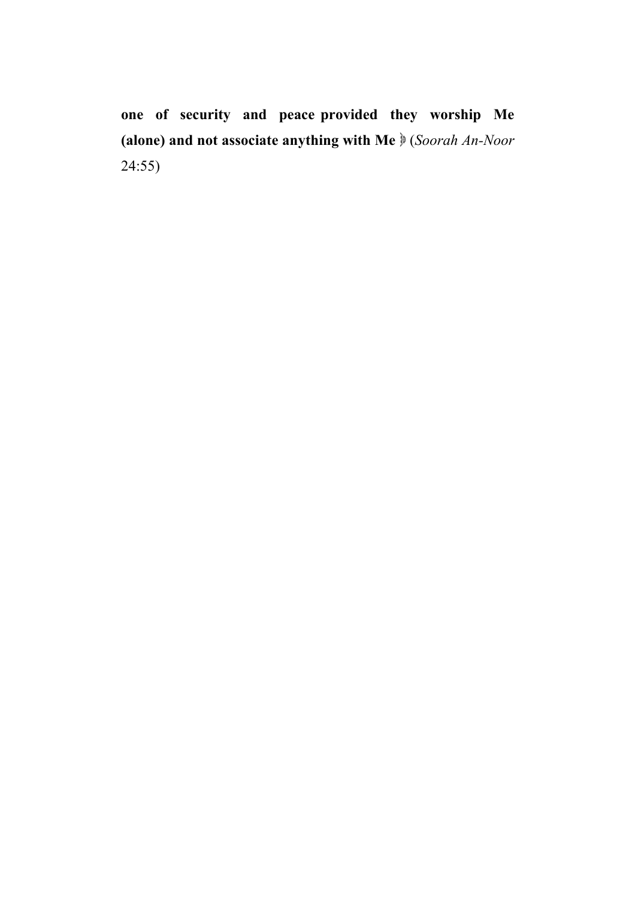**one of security and peace provided they worship Me (alone) and not associate anything with Me** ﴾ (*Soorah An-Noor* 24:55)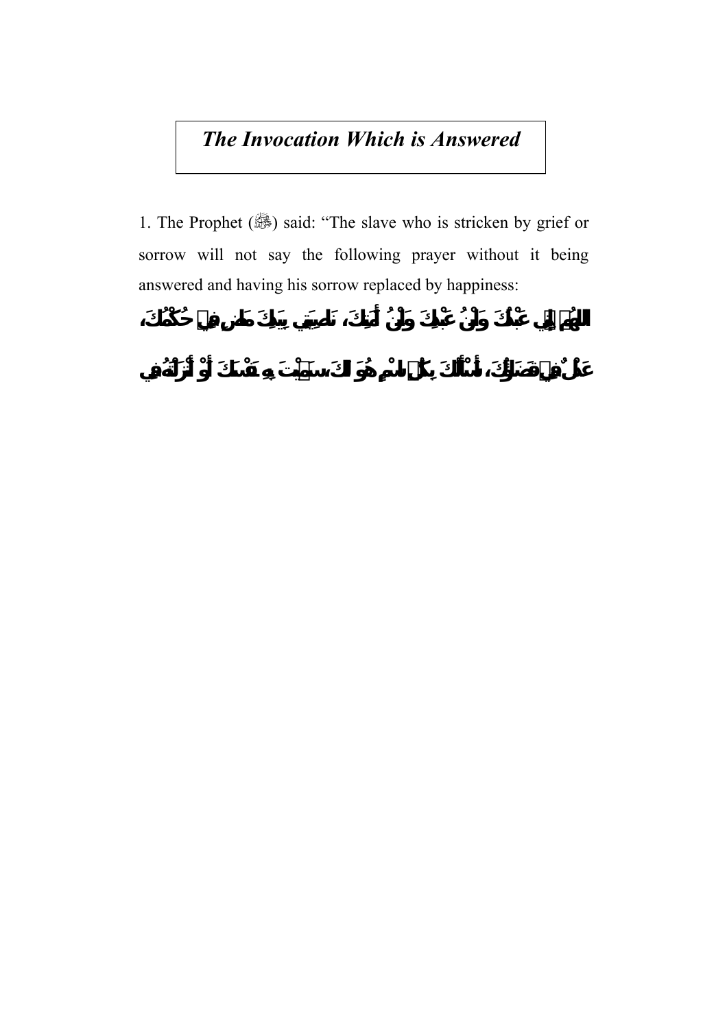## *The Invocation Which is Answered*

1. The Prophet (ﷺ) said: "The slave who is stricken by grief or sorrow will not say the following prayer without it being answered and having his sorrow replaced by happiness:

**اللَّهُمَّ إِنِّي عَبْدُكَ وَابْنُ عَبْدِكَ وَابْنُ أَمَتِكَ، نَاصِيَتِي بِيَدِكَ مَاضٍ فِيَّ حُكْمُكَ، عَدْلٌ فِيَّ قَضَاؤُكَ، أَسْأَلُكَ بِكُلِّ اسْمٍ هُوَ لَكَ سَمَّيْتَ بِهِ نَفْسَكَ أَوْ أَنْزَلْتَهُ فِي**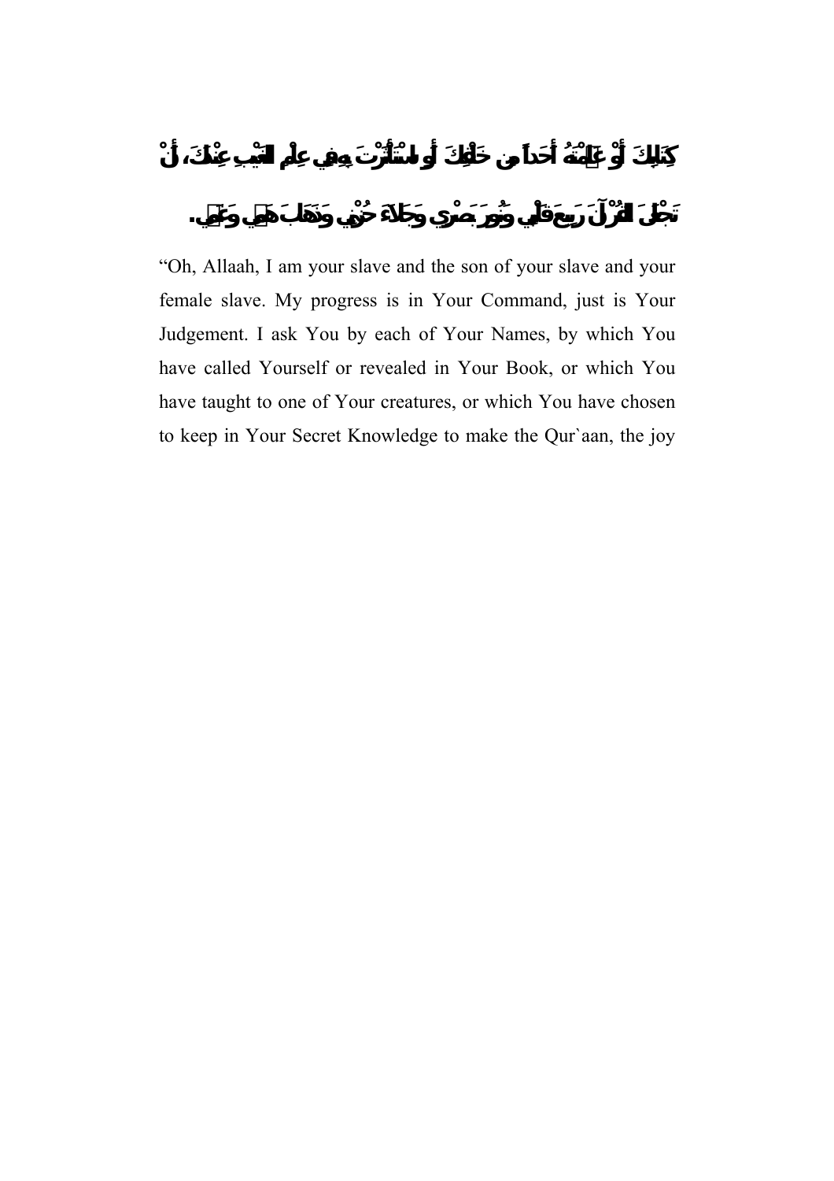كِتَابِكَ أَوْ عَلَّمْتَهُ أَحَداً مِنْ خَلْقِكَ أَوِ اسْتَأْثَرْتَ بِهِ فِي عِلْمِ الغَيْبِ عِنْدَكَ، أَنْ

تَجْعَلَ القُرْآنَ رَبِيعَ قَلْبِي وَنُورَ بَصَرِي وَجَلاءَ حُزْنِي وَذَهَابَ هَمِّي وَغَمِّي.

"Oh, Allaah, I am your slave and the son of your slave and your female slave. My progress is in Your Command, just is Your Judgement. I ask You by each of Your Names, by which You have called Yourself or revealed in Your Book, or which You have taught to one of Your creatures, or which You have chosen to keep in Your Secret Knowledge to make the Qur`aan, the joy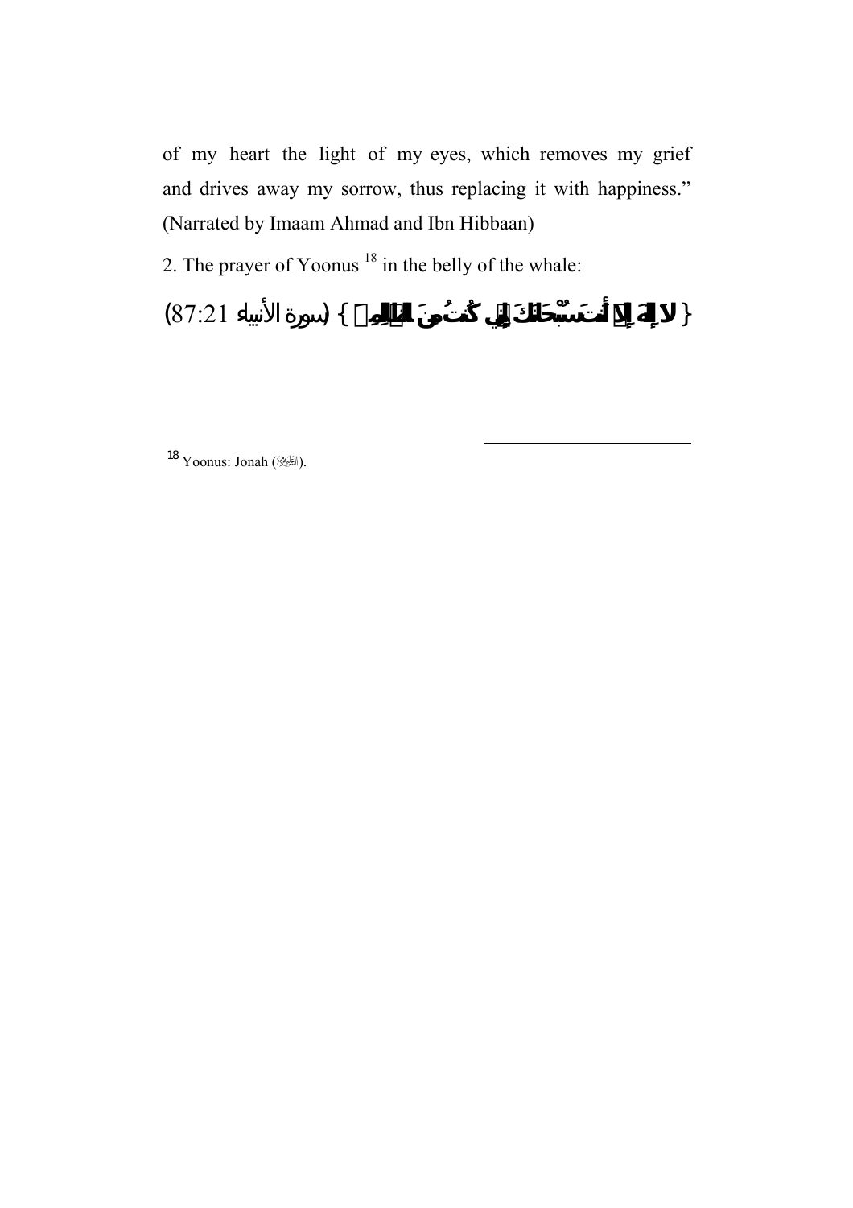of my heart the light of my eyes, which removes my grief and drives away my sorrow, thus replacing it with happiness." (Narrated by Imaam Ahmad and Ibn Hibbaan)

2. The prayer of Yoonus [18] in the belly of the whale:

{ لَا إِلَٰهَ إِلَّا أَنتَ سُبْحَانَكَ إِنِّي كُنتُ مِنَ الظَّالِمِينَ } (سورة الأنبياء 21:87)

---

[18] Yoonus: Jonah (عليه السلام).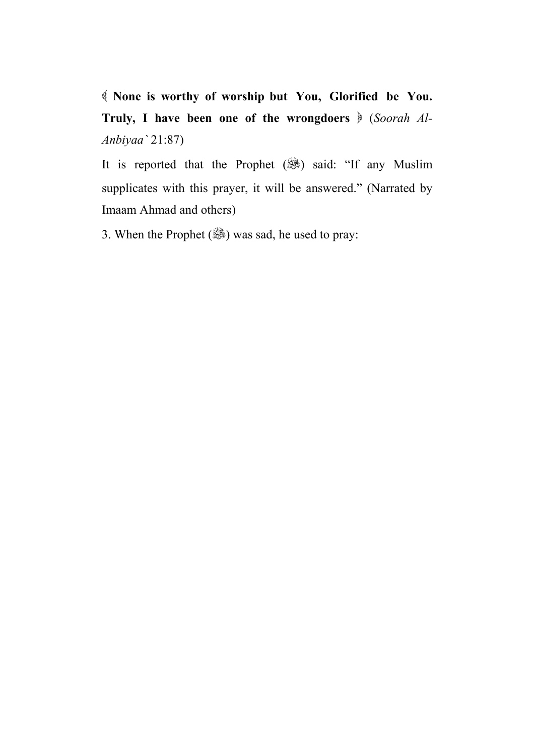﴿ **None is worthy of worship but You, Glorified be You. Truly, I have been one of the wrongdoers** ﴾ (*Soorah Al-Anbiyaa`* 21:87)

It is reported that the Prophet (ﷺ) said: “If any Muslim supplicates with this prayer, it will be answered.” (Narrated by Imaam Ahmad and others)

3. When the Prophet (ﷺ) was sad, he used to pray: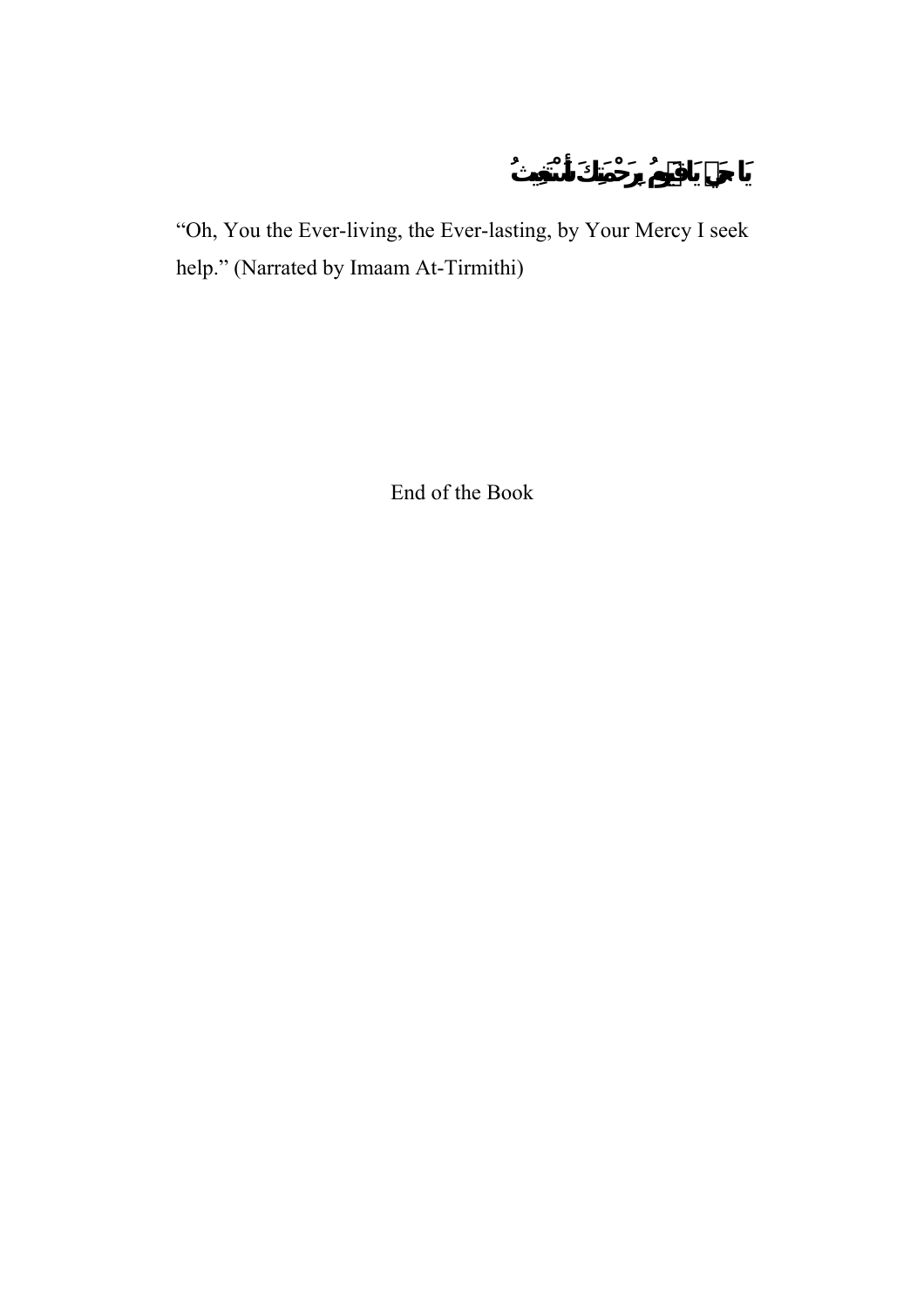يَا حَيُّ يَا قَيُّومُ بِرَحْمَتِكَ أَسْتَغِيثُ

"Oh, You the Ever-living, the Ever-lasting, by Your Mercy I seek help." (Narrated by Imaam At-Tirmithi)

End of the Book